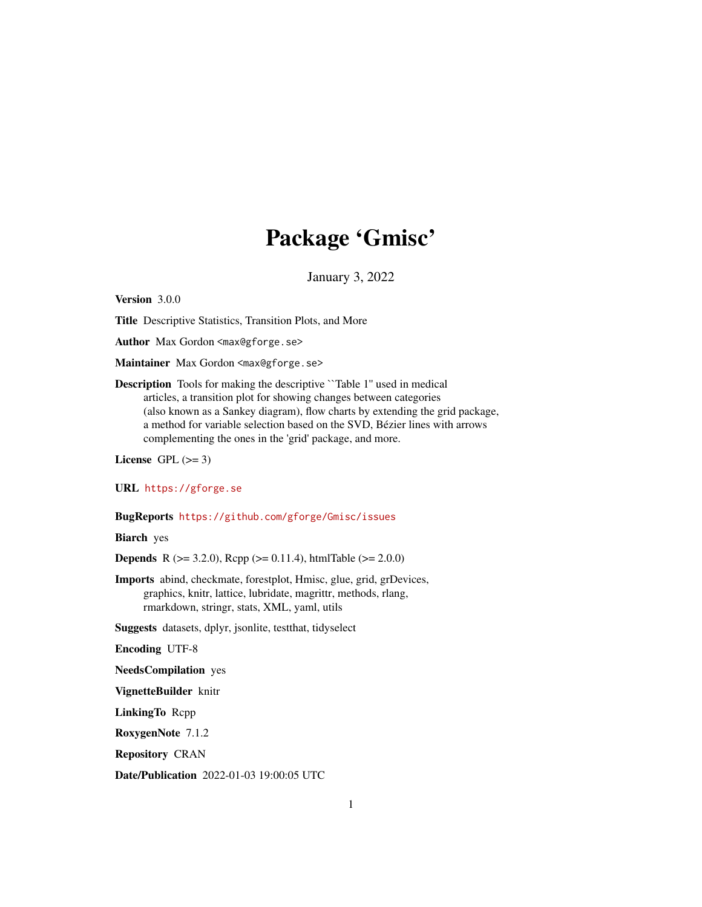# Package 'Gmisc'

January 3, 2022

**Version** 3.0.0

**Title** Descriptive Statistics, Transition Plots, and More

**Author** Max Gordon <max@gforge.se>

**Maintainer** Max Gordon <max@gforge.se>

**Description** Tools for making the descriptive ``Table 1'' used in medical articles, a transition plot for showing changes between categories (also known as a Sankey diagram), flow charts by extending the grid package, a method for variable selection based on the SVD, Bézier lines with arrows complementing the ones in the 'grid' package, and more.

**License** GPL (>= 3)

**URL** https://gforge.se

**BugReports** https://github.com/gforge/Gmisc/issues

**Biarch** yes

**Depends** R (>= 3.2.0), Rcpp (>= 0.11.4), htmlTable (>= 2.0.0)

**Imports** abind, checkmate, forestplot, Hmisc, glue, grid, grDevices, graphics, knitr, lattice, lubridate, magrittr, methods, rlang, rmarkdown, stringr, stats, XML, yaml, utils

**Suggests** datasets, dplyr, jsonlite, testthat, tidyselect

**Encoding** UTF-8

**NeedsCompilation** yes

**VignetteBuilder** knitr

**LinkingTo** Rcpp

**RoxygenNote** 7.1.2

**Repository** CRAN

**Date/Publication** 2022-01-03 19:00:05 UTC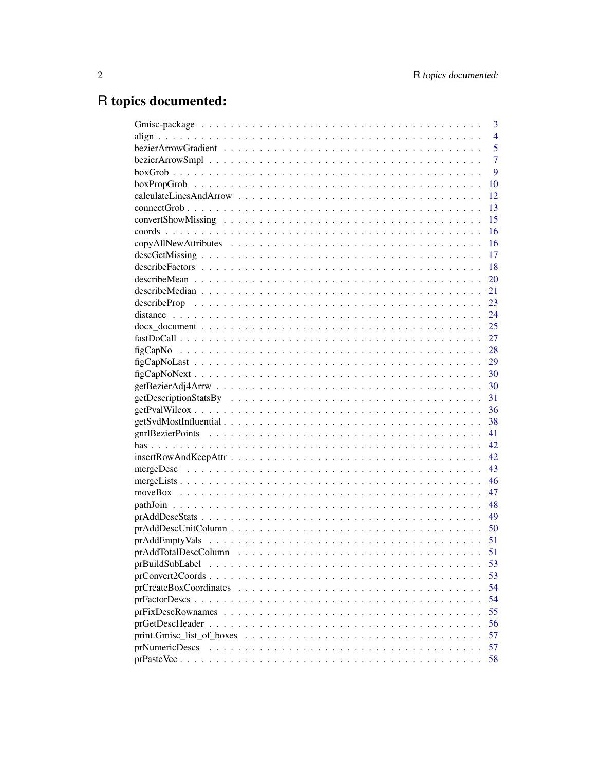# R topics documented:

| | |
|---|---|
| Gmisc-package | 3 |
| align | 4 |
| bezierArrowGradient | 5 |
| bezierArrowSmpl | 7 |
| boxGrob | 9 |
| boxPropGrob | 10 |
| calculateLinesAndArrow | 12 |
| connectGrob | 13 |
| convertShowMissing | 15 |
| coords | 16 |
| copyAllNewAttributes | 16 |
| descGetMissing | 17 |
| describeFactors | 18 |
| describeMean | 20 |
| describeMedian | 21 |
| describeProp | 23 |
| distance | 24 |
| docx_document | 25 |
| fastDoCall | 27 |
| figCapNo | 28 |
| figCapNoLast | 29 |
| figCapNoNext | 30 |
| getBezierAdj4Arrw | 30 |
| getDescriptionStatsBy | 31 |
| getPvalWilcox | 36 |
| getSvdMostInfluential | 38 |
| gnrlBezierPoints | 41 |
| has | 42 |
| insertRowAndKeepAttr | 42 |
| mergeDesc | 43 |
| mergeLists | 46 |
| moveBox | 47 |
| pathJoin | 48 |
| prAddDescStats | 49 |
| prAddDescUnitColumn | 50 |
| prAddEmptyVals | 51 |
| prAddTotalDescColumn | 51 |
| prBuildSubLabel | 53 |
| prConvert2Coords | 53 |
| prCreateBoxCoordinates | 54 |
| prFactorDescs | 54 |
| prFixDescRownames | 55 |
| prGetDescHeader | 56 |
| print.Gmisc_list_of_boxes | 57 |
| prNumericDescs | 57 |
| prPasteVec | 58 |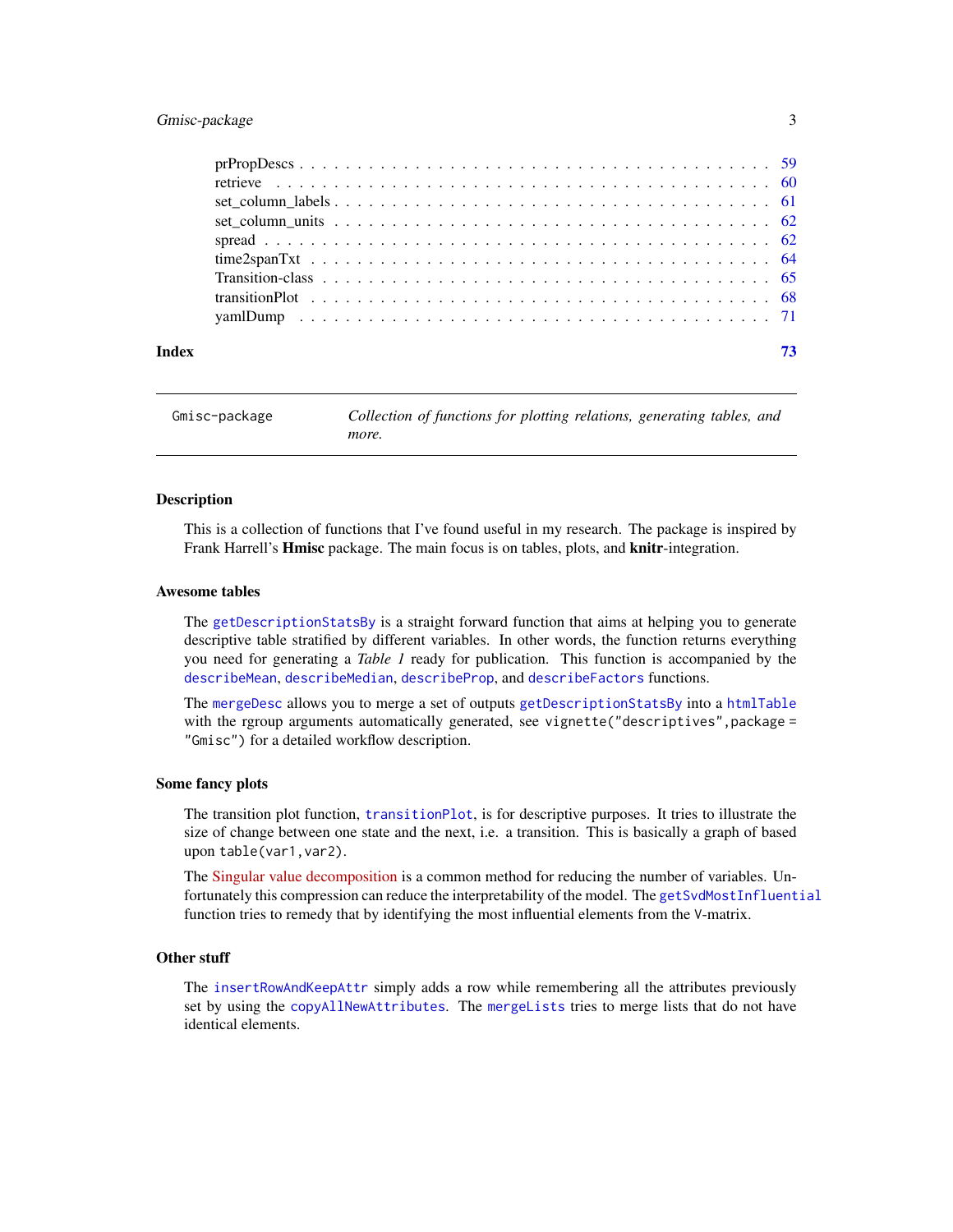| | |
|---|---|
| prPropDescs | 59 |
| retrieve | 60 |
| set_column_labels | 61 |
| set_column_units | 62 |
| spread | 62 |
| time2spanTxt | 64 |
| Transition-class | 65 |
| transitionPlot | 68 |
| yamlDump | 71 |

**Index** **73**

| Gmisc-package | *Collection of functions for plotting relations, generating tables, and more.* |
|---|---|

### Description

This is a collection of functions that I've found useful in my research. The package is inspired by Frank Harrell's **Hmisc** package. The main focus is on tables, plots, and **knitr**-integration.

### Awesome tables

The `getDescriptionStatsBy` is a straight forward function that aims at helping you to generate descriptive table stratified by different variables. In other words, the function returns everything you need for generating a *Table 1* ready for publication. This function is accompanied by the `describeMean`, `describeMedian`, `describeProp`, and `describeFactors` functions.

The `mergeDesc` allows you to merge a set of outputs `getDescriptionStatsBy` into a `htmlTable` with the rgroup arguments automatically generated, see `vignette("descriptives",package = "Gmisc")` for a detailed workflow description.

### Some fancy plots

The transition plot function, `transitionPlot`, is for descriptive purposes. It tries to illustrate the size of change between one state and the next, i.e. a transition. This is basically a graph of based upon `table(var1,var2)`.

The Singular value decomposition is a common method for reducing the number of variables. Unfortunately this compression can reduce the interpretability of the model. The `getSvdMostInfluential` function tries to remedy that by identifying the most influential elements from the `V`-matrix.

### Other stuff

The `insertRowAndKeepAttr` simply adds a row while remembering all the attributes previously set by using the `copyAllNewAttributes`. The `mergeLists` tries to merge lists that do not have identical elements.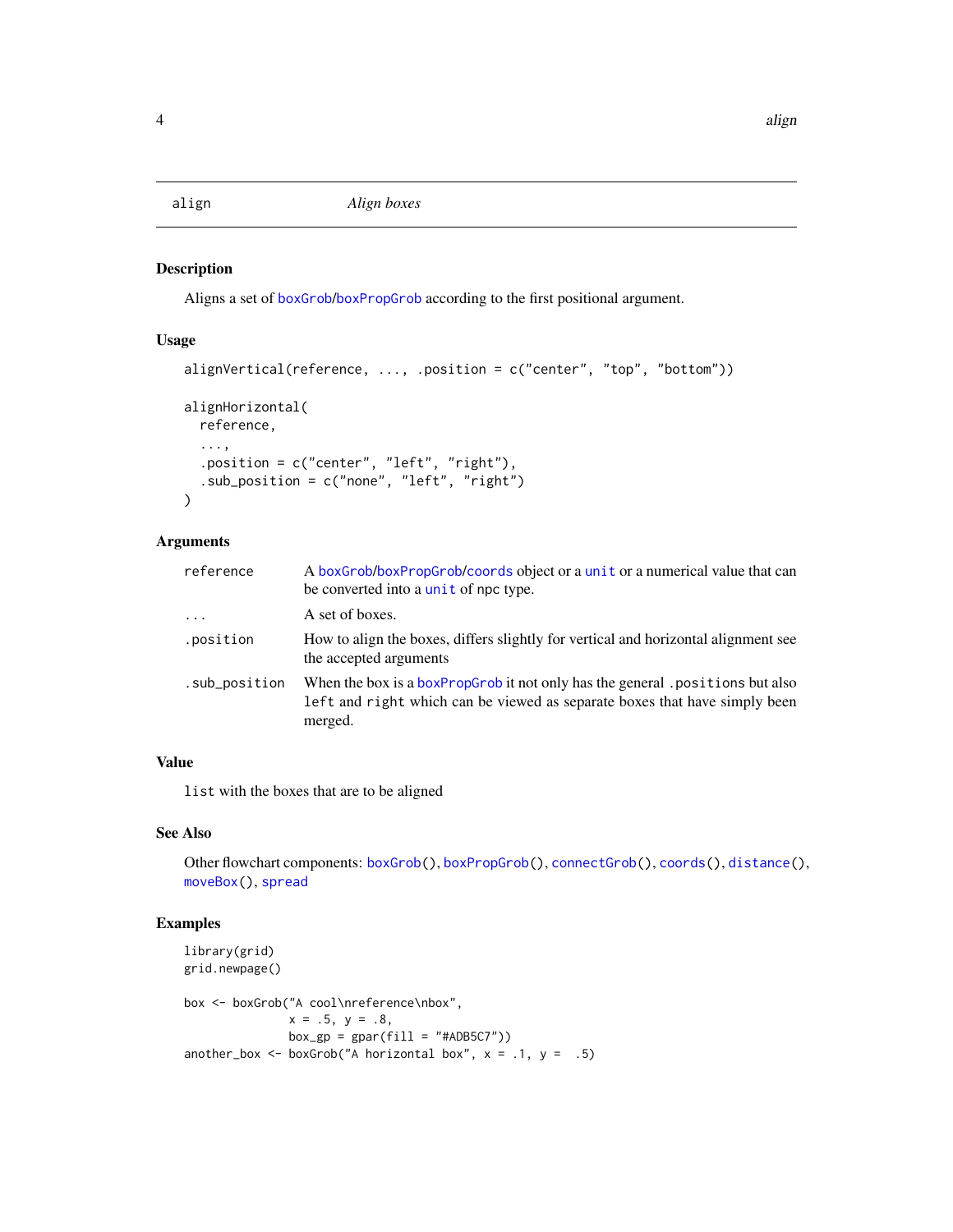## align — *Align boxes*

### Description

Aligns a set of boxGrob/boxPropGrob according to the first positional argument.

### Usage

```
alignVertical(reference, ..., .position = c("center", "top", "bottom"))

alignHorizontal(
  reference,
  ...,
  .position = c("center", "left", "right"),
  .sub_position = c("none", "left", "right")
)
```

### Arguments

| | |
|---|---|
| `reference` | A boxGrob/boxPropGrob/coords object or a `unit` or a numerical value that can be converted into a `unit` of npc type. |
| `...` | A set of boxes. |
| `.position` | How to align the boxes, differs slightly for vertical and horizontal alignment see the accepted arguments |
| `.sub_position` | When the box is a boxPropGrob it not only has the general `.positions` but also `left` and `right` which can be viewed as separate boxes that have simply been merged. |

### Value

`list` with the boxes that are to be aligned

### See Also

Other flowchart components: `boxGrob()`, `boxPropGrob()`, `connectGrob()`, `coords()`, `distance()`, `moveBox()`, `spread`

### Examples

```
library(grid)
grid.newpage()

box <- boxGrob("A cool\nreference\nbox",
               x = .5, y = .8,
               box_gp = gpar(fill = "#ADB5C7"))
another_box <- boxGrob("A horizontal box", x = .1, y =  .5)
```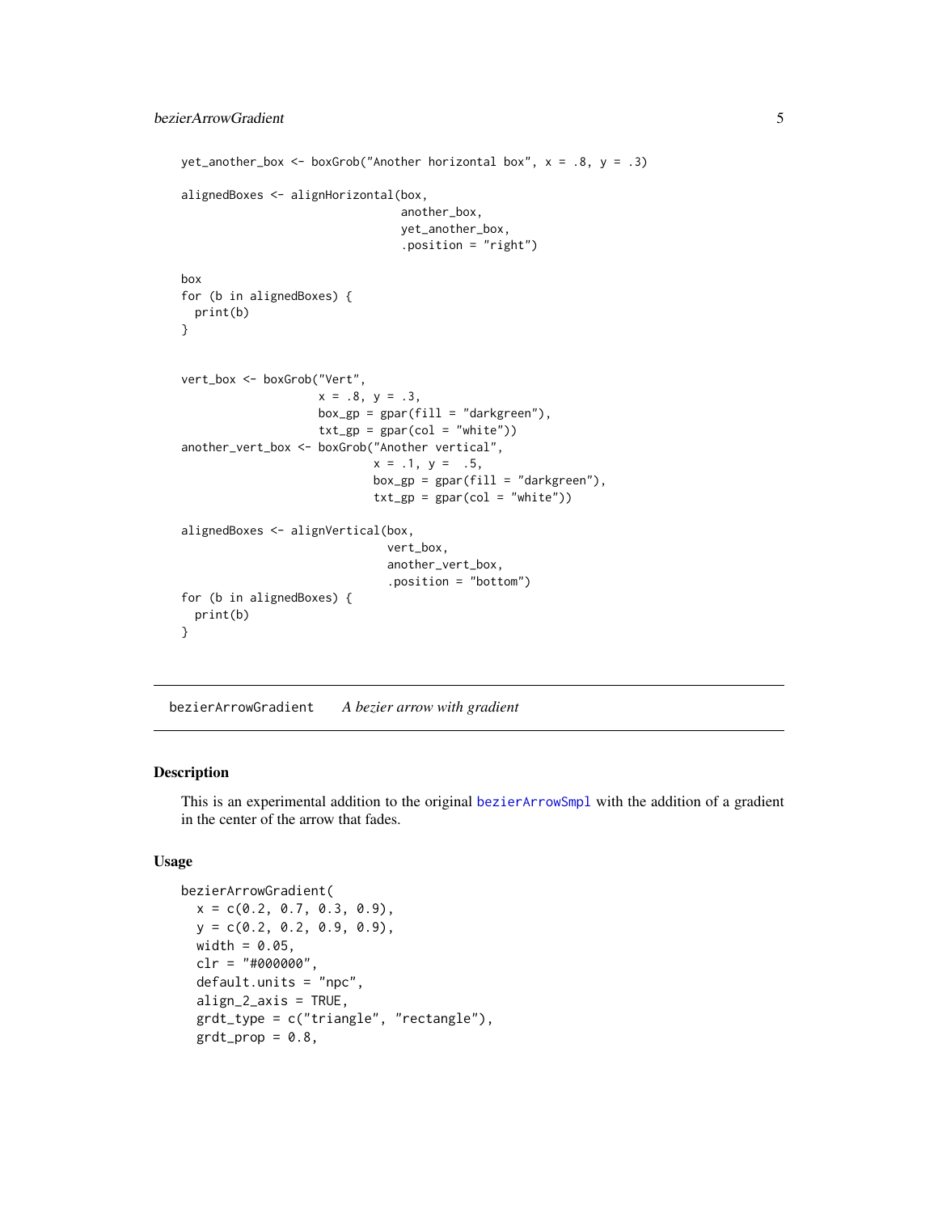```
yet_another_box <- boxGrob("Another horizontal box", x = .8, y = .3)

alignedBoxes <- alignHorizontal(box,
                                another_box,
                                yet_another_box,
                                .position = "right")

box
for (b in alignedBoxes) {
  print(b)
}


vert_box <- boxGrob("Vert",
                    x = .8, y = .3,
                    box_gp = gpar(fill = "darkgreen"),
                    txt_gp = gpar(col = "white"))
another_vert_box <- boxGrob("Another vertical",
                            x = .1, y =  .5,
                            box_gp = gpar(fill = "darkgreen"),
                            txt_gp = gpar(col = "white"))

alignedBoxes <- alignVertical(box,
                              vert_box,
                              another_vert_box,
                              .position = "bottom")
for (b in alignedBoxes) {
  print(b)
}
```

---

## bezierArrowGradient    *A bezier arrow with gradient*

---

### Description

This is an experimental addition to the original bezierArrowSmpl with the addition of a gradient in the center of the arrow that fades.

### Usage

```
bezierArrowGradient(
  x = c(0.2, 0.7, 0.3, 0.9),
  y = c(0.2, 0.2, 0.9, 0.9),
  width = 0.05,
  clr = "#000000",
  default.units = "npc",
  align_2_axis = TRUE,
  grdt_type = c("triangle", "rectangle"),
  grdt_prop = 0.8,
```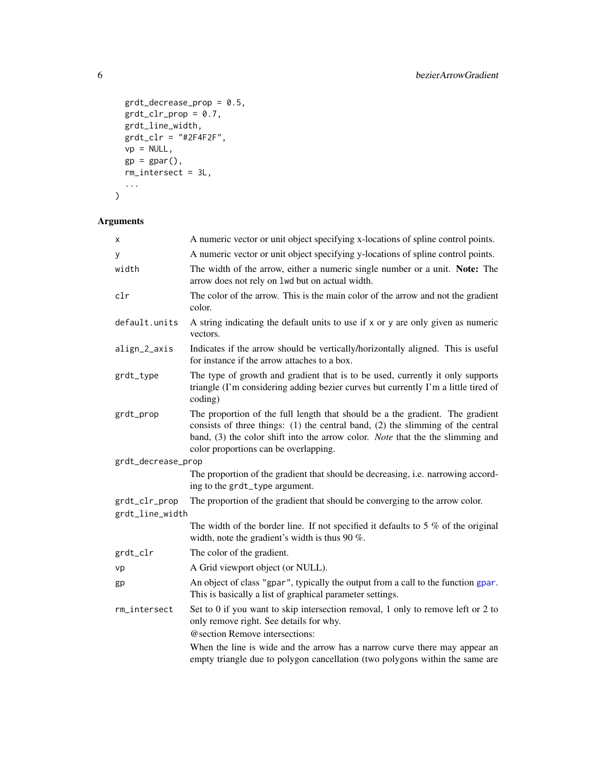```
  grdt_decrease_prop = 0.5,
  grdt_clr_prop = 0.7,
  grdt_line_width,
  grdt_clr = "#2F4F2F",
  vp = NULL,
  gp = gpar(),
  rm_intersect = 3L,
  ...
)
```

## Arguments

| | |
|---|---|
| `x` | A numeric vector or unit object specifying x-locations of spline control points. |
| `y` | A numeric vector or unit object specifying y-locations of spline control points. |
| `width` | The width of the arrow, either a numeric single number or a unit. **Note:** The arrow does not rely on `lwd` but on actual width. |
| `clr` | The color of the arrow. This is the main color of the arrow and not the gradient color. |
| `default.units` | A string indicating the default units to use if `x` or `y` are only given as numeric vectors. |
| `align_2_axis` | Indicates if the arrow should be vertically/horizontally aligned. This is useful for instance if the arrow attaches to a box. |
| `grdt_type` | The type of growth and gradient that is to be used, currently it only supports triangle (I'm considering adding bezier curves but currently I'm a little tired of coding) |
| `grdt_prop` | The proportion of the full length that should be a the gradient. The gradient consists of three things: (1) the central band, (2) the slimming of the central band, (3) the color shift into the arrow color. *Note* that the the slimming and color proportions can be overlapping. |
| `grdt_decrease_prop` | The proportion of the gradient that should be decreasing, i.e. narrowing according to the `grdt_type` argument. |
| `grdt_clr_prop` | The proportion of the gradient that should be converging to the arrow color. |
| `grdt_line_width` | The width of the border line. If not specified it defaults to 5 % of the original width, note the gradient's width is thus 90 %. |
| `grdt_clr` | The color of the gradient. |
| `vp` | A Grid viewport object (or NULL). |
| `gp` | An object of class `"gpar"`, typically the output from a call to the function `gpar`. This is basically a list of graphical parameter settings. |
| `rm_intersect` | Set to 0 if you want to skip intersection removal, 1 only to remove left or 2 to only remove right. See details for why.<br>@section Remove intersections:<br>When the line is wide and the arrow has a narrow curve there may appear an empty triangle due to polygon cancellation (two polygons within the same are |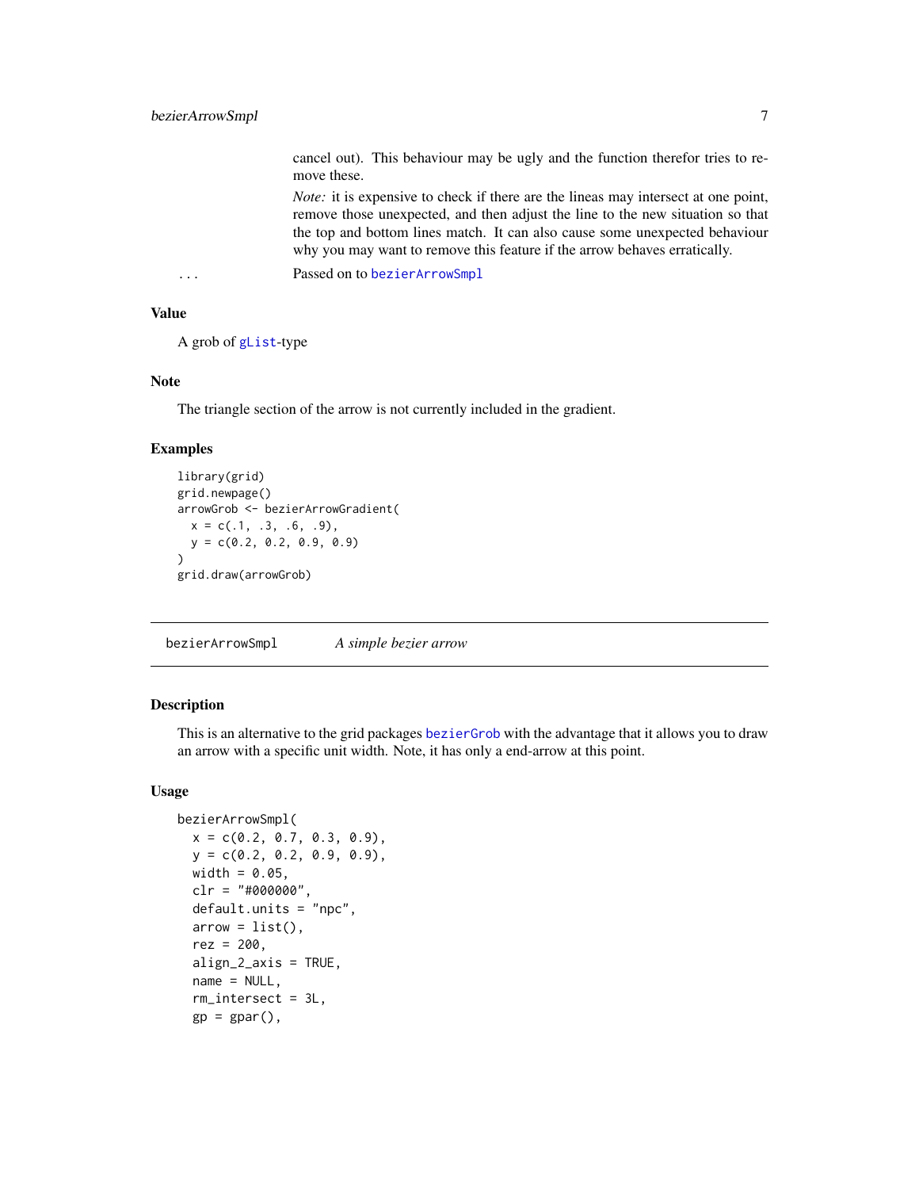cancel out). This behaviour may be ugly and the function therefor tries to remove these.

*Note:* it is expensive to check if there are the lineas may intersect at one point, remove those unexpected, and then adjust the line to the new situation so that the top and bottom lines match. It can also cause some unexpected behaviour why you may want to remove this feature if the arrow behaves erratically.

... Passed on to bezierArrowSmpl

### Value

A grob of gList-type

### Note

The triangle section of the arrow is not currently included in the gradient.

### Examples

```
library(grid)
grid.newpage()
arrowGrob <- bezierArrowGradient(
  x = c(.1, .3, .6, .9),
  y = c(0.2, 0.2, 0.9, 0.9)
)
grid.draw(arrowGrob)
```

---

## bezierArrowSmpl *A simple bezier arrow*

---

### Description

This is an alternative to the grid packages bezierGrob with the advantage that it allows you to draw an arrow with a specific unit width. Note, it has only a end-arrow at this point.

### Usage

```
bezierArrowSmpl(
  x = c(0.2, 0.7, 0.3, 0.9),
  y = c(0.2, 0.2, 0.9, 0.9),
  width = 0.05,
  clr = "#000000",
  default.units = "npc",
  arrow = list(),
  rez = 200,
  align_2_axis = TRUE,
  name = NULL,
  rm_intersect = 3L,
  gp = gpar(),
```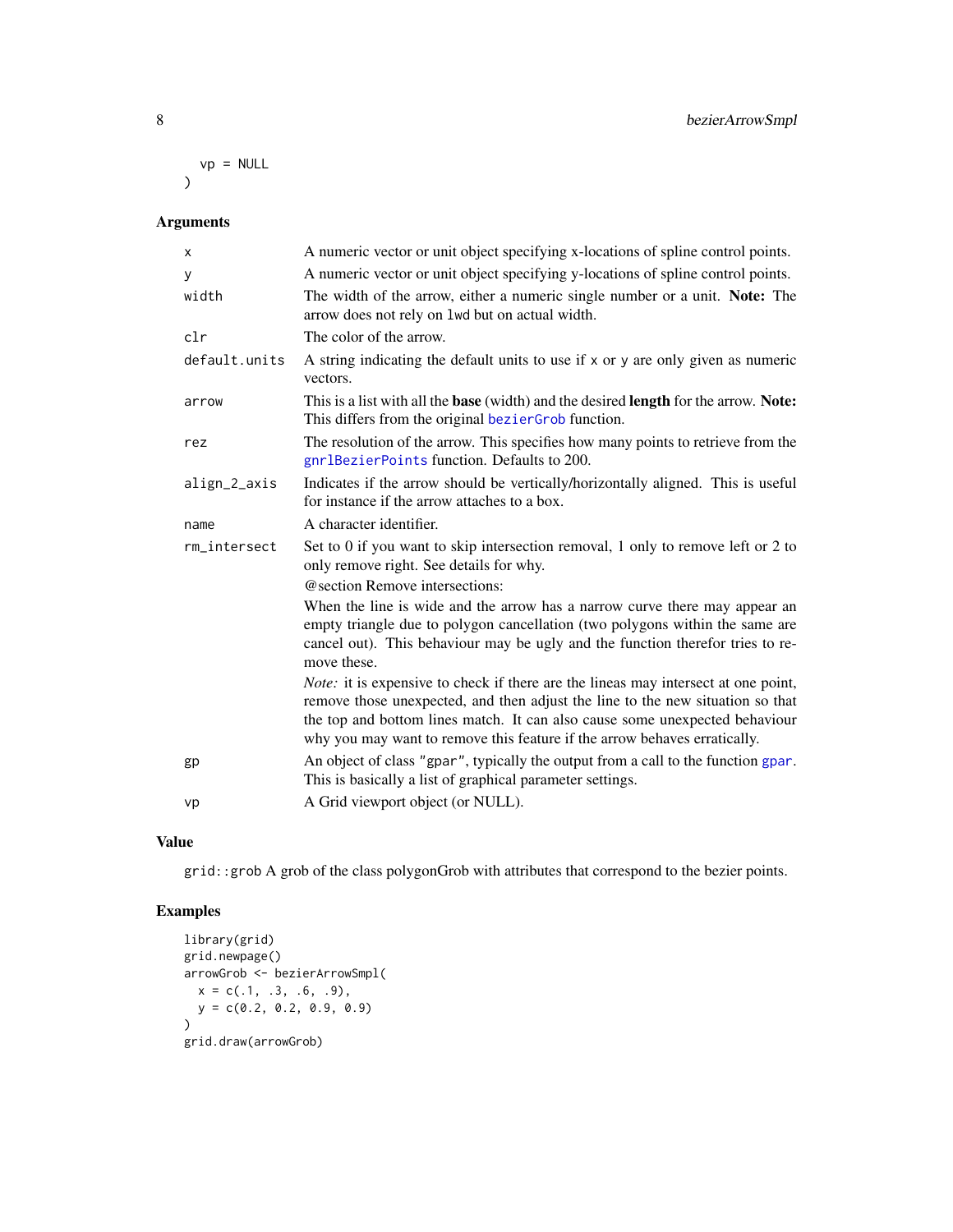```
  vp = NULL
)
```

## Arguments

| | |
|---|---|
| `x` | A numeric vector or unit object specifying x-locations of spline control points. |
| `y` | A numeric vector or unit object specifying y-locations of spline control points. |
| `width` | The width of the arrow, either a numeric single number or a unit. **Note:** The arrow does not rely on `lwd` but on actual width. |
| `clr` | The color of the arrow. |
| `default.units` | A string indicating the default units to use if `x` or `y` are only given as numeric vectors. |
| `arrow` | This is a list with all the **base** (width) and the desired **length** for the arrow. **Note:** This differs from the original `bezierGrob` function. |
| `rez` | The resolution of the arrow. This specifies how many points to retrieve from the `gnrlBezierPoints` function. Defaults to 200. |
| `align_2_axis` | Indicates if the arrow should be vertically/horizontally aligned. This is useful for instance if the arrow attaches to a box. |
| `name` | A character identifier. |
| `rm_intersect` | Set to 0 if you want to skip intersection removal, 1 only to remove left or 2 to only remove right. See details for why. @section Remove intersections: When the line is wide and the arrow has a narrow curve there may appear an empty triangle due to polygon cancellation (two polygons within the same are cancel out). This behaviour may be ugly and the function therefor tries to remove these. *Note:* it is expensive to check if there are the lineas may intersect at one point, remove those unexpected, and then adjust the line to the new situation so that the top and bottom lines match. It can also cause some unexpected behaviour why you may want to remove this feature if the arrow behaves erratically. |
| `gp` | An object of class `"gpar"`, typically the output from a call to the function `gpar`. This is basically a list of graphical parameter settings. |
| `vp` | A Grid viewport object (or NULL). |

## Value

`grid::grob` A grob of the class polygonGrob with attributes that correspond to the bezier points.

## Examples

```
library(grid)
grid.newpage()
arrowGrob <- bezierArrowSmpl(
  x = c(.1, .3, .6, .9),
  y = c(0.2, 0.2, 0.9, 0.9)
)
grid.draw(arrowGrob)
```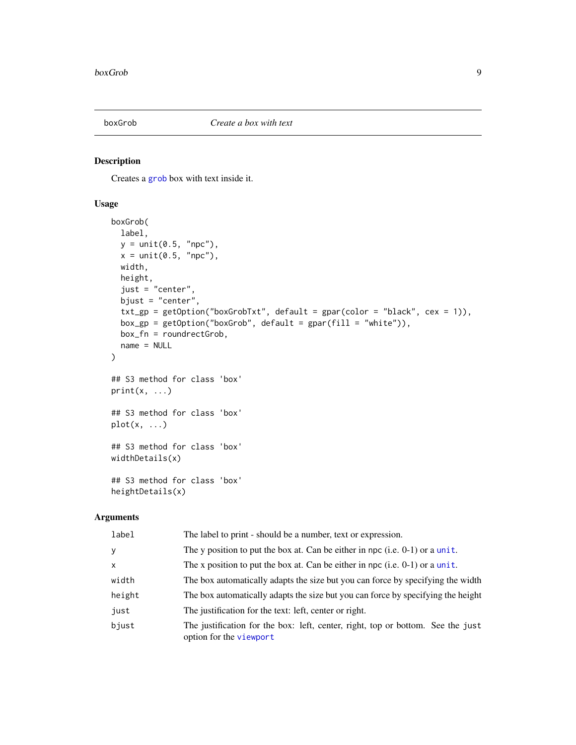boxGrob *Create a box with text*

## Description

Creates a grob box with text inside it.

## Usage

```
boxGrob(
  label,
  y = unit(0.5, "npc"),
  x = unit(0.5, "npc"),
  width,
  height,
  just = "center",
  bjust = "center",
  txt_gp = getOption("boxGrobTxt", default = gpar(color = "black", cex = 1)),
  box_gp = getOption("boxGrob", default = gpar(fill = "white")),
  box_fn = roundrectGrob,
  name = NULL
)

## S3 method for class 'box'
print(x, ...)

## S3 method for class 'box'
plot(x, ...)

## S3 method for class 'box'
widthDetails(x)

## S3 method for class 'box'
heightDetails(x)
```

## Arguments

| | |
|---|---|
| `label` | The label to print - should be a number, text or expression. |
| `y` | The y position to put the box at. Can be either in npc (i.e. 0-1) or a `unit`. |
| `x` | The x position to put the box at. Can be either in npc (i.e. 0-1) or a `unit`. |
| `width` | The box automatically adapts the size but you can force by specifying the width |
| `height` | The box automatically adapts the size but you can force by specifying the height |
| `just` | The justification for the text: left, center or right. |
| `bjust` | The justification for the box: left, center, right, top or bottom. See the `just` option for the `viewport` |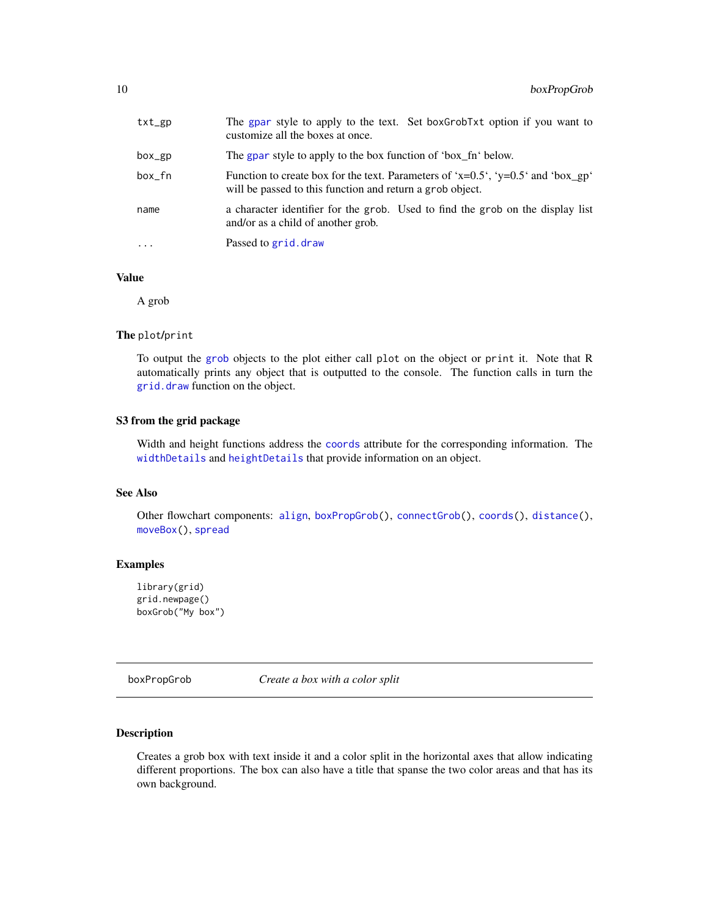| | |
|---|---|
| txt_gp | The gpar style to apply to the text. Set boxGrobTxt option if you want to customize all the boxes at once. |
| box_gp | The gpar style to apply to the box function of ‘box_fn‘ below. |
| box_fn | Function to create box for the text. Parameters of ‘x=0.5‘, ‘y=0.5‘ and ‘box_gp‘ will be passed to this function and return a grob object. |
| name | a character identifier for the grob. Used to find the grob on the display list and/or as a child of another grob. |
| ... | Passed to grid.draw |

### Value

A grob

### The plot/print

To output the grob objects to the plot either call plot on the object or print it. Note that R automatically prints any object that is outputted to the console. The function calls in turn the grid.draw function on the object.

### S3 from the grid package

Width and height functions address the coords attribute for the corresponding information. The widthDetails and heightDetails that provide information on an object.

### See Also

Other flowchart components: align, boxPropGrob(), connectGrob(), coords(), distance(), moveBox(), spread

### Examples

```
library(grid)
grid.newpage()
boxGrob("My box")
```

---

## boxPropGrob *Create a box with a color split*

---

### Description

Creates a grob box with text inside it and a color split in the horizontal axes that allow indicating different proportions. The box can also have a title that spanse the two color areas and that has its own background.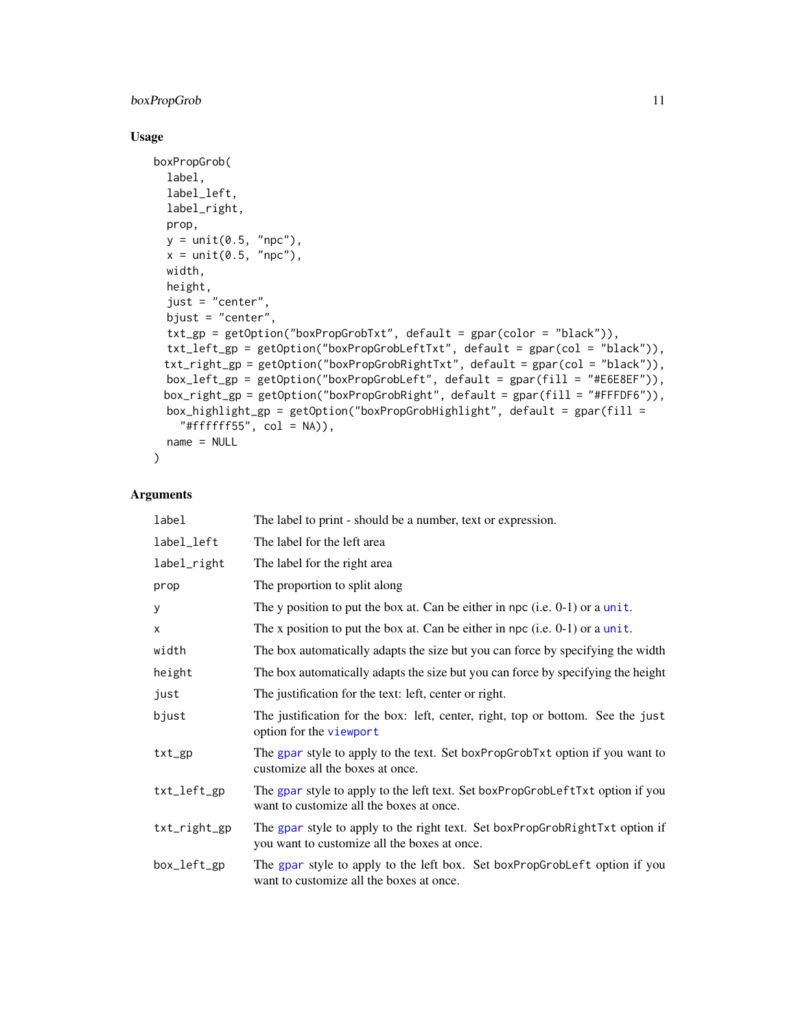## Usage

```
boxPropGrob(
  label,
  label_left,
  label_right,
  prop,
  y = unit(0.5, "npc"),
  x = unit(0.5, "npc"),
  width,
  height,
  just = "center",
  bjust = "center",
  txt_gp = getOption("boxPropGrobTxt", default = gpar(color = "black")),
  txt_left_gp = getOption("boxPropGrobLeftTxt", default = gpar(col = "black")),
  txt_right_gp = getOption("boxPropGrobRightTxt", default = gpar(col = "black")),
  box_left_gp = getOption("boxPropGrobLeft", default = gpar(fill = "#E6E8EF")),
  box_right_gp = getOption("boxPropGrobRight", default = gpar(fill = "#FFFDF6")),
  box_highlight_gp = getOption("boxPropGrobHighlight", default = gpar(fill =
    "#ffffff55", col = NA)),
  name = NULL
)
```

## Arguments

| | |
|---|---|
| `label` | The label to print - should be a number, text or expression. |
| `label_left` | The label for the left area |
| `label_right` | The label for the right area |
| `prop` | The proportion to split along |
| `y` | The y position to put the box at. Can be either in npc (i.e. 0-1) or a `unit`. |
| `x` | The x position to put the box at. Can be either in npc (i.e. 0-1) or a `unit`. |
| `width` | The box automatically adapts the size but you can force by specifying the width |
| `height` | The box automatically adapts the size but you can force by specifying the height |
| `just` | The justification for the text: left, center or right. |
| `bjust` | The justification for the box: left, center, right, top or bottom. See the `just` option for the `viewport` |
| `txt_gp` | The `gpar` style to apply to the text. Set `boxPropGrobTxt` option if you want to customize all the boxes at once. |
| `txt_left_gp` | The `gpar` style to apply to the left text. Set `boxPropGrobLeftTxt` option if you want to customize all the boxes at once. |
| `txt_right_gp` | The `gpar` style to apply to the right text. Set `boxPropGrobRightTxt` option if you want to customize all the boxes at once. |
| `box_left_gp` | The `gpar` style to apply to the left box. Set `boxPropGrobLeft` option if you want to customize all the boxes at once. |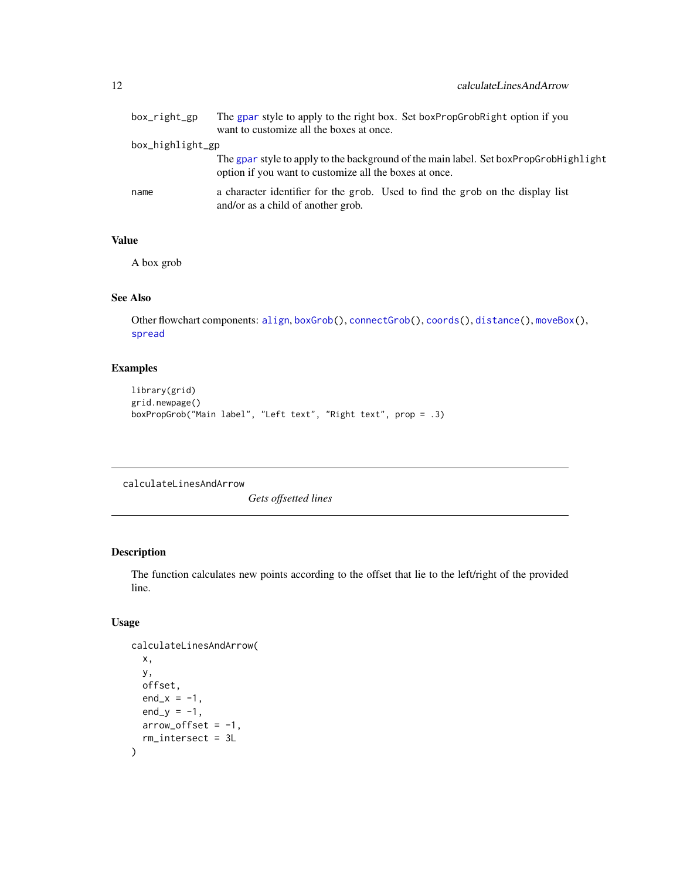| | |
|---|---|
| box_right_gp | The gpar style to apply to the right box. Set boxPropGrobRight option if you want to customize all the boxes at once. |
| box_highlight_gp | The gpar style to apply to the background of the main label. Set boxPropGrobHighlight option if you want to customize all the boxes at once. |
| name | a character identifier for the grob. Used to find the grob on the display list and/or as a child of another grob. |

## Value

A box grob

## See Also

Other flowchart components: align, boxGrob(), connectGrob(), coords(), distance(), moveBox(), spread

## Examples

```
library(grid)
grid.newpage()
boxPropGrob("Main label", "Left text", "Right text", prop = .3)
```

---

# calculateLinesAndArrow

*Gets offsetted lines*

## Description

The function calculates new points according to the offset that lie to the left/right of the provided line.

## Usage

```
calculateLinesAndArrow(
  x,
  y,
  offset,
  end_x = -1,
  end_y = -1,
  arrow_offset = -1,
  rm_intersect = 3L
)
```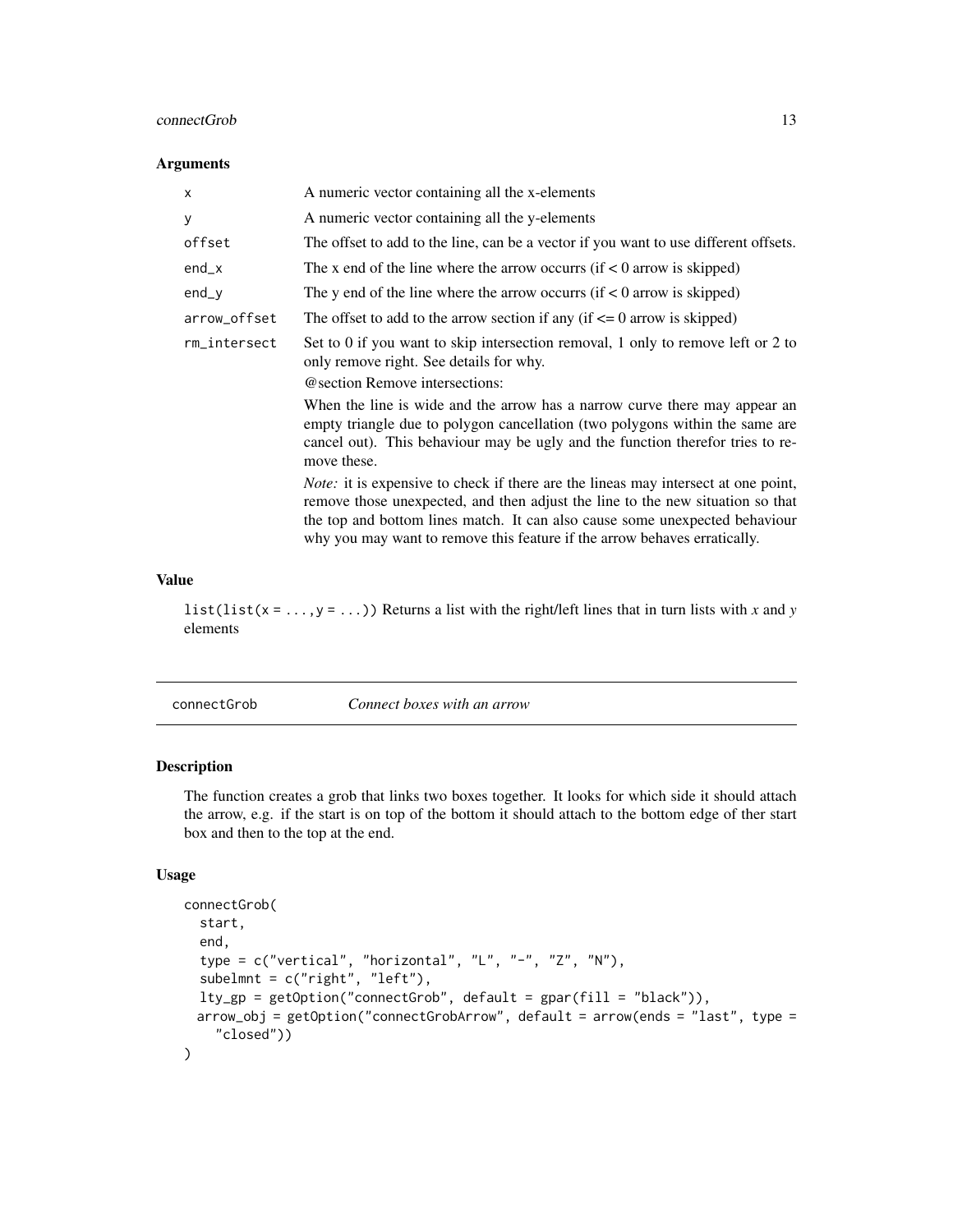### Arguments

| | |
|---|---|
| x | A numeric vector containing all the x-elements |
| y | A numeric vector containing all the y-elements |
| offset | The offset to add to the line, can be a vector if you want to use different offsets. |
| end_x | The x end of the line where the arrow occurrs (if < 0 arrow is skipped) |
| end_y | The y end of the line where the arrow occurrs (if < 0 arrow is skipped) |
| arrow_offset | The offset to add to the arrow section if any (if <= 0 arrow is skipped) |
| rm_intersect | Set to 0 if you want to skip intersection removal, 1 only to remove left or 2 to only remove right. See details for why. @section Remove intersections: When the line is wide and the arrow has a narrow curve there may appear an empty triangle due to polygon cancellation (two polygons within the same are cancel out). This behaviour may be ugly and the function therefor tries to remove these. *Note:* it is expensive to check if there are the lineas may intersect at one point, remove those unexpected, and then adjust the line to the new situation so that the top and bottom lines match. It can also cause some unexpected behaviour why you may want to remove this feature if the arrow behaves erratically. |

### Value

`list(list(x = ..., y = ...))` Returns a list with the right/left lines that in turn lists with *x* and *y* elements

---

## connectGrob — *Connect boxes with an arrow*

### Description

The function creates a grob that links two boxes together. It looks for which side it should attach the arrow, e.g. if the start is on top of the bottom it should attach to the bottom edge of ther start box and then to the top at the end.

### Usage

```
connectGrob(
  start,
  end,
  type = c("vertical", "horizontal", "L", "-", "Z", "N"),
  subelmnt = c("right", "left"),
  lty_gp = getOption("connectGrob", default = gpar(fill = "black")),
  arrow_obj = getOption("connectGrobArrow", default = arrow(ends = "last", type =
    "closed"))
)
```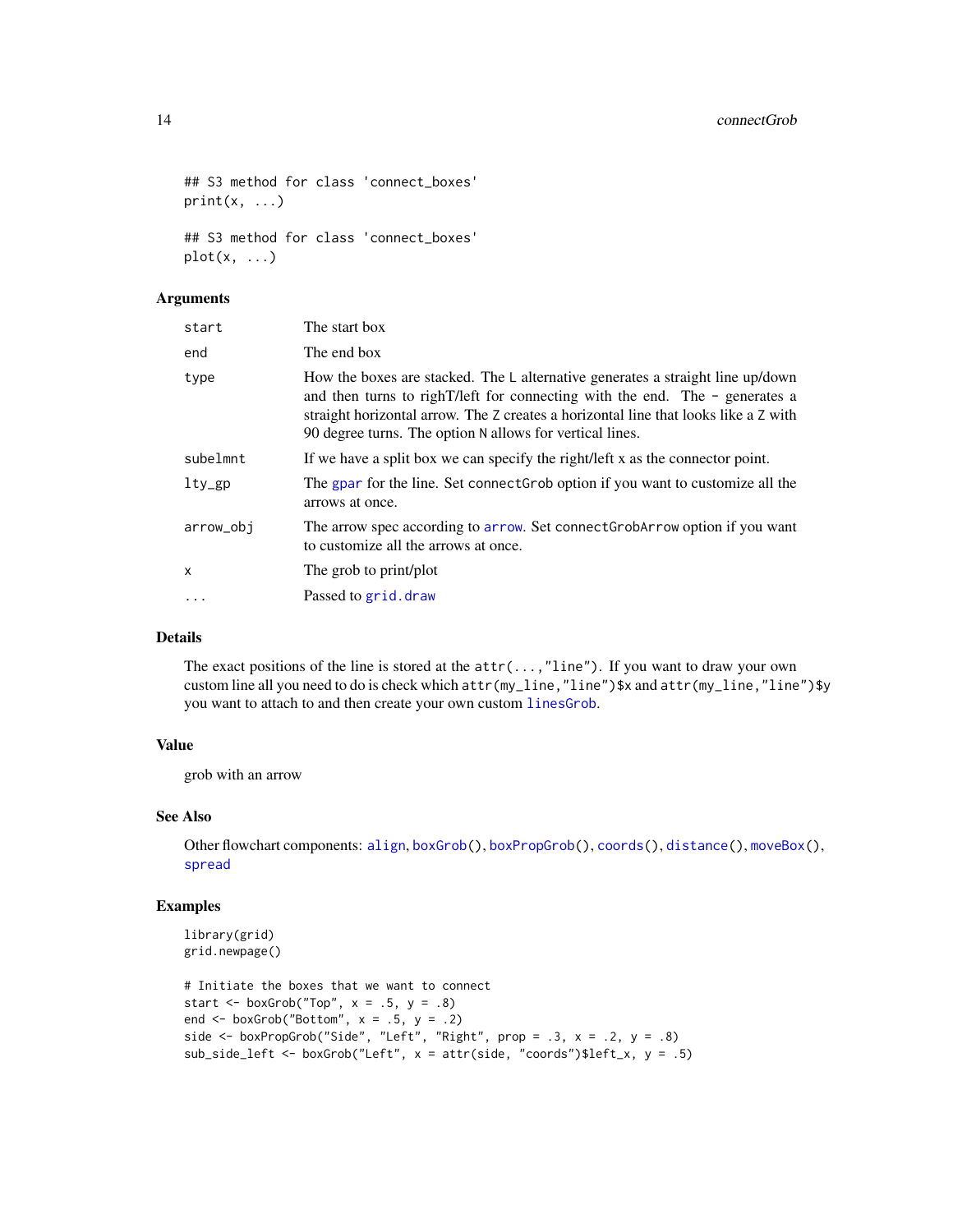```
## S3 method for class 'connect_boxes'
print(x, ...)

## S3 method for class 'connect_boxes'
plot(x, ...)
```

## Arguments

| | |
|---|---|
| start | The start box |
| end | The end box |
| type | How the boxes are stacked. The L alternative generates a straight line up/down and then turns to righT/left for connecting with the end. The - generates a straight horizontal arrow. The Z creates a horizontal line that looks like a Z with 90 degree turns. The option N allows for vertical lines. |
| subelmnt | If we have a split box we can specify the right/left x as the connector point. |
| lty_gp | The gpar for the line. Set connectGrob option if you want to customize all the arrows at once. |
| arrow_obj | The arrow spec according to arrow. Set connectGrobArrow option if you want to customize all the arrows at once. |
| x | The grob to print/plot |
| ... | Passed to grid.draw |

## Details

The exact positions of the line is stored at the `attr(...,"line")`. If you want to draw your own custom line all you need to do is check which `attr(my_line,"line")$x` and `attr(my_line,"line")$y` you want to attach to and then create your own custom `linesGrob`.

## Value

grob with an arrow

## See Also

Other flowchart components: align, boxGrob(), boxPropGrob(), coords(), distance(), moveBox(), spread

## Examples

```
library(grid)
grid.newpage()

# Initiate the boxes that we want to connect
start <- boxGrob("Top", x = .5, y = .8)
end <- boxGrob("Bottom", x = .5, y = .2)
side <- boxPropGrob("Side", "Left", "Right", prop = .3, x = .2, y = .8)
sub_side_left <- boxGrob("Left", x = attr(side, "coords")$left_x, y = .5)
```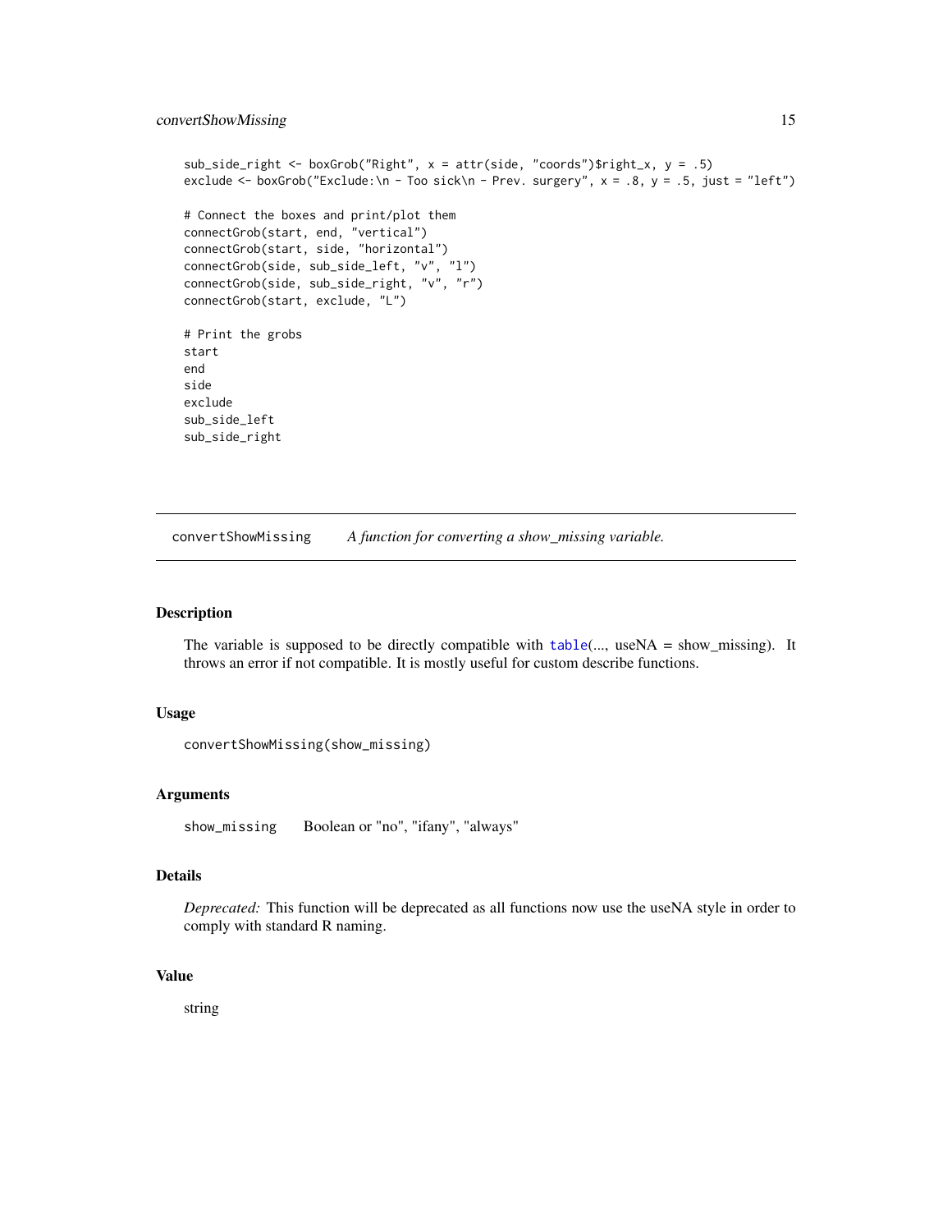```
sub_side_right <- boxGrob("Right", x = attr(side, "coords")$right_x, y = .5)
exclude <- boxGrob("Exclude:\n - Too sick\n - Prev. surgery", x = .8, y = .5, just = "left")

# Connect the boxes and print/plot them
connectGrob(start, end, "vertical")
connectGrob(start, side, "horizontal")
connectGrob(side, sub_side_left, "v", "l")
connectGrob(side, sub_side_right, "v", "r")
connectGrob(start, exclude, "L")

# Print the grobs
start
end
side
exclude
sub_side_left
sub_side_right
```

---

## convertShowMissing — *A function for converting a show_missing variable.*

---

### Description

The variable is supposed to be directly compatible with table(..., useNA = show_missing). It throws an error if not compatible. It is mostly useful for custom describe functions.

### Usage

```
convertShowMissing(show_missing)
```

### Arguments

| | |
|---|---|
| show_missing | Boolean or "no", "ifany", "always" |

### Details

*Deprecated:* This function will be deprecated as all functions now use the useNA style in order to comply with standard R naming.

### Value

string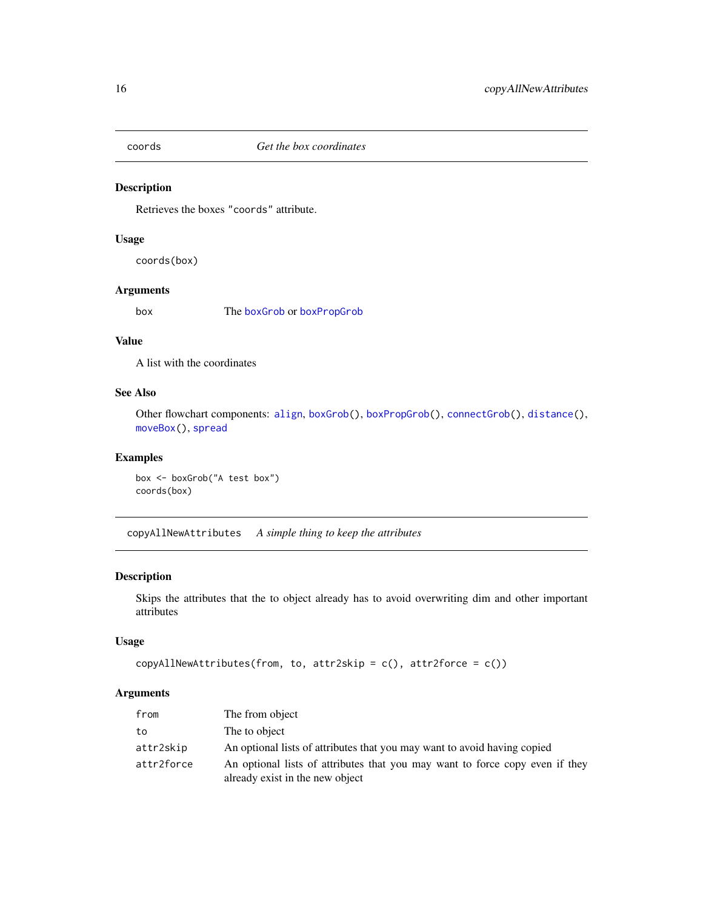## coords — *Get the box coordinates*

### Description

Retrieves the boxes "coords" attribute.

### Usage

```
coords(box)
```

### Arguments

| | |
|---|---|
| box | The boxGrob or boxPropGrob |

### Value

A list with the coordinates

### See Also

Other flowchart components: align, boxGrob(), boxPropGrob(), connectGrob(), distance(), moveBox(), spread

### Examples

```
box <- boxGrob("A test box")
coords(box)
```

## copyAllNewAttributes — *A simple thing to keep the attributes*

### Description

Skips the attributes that the to object already has to avoid overwriting dim and other important attributes

### Usage

```
copyAllNewAttributes(from, to, attr2skip = c(), attr2force = c())
```

### Arguments

| | |
|---|---|
| from | The from object |
| to | The to object |
| attr2skip | An optional lists of attributes that you may want to avoid having copied |
| attr2force | An optional lists of attributes that you may want to force copy even if they already exist in the new object |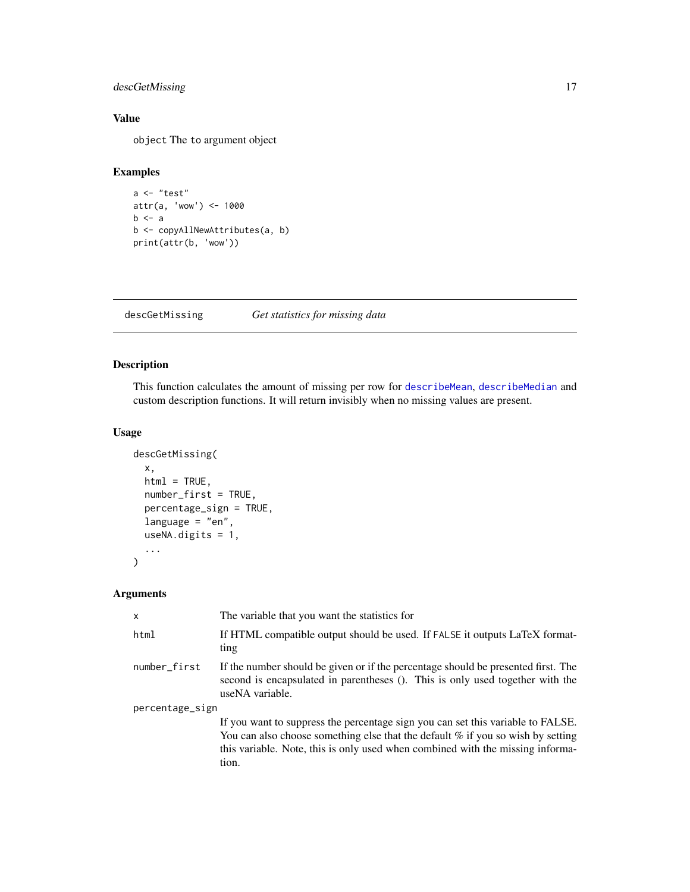## Value

`object` The `to` argument object

## Examples

```
a <- "test"
attr(a, 'wow') <- 1000
b <- a
b <- copyAllNewAttributes(a, b)
print(attr(b, 'wow'))
```

---

# descGetMissing *Get statistics for missing data*

## Description

This function calculates the amount of missing per row for `describeMean`, `describeMedian` and custom description functions. It will return invisibly when no missing values are present.

## Usage

```
descGetMissing(
  x,
  html = TRUE,
  number_first = TRUE,
  percentage_sign = TRUE,
  language = "en",
  useNA.digits = 1,
  ...
)
```

## Arguments

| | |
|---|---|
| `x` | The variable that you want the statistics for |
| `html` | If HTML compatible output should be used. If `FALSE` it outputs LaTeX formatting |
| `number_first` | If the number should be given or if the percentage should be presented first. The second is encapsulated in parentheses (). This is only used together with the useNA variable. |
| `percentage_sign` | If you want to suppress the percentage sign you can set this variable to FALSE. You can also choose something else that the default % if you so wish by setting this variable. Note, this is only used when combined with the missing information. |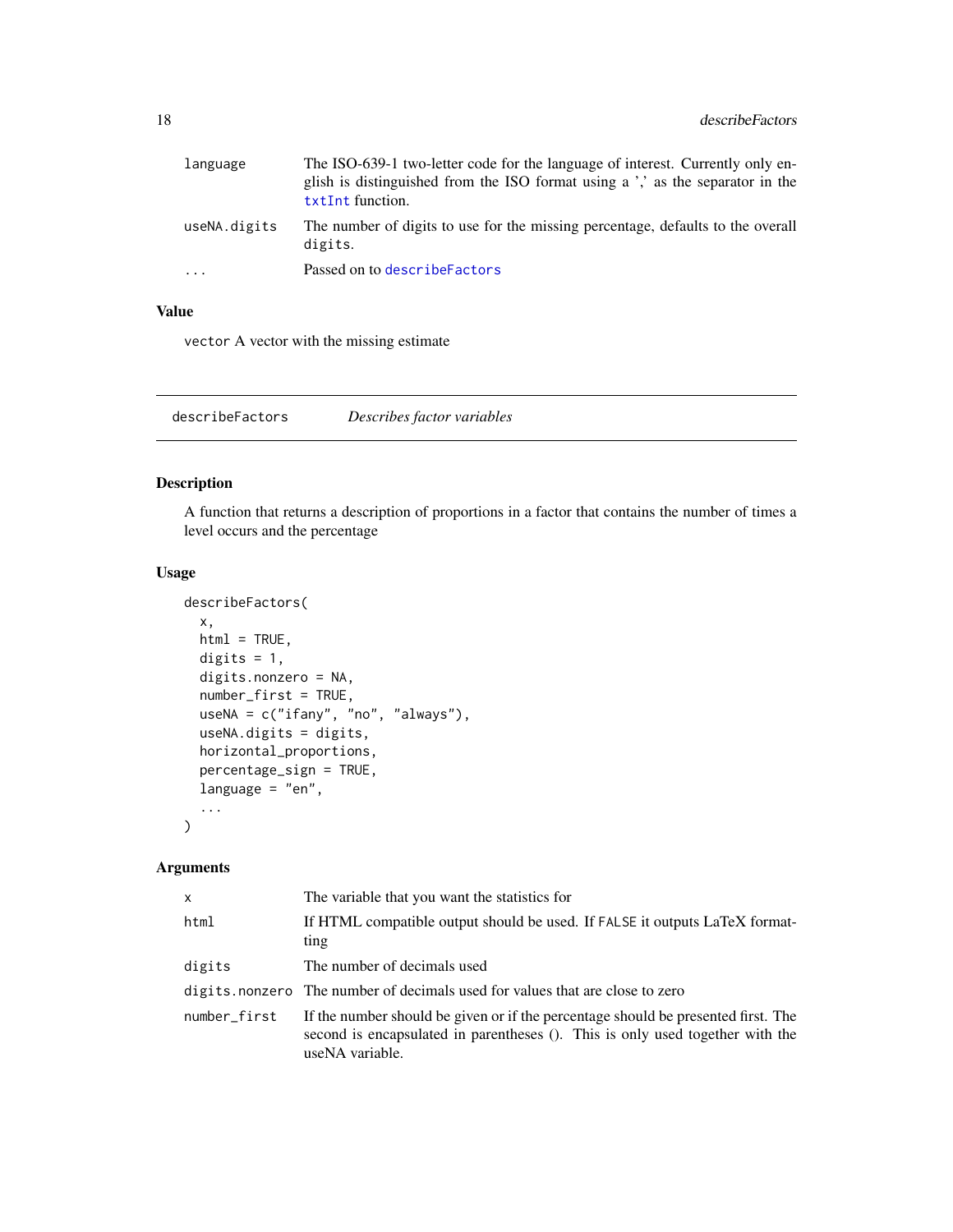| | |
|---|---|
| language | The ISO-639-1 two-letter code for the language of interest. Currently only english is distinguished from the ISO format using a ',' as the separator in the txtInt function. |
| useNA.digits | The number of digits to use for the missing percentage, defaults to the overall digits. |
| ... | Passed on to describeFactors |

### Value

vector A vector with the missing estimate

---

## describeFactors *Describes factor variables*

---

### Description

A function that returns a description of proportions in a factor that contains the number of times a level occurs and the percentage

### Usage

```
describeFactors(
  x,
  html = TRUE,
  digits = 1,
  digits.nonzero = NA,
  number_first = TRUE,
  useNA = c("ifany", "no", "always"),
  useNA.digits = digits,
  horizontal_proportions,
  percentage_sign = TRUE,
  language = "en",
  ...
)
```

### Arguments

| | |
|---|---|
| x | The variable that you want the statistics for |
| html | If HTML compatible output should be used. If FALSE it outputs LaTeX formatting |
| digits | The number of decimals used |
| digits.nonzero | The number of decimals used for values that are close to zero |
| number_first | If the number should be given or if the percentage should be presented first. The second is encapsulated in parentheses (). This is only used together with the useNA variable. |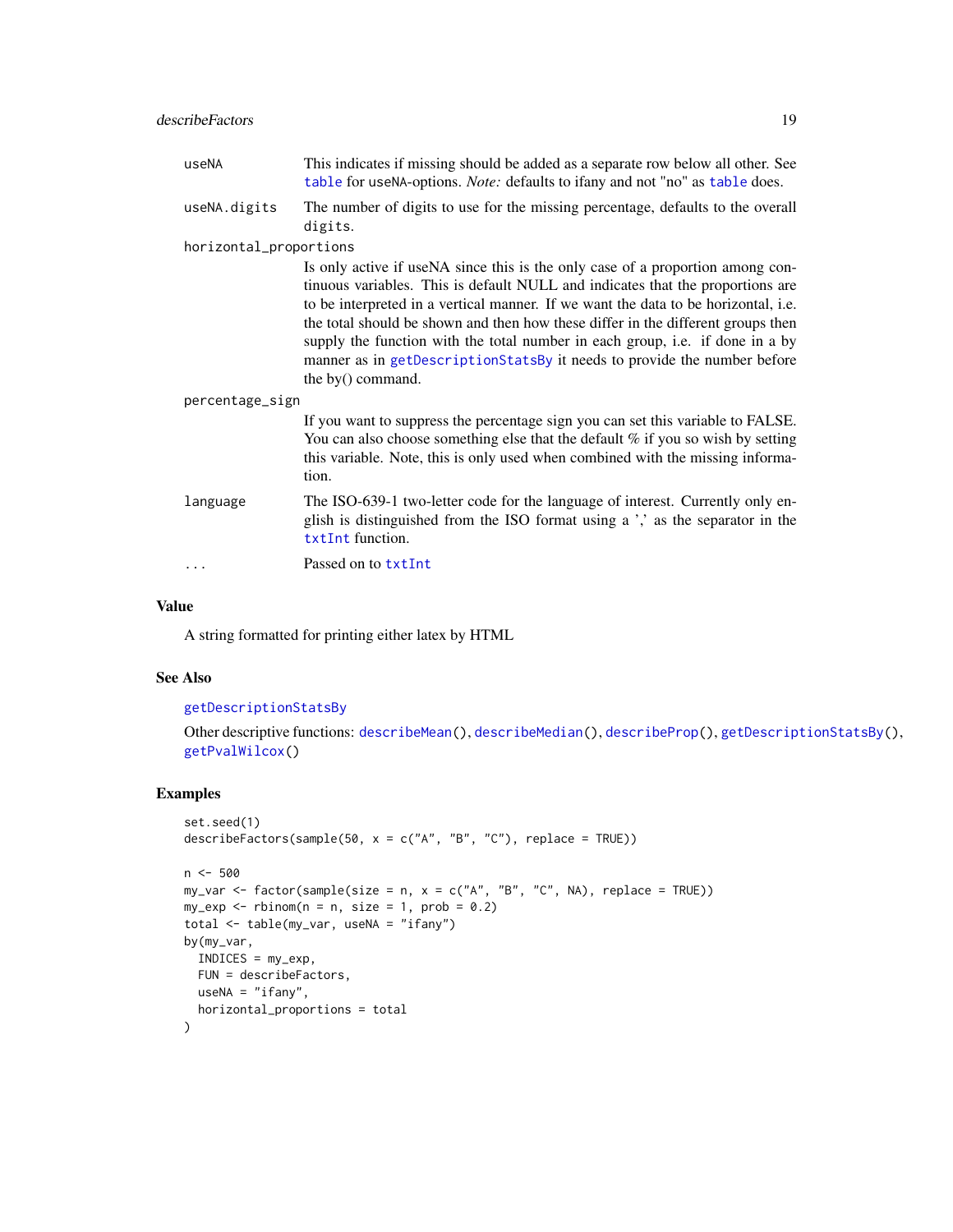useNA
: This indicates if missing should be added as a separate row below all other. See `table` for `useNA`-options. *Note:* defaults to ifany and not "no" as `table` does.

useNA.digits
: The number of digits to use for the missing percentage, defaults to the overall `digits`.

horizontal_proportions
: Is only active if useNA since this is the only case of a proportion among continuous variables. This is default NULL and indicates that the proportions are to be interpreted in a vertical manner. If we want the data to be horizontal, i.e. the total should be shown and then how these differ in the different groups then supply the function with the total number in each group, i.e. if done in a by manner as in `getDescriptionStatsBy` it needs to provide the number before the by() command.

percentage_sign
: If you want to suppress the percentage sign you can set this variable to FALSE. You can also choose something else that the default % if you so wish by setting this variable. Note, this is only used when combined with the missing information.

language
: The ISO-639-1 two-letter code for the language of interest. Currently only english is distinguished from the ISO format using a ',' as the separator in the `txtInt` function.

...
: Passed on to `txtInt`

## Value

A string formatted for printing either latex by HTML

## See Also

`getDescriptionStatsBy`

Other descriptive functions: `describeMean()`, `describeMedian()`, `describeProp()`, `getDescriptionStatsBy()`, `getPvalWilcox()`

## Examples

```
set.seed(1)
describeFactors(sample(50, x = c("A", "B", "C"), replace = TRUE))

n <- 500
my_var <- factor(sample(size = n, x = c("A", "B", "C", NA), replace = TRUE))
my_exp <- rbinom(n = n, size = 1, prob = 0.2)
total <- table(my_var, useNA = "ifany")
by(my_var,
  INDICES = my_exp,
  FUN = describeFactors,
  useNA = "ifany",
  horizontal_proportions = total
)
```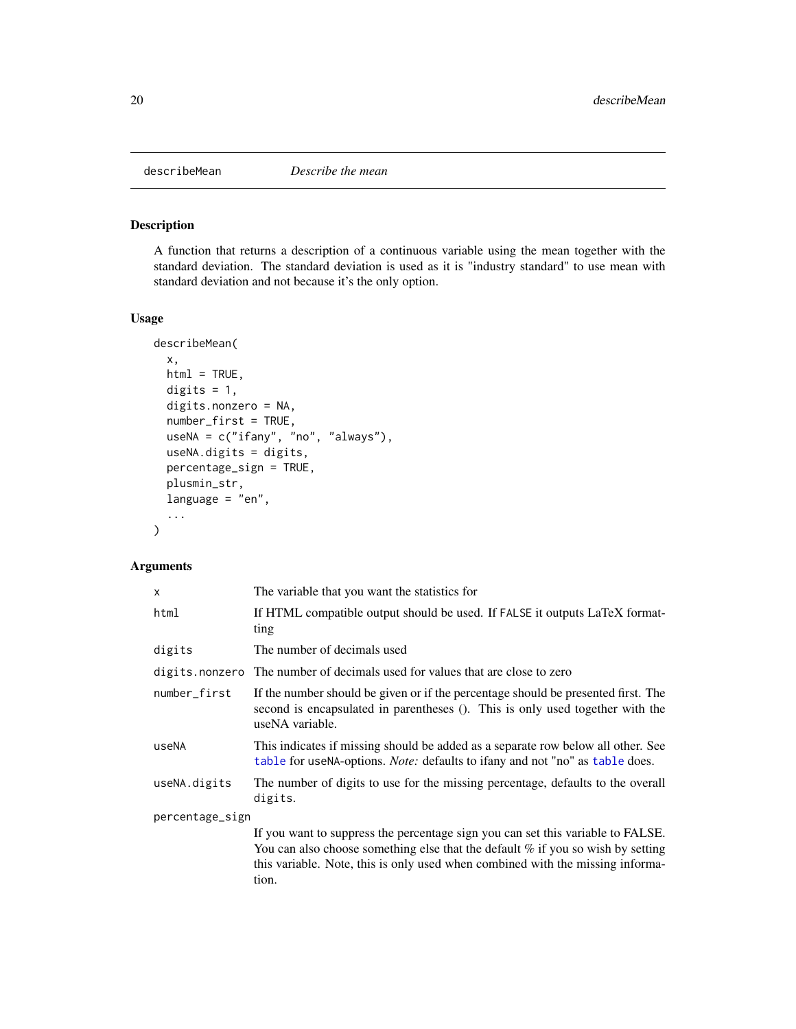## describeMean — *Describe the mean*

### Description

A function that returns a description of a continuous variable using the mean together with the standard deviation. The standard deviation is used as it is "industry standard" to use mean with standard deviation and not because it's the only option.

### Usage

```
describeMean(
  x,
  html = TRUE,
  digits = 1,
  digits.nonzero = NA,
  number_first = TRUE,
  useNA = c("ifany", "no", "always"),
  useNA.digits = digits,
  percentage_sign = TRUE,
  plusmin_str,
  language = "en",
  ...
)
```

### Arguments

| | |
|---|---|
| x | The variable that you want the statistics for |
| html | If HTML compatible output should be used. If FALSE it outputs LaTeX formatting |
| digits | The number of decimals used |
| digits.nonzero | The number of decimals used for values that are close to zero |
| number_first | If the number should be given or if the percentage should be presented first. The second is encapsulated in parentheses (). This is only used together with the useNA variable. |
| useNA | This indicates if missing should be added as a separate row below all other. See table for useNA-options. *Note:* defaults to ifany and not "no" as table does. |
| useNA.digits | The number of digits to use for the missing percentage, defaults to the overall digits. |
| percentage_sign | If you want to suppress the percentage sign you can set this variable to FALSE. You can also choose something else that the default % if you so wish by setting this variable. Note, this is only used when combined with the missing information. |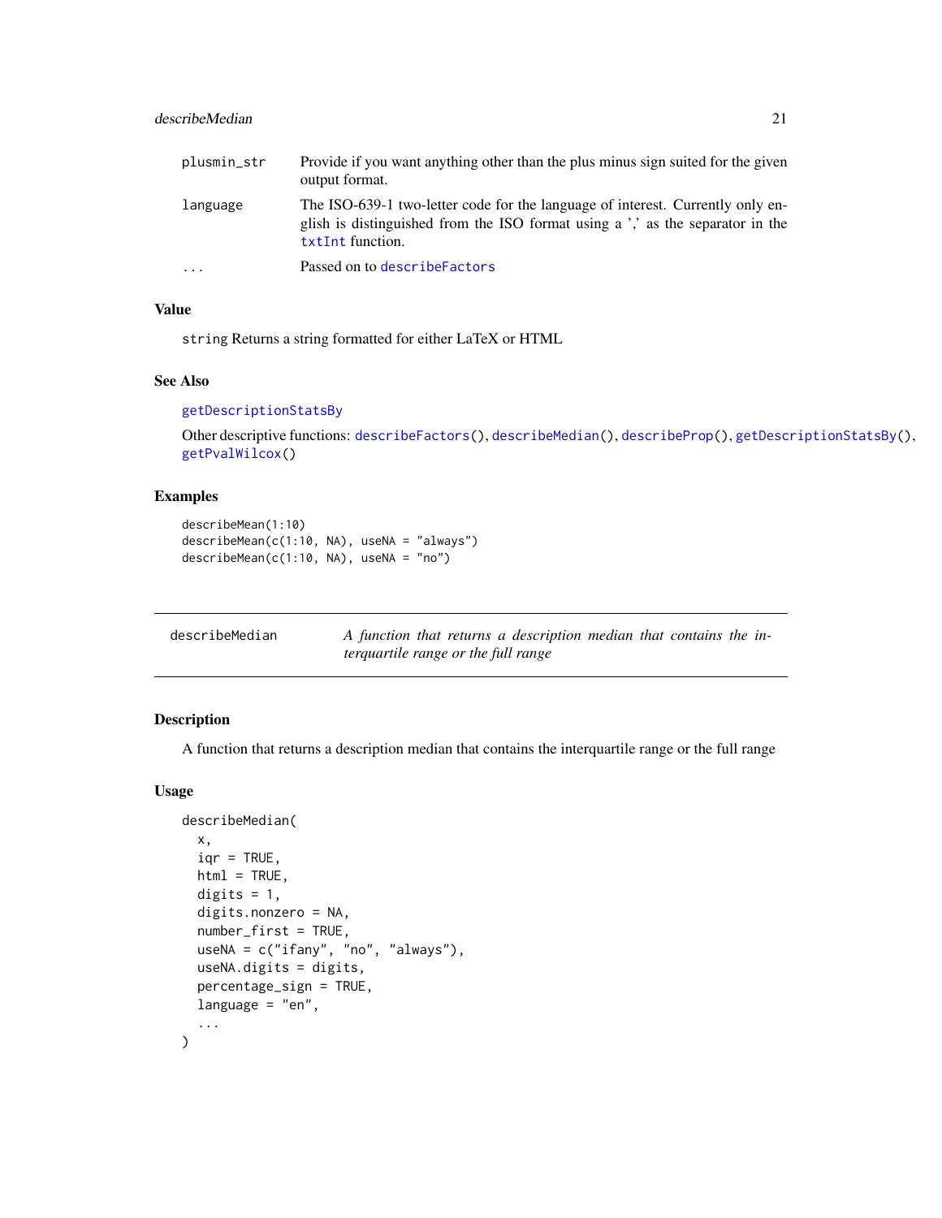| | |
|---|---|
| plusmin_str | Provide if you want anything other than the plus minus sign suited for the given output format. |
| language | The ISO-639-1 two-letter code for the language of interest. Currently only english is distinguished from the ISO format using a ',' as the separator in the txtInt function. |
| ... | Passed on to describeFactors |

### Value

string Returns a string formatted for either LaTeX or HTML

### See Also

getDescriptionStatsBy

Other descriptive functions: describeFactors(), describeMedian(), describeProp(), getDescriptionStatsBy(), getPvalWilcox()

### Examples

```
describeMean(1:10)
describeMean(c(1:10, NA), useNA = "always")
describeMean(c(1:10, NA), useNA = "no")
```

---

## describeMedian — *A function that returns a description median that contains the interquartile range or the full range*

### Description

A function that returns a description median that contains the interquartile range or the full range

### Usage

```
describeMedian(
  x,
  iqr = TRUE,
  html = TRUE,
  digits = 1,
  digits.nonzero = NA,
  number_first = TRUE,
  useNA = c("ifany", "no", "always"),
  useNA.digits = digits,
  percentage_sign = TRUE,
  language = "en",
  ...
)
```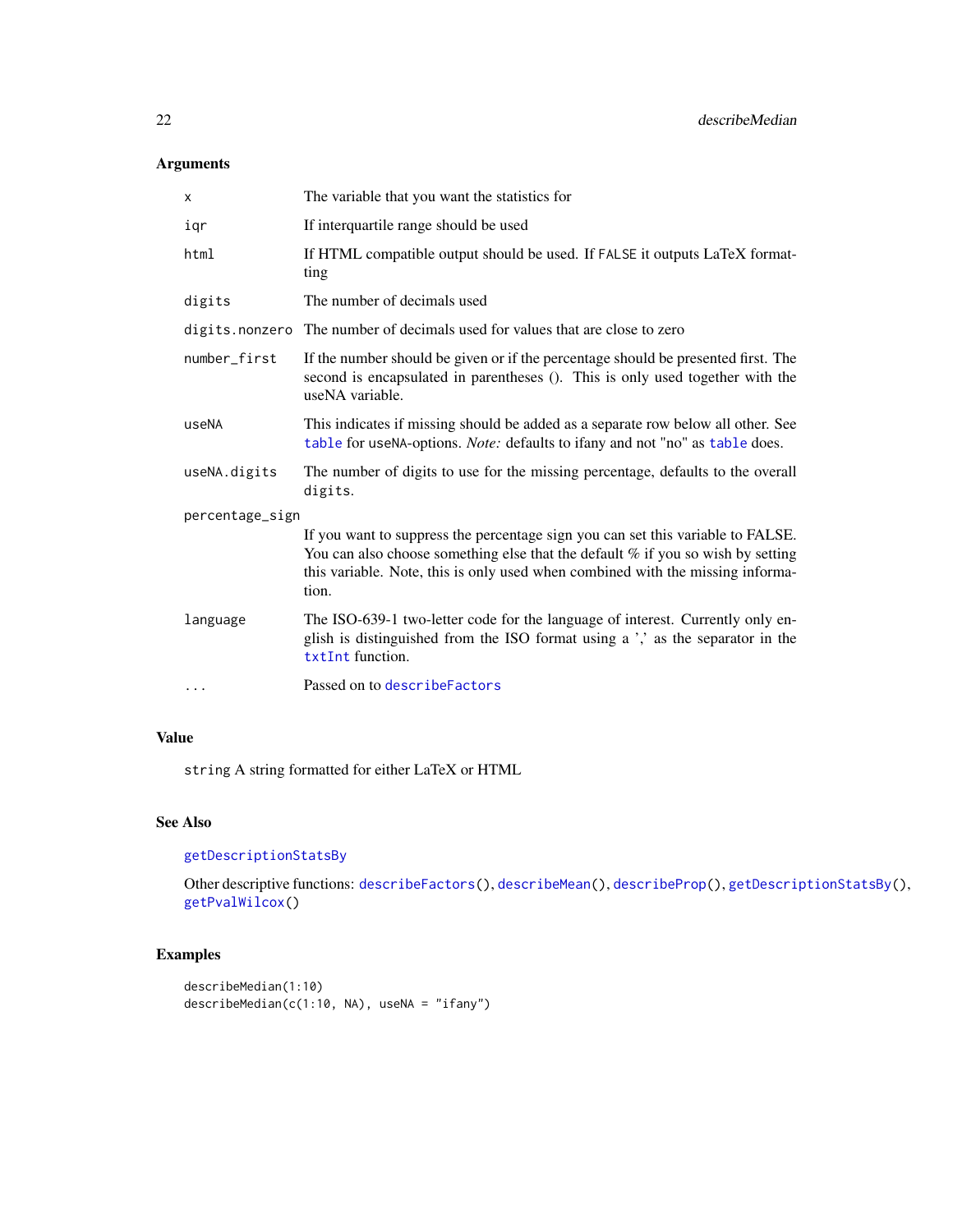### Arguments

| | |
|---|---|
| `x` | The variable that you want the statistics for |
| `iqr` | If interquartile range should be used |
| `html` | If HTML compatible output should be used. If `FALSE` it outputs LaTeX formatting |
| `digits` | The number of decimals used |
| `digits.nonzero` | The number of decimals used for values that are close to zero |
| `number_first` | If the number should be given or if the percentage should be presented first. The second is encapsulated in parentheses (). This is only used together with the useNA variable. |
| `useNA` | This indicates if missing should be added as a separate row below all other. See `table` for `useNA`-options. *Note:* defaults to ifany and not "no" as `table` does. |
| `useNA.digits` | The number of digits to use for the missing percentage, defaults to the overall `digits`. |
| `percentage_sign` | If you want to suppress the percentage sign you can set this variable to FALSE. You can also choose something else that the default % if you so wish by setting this variable. Note, this is only used when combined with the missing information. |
| `language` | The ISO-639-1 two-letter code for the language of interest. Currently only english is distinguished from the ISO format using a ',' as the separator in the `txtInt` function. |
| `...` | Passed on to `describeFactors` |

### Value

`string` A string formatted for either LaTeX or HTML

### See Also

`getDescriptionStatsBy`

Other descriptive functions: `describeFactors()`, `describeMean()`, `describeProp()`, `getDescriptionStatsBy()`, `getPvalWilcox()`

### Examples

```
describeMedian(1:10)
describeMedian(c(1:10, NA), useNA = "ifany")
```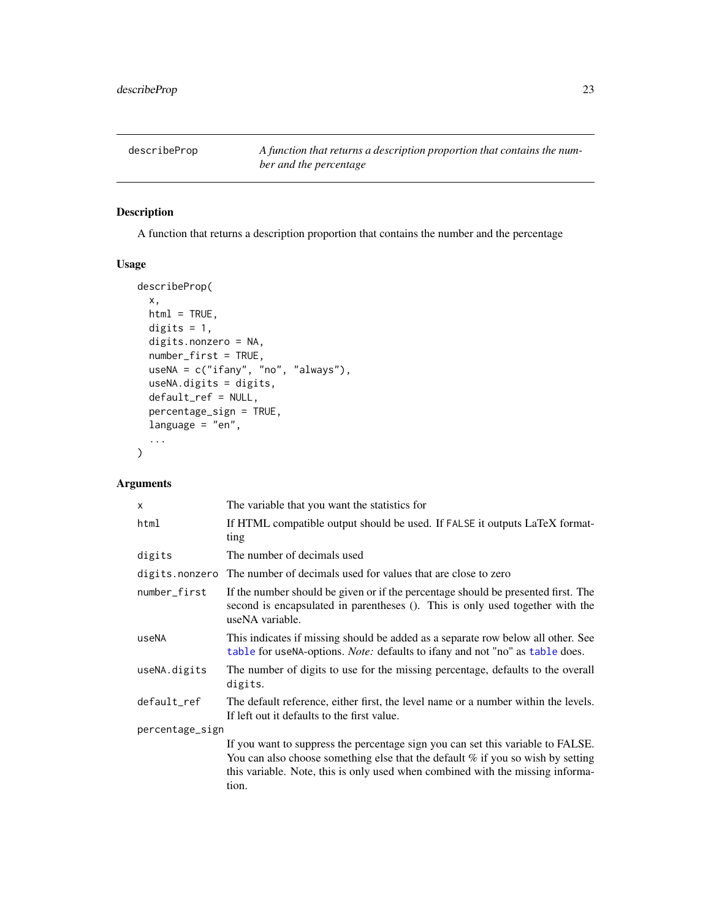## describeProp

*A function that returns a description proportion that contains the number and the percentage*

### Description

A function that returns a description proportion that contains the number and the percentage

### Usage

```
describeProp(
  x,
  html = TRUE,
  digits = 1,
  digits.nonzero = NA,
  number_first = TRUE,
  useNA = c("ifany", "no", "always"),
  useNA.digits = digits,
  default_ref = NULL,
  percentage_sign = TRUE,
  language = "en",
  ...
)
```

### Arguments

| | |
|---|---|
| `x` | The variable that you want the statistics for |
| `html` | If HTML compatible output should be used. If `FALSE` it outputs LaTeX formatting |
| `digits` | The number of decimals used |
| `digits.nonzero` | The number of decimals used for values that are close to zero |
| `number_first` | If the number should be given or if the percentage should be presented first. The second is encapsulated in parentheses (). This is only used together with the useNA variable. |
| `useNA` | This indicates if missing should be added as a separate row below all other. See `table` for `useNA`-options. *Note:* defaults to ifany and not "no" as `table` does. |
| `useNA.digits` | The number of digits to use for the missing percentage, defaults to the overall `digits`. |
| `default_ref` | The default reference, either first, the level name or a number within the levels. If left out it defaults to the first value. |
| `percentage_sign` | If you want to suppress the percentage sign you can set this variable to FALSE. You can also choose something else that the default % if you so wish by setting this variable. Note, this is only used when combined with the missing information. |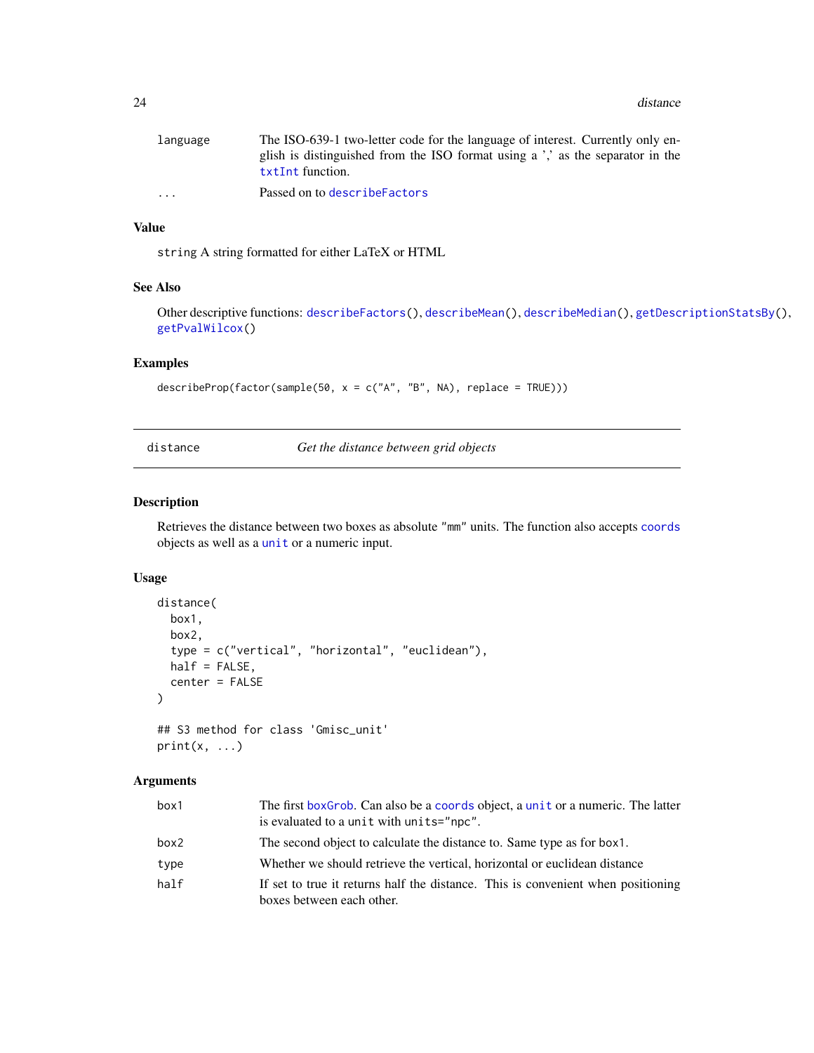| | |
|---|---|
| language | The ISO-639-1 two-letter code for the language of interest. Currently only english is distinguished from the ISO format using a ',' as the separator in the `txtInt` function. |
| ... | Passed on to `describeFactors` |

### Value

`string` A string formatted for either LaTeX or HTML

### See Also

Other descriptive functions: `describeFactors()`, `describeMean()`, `describeMedian()`, `getDescriptionStatsBy()`, `getPvalWilcox()`

### Examples

```
describeProp(factor(sample(50, x = c("A", "B", NA), replace = TRUE)))
```

---

## distance — *Get the distance between grid objects*

### Description

Retrieves the distance between two boxes as absolute "mm" units. The function also accepts `coords` objects as well as a `unit` or a numeric input.

### Usage

```
distance(
  box1,
  box2,
  type = c("vertical", "horizontal", "euclidean"),
  half = FALSE,
  center = FALSE
)

## S3 method for class 'Gmisc_unit'
print(x, ...)
```

### Arguments

| | |
|---|---|
| box1 | The first `boxGrob`. Can also be a `coords` object, a `unit` or a numeric. The latter is evaluated to a `unit` with `units="npc"`. |
| box2 | The second object to calculate the distance to. Same type as for `box1`. |
| type | Whether we should retrieve the vertical, horizontal or euclidean distance |
| half | If set to true it returns half the distance. This is convenient when positioning boxes between each other. |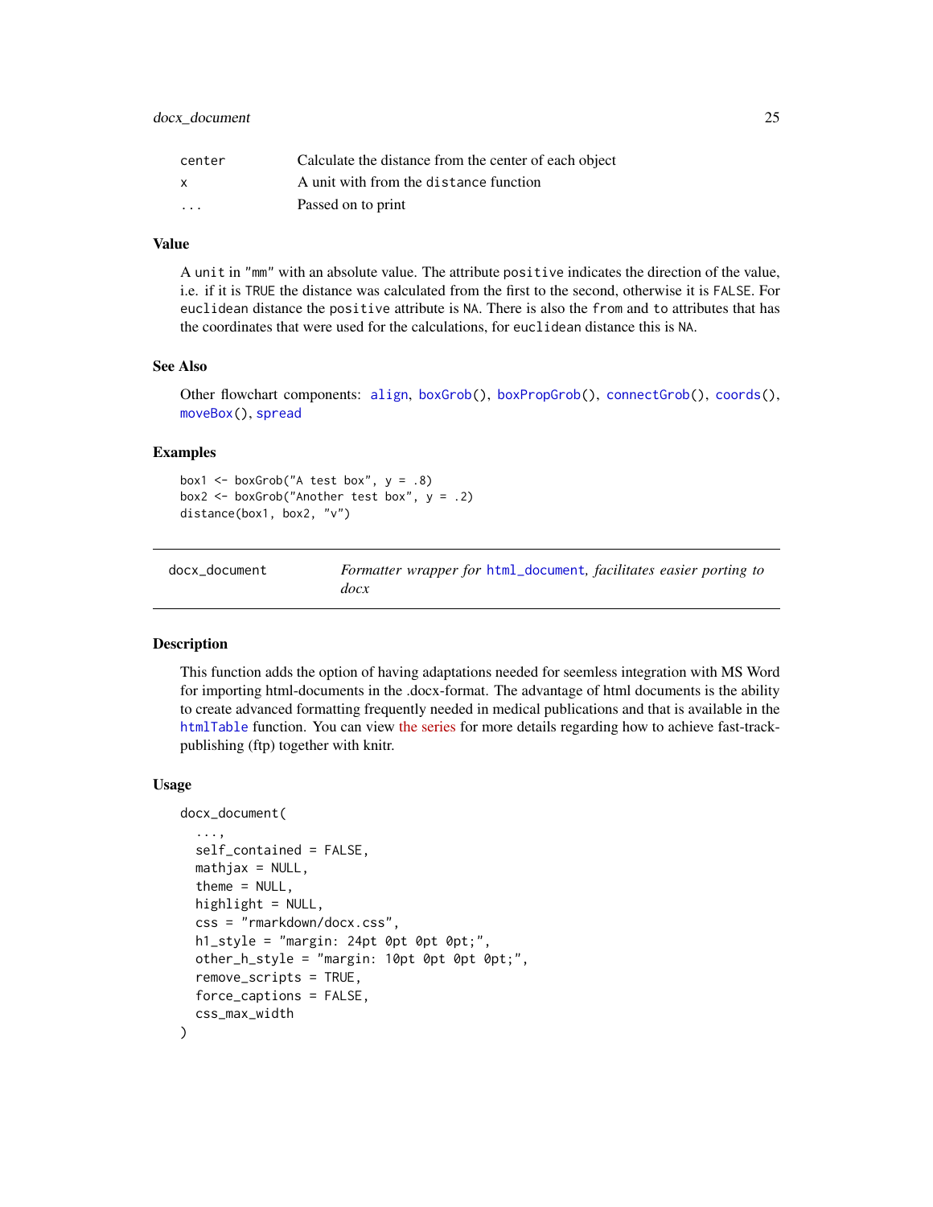| | |
|---|---|
| center | Calculate the distance from the center of each object |
| x | A unit with from the distance function |
| ... | Passed on to print |

### Value

A unit in "mm" with an absolute value. The attribute positive indicates the direction of the value, i.e. if it is TRUE the distance was calculated from the first to the second, otherwise it is FALSE. For euclidean distance the positive attribute is NA. There is also the from and to attributes that has the coordinates that were used for the calculations, for euclidean distance this is NA.

### See Also

Other flowchart components: align, boxGrob(), boxPropGrob(), connectGrob(), coords(), moveBox(), spread

### Examples

```
box1 <- boxGrob("A test box", y = .8)
box2 <- boxGrob("Another test box", y = .2)
distance(box1, box2, "v")
```

---

## docx_document — *Formatter wrapper for html_document, facilitates easier porting to docx*

### Description

This function adds the option of having adaptations needed for seemless integration with MS Word for importing html-documents in the .docx-format. The advantage of html documents is the ability to create advanced formatting frequently needed in medical publications and that is available in the htmlTable function. You can view the series for more details regarding how to achieve fast-track-publishing (ftp) together with knitr.

### Usage

```
docx_document(
  ...,
  self_contained = FALSE,
  mathjax = NULL,
  theme = NULL,
  highlight = NULL,
  css = "rmarkdown/docx.css",
  h1_style = "margin: 24pt 0pt 0pt 0pt;",
  other_h_style = "margin: 10pt 0pt 0pt 0pt;",
  remove_scripts = TRUE,
  force_captions = FALSE,
  css_max_width
)
```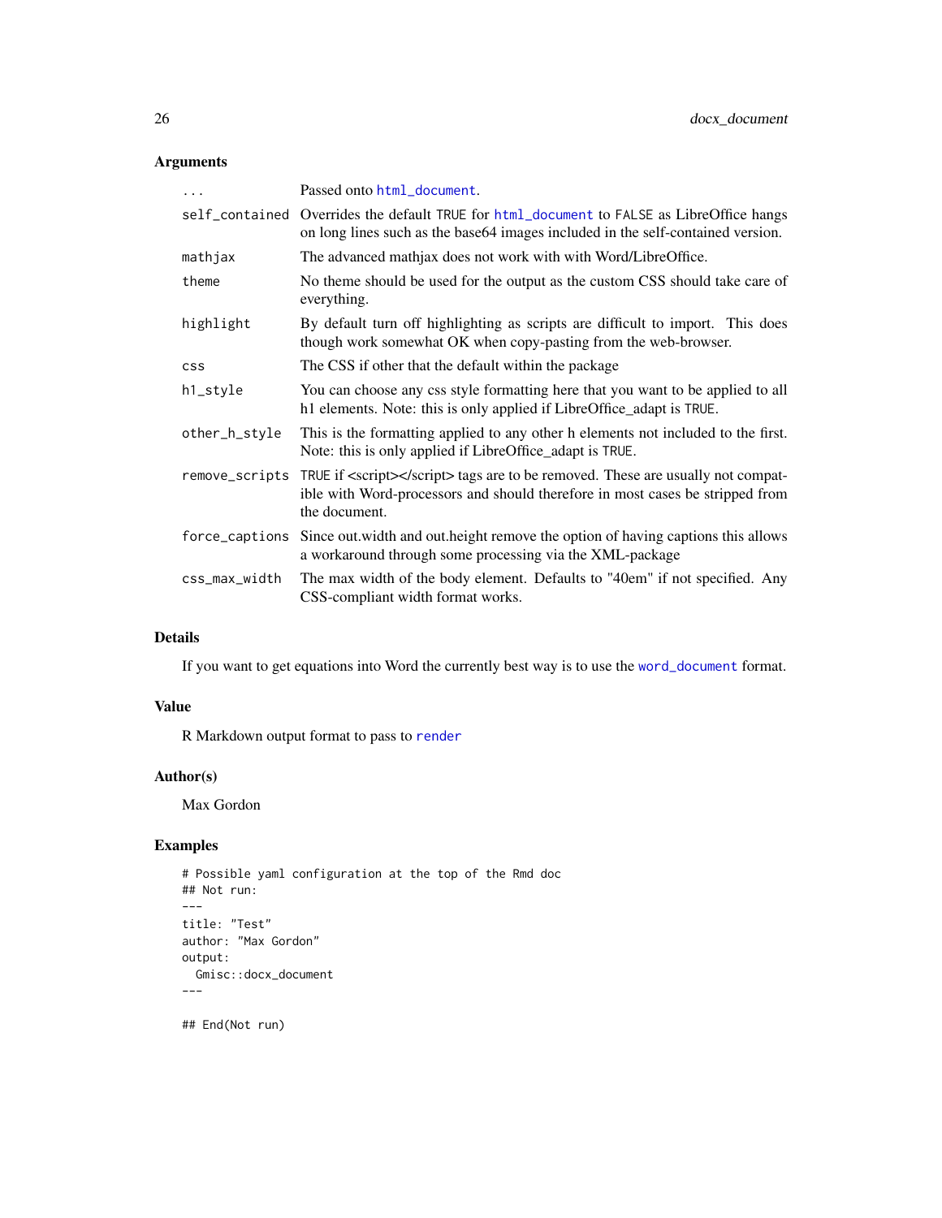## Arguments

| | |
|---|---|
| `...` | Passed onto `html_document`. |
| `self_contained` | Overrides the default `TRUE` for `html_document` to `FALSE` as LibreOffice hangs on long lines such as the base64 images included in the self-contained version. |
| `mathjax` | The advanced mathjax does not work with with Word/LibreOffice. |
| `theme` | No theme should be used for the output as the custom CSS should take care of everything. |
| `highlight` | By default turn off highlighting as scripts are difficult to import. This does though work somewhat OK when copy-pasting from the web-browser. |
| `css` | The CSS if other that the default within the package |
| `h1_style` | You can choose any css style formatting here that you want to be applied to all h1 elements. Note: this is only applied if LibreOffice_adapt is `TRUE`. |
| `other_h_style` | This is the formatting applied to any other h elements not included to the first. Note: this is only applied if LibreOffice_adapt is `TRUE`. |
| `remove_scripts` | `TRUE` if <script></script> tags are to be removed. These are usually not compatible with Word-processors and should therefore in most cases be stripped from the document. |
| `force_captions` | Since out.width and out.height remove the option of having captions this allows a workaround through some processing via the XML-package |
| `css_max_width` | The max width of the body element. Defaults to "40em" if not specified. Any CSS-compliant width format works. |

## Details

If you want to get equations into Word the currently best way is to use the `word_document` format.

## Value

R Markdown output format to pass to `render`

## Author(s)

Max Gordon

## Examples

```
# Possible yaml configuration at the top of the Rmd doc
## Not run:
---
title: "Test"
author: "Max Gordon"
output:
  Gmisc::docx_document
---

## End(Not run)
```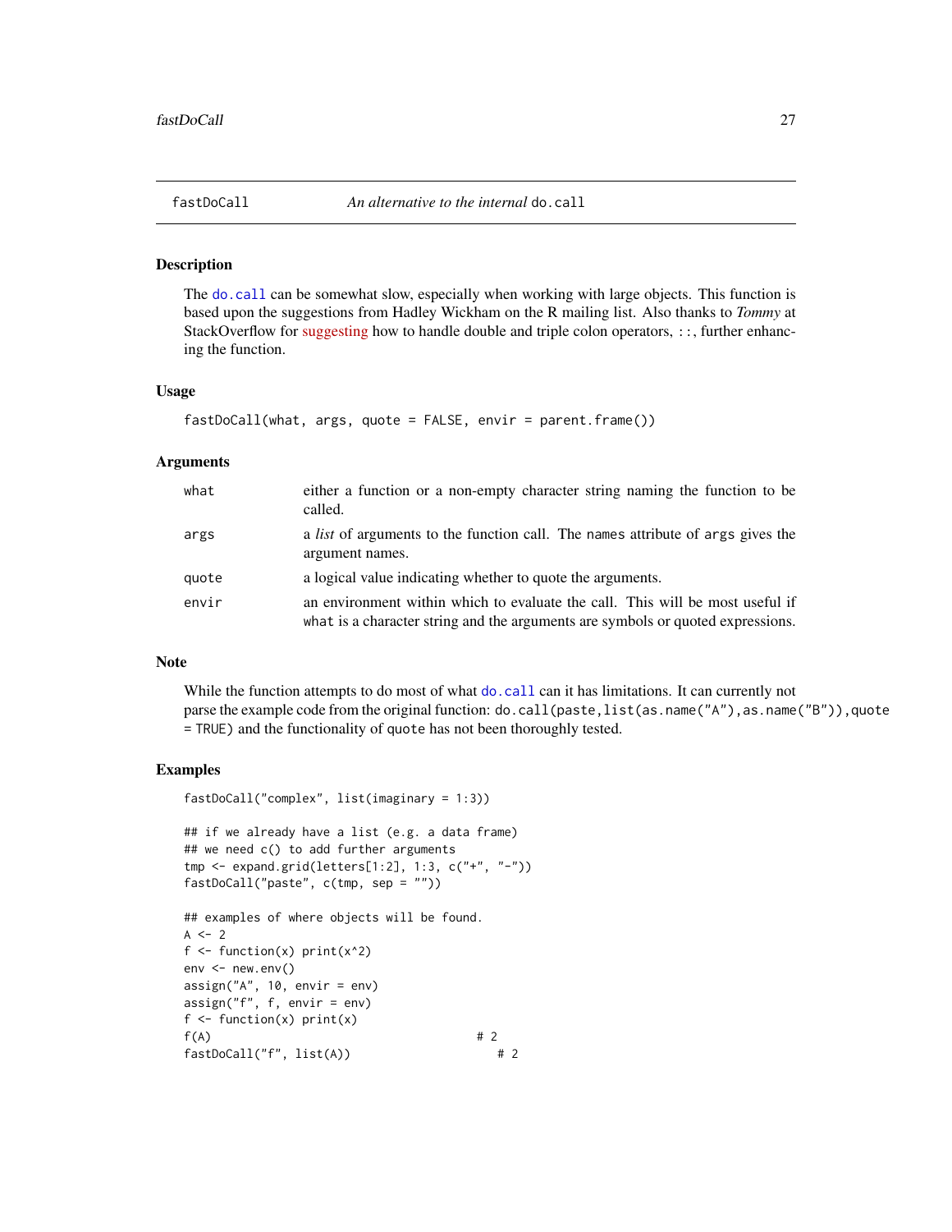fastDoCall *An alternative to the internal* `do.call`

## Description

The `do.call` can be somewhat slow, especially when working with large objects. This function is based upon the suggestions from Hadley Wickham on the R mailing list. Also thanks to *Tommy* at StackOverflow for suggesting how to handle double and triple colon operators, `::`, further enhancing the function.

## Usage

```
fastDoCall(what, args, quote = FALSE, envir = parent.frame())
```

## Arguments

| | |
|---|---|
| `what` | either a function or a non-empty character string naming the function to be called. |
| `args` | a *list* of arguments to the function call. The `names` attribute of `args` gives the argument names. |
| `quote` | a logical value indicating whether to quote the arguments. |
| `envir` | an environment within which to evaluate the call. This will be most useful if `what` is a character string and the arguments are symbols or quoted expressions. |

## Note

While the function attempts to do most of what `do.call` can it has limitations. It can currently not parse the example code from the original function: `do.call(paste,list(as.name("A"),as.name("B")),quote = TRUE)` and the functionality of `quote` has not been thoroughly tested.

## Examples

```
fastDoCall("complex", list(imaginary = 1:3))

## if we already have a list (e.g. a data frame)
## we need c() to add further arguments
tmp <- expand.grid(letters[1:2], 1:3, c("+", "-"))
fastDoCall("paste", c(tmp, sep = ""))

## examples of where objects will be found.
A <- 2
f <- function(x) print(x^2)
env <- new.env()
assign("A", 10, envir = env)
assign("f", f, envir = env)
f <- function(x) print(x)
f(A)                                      # 2
fastDoCall("f", list(A))                     # 2
```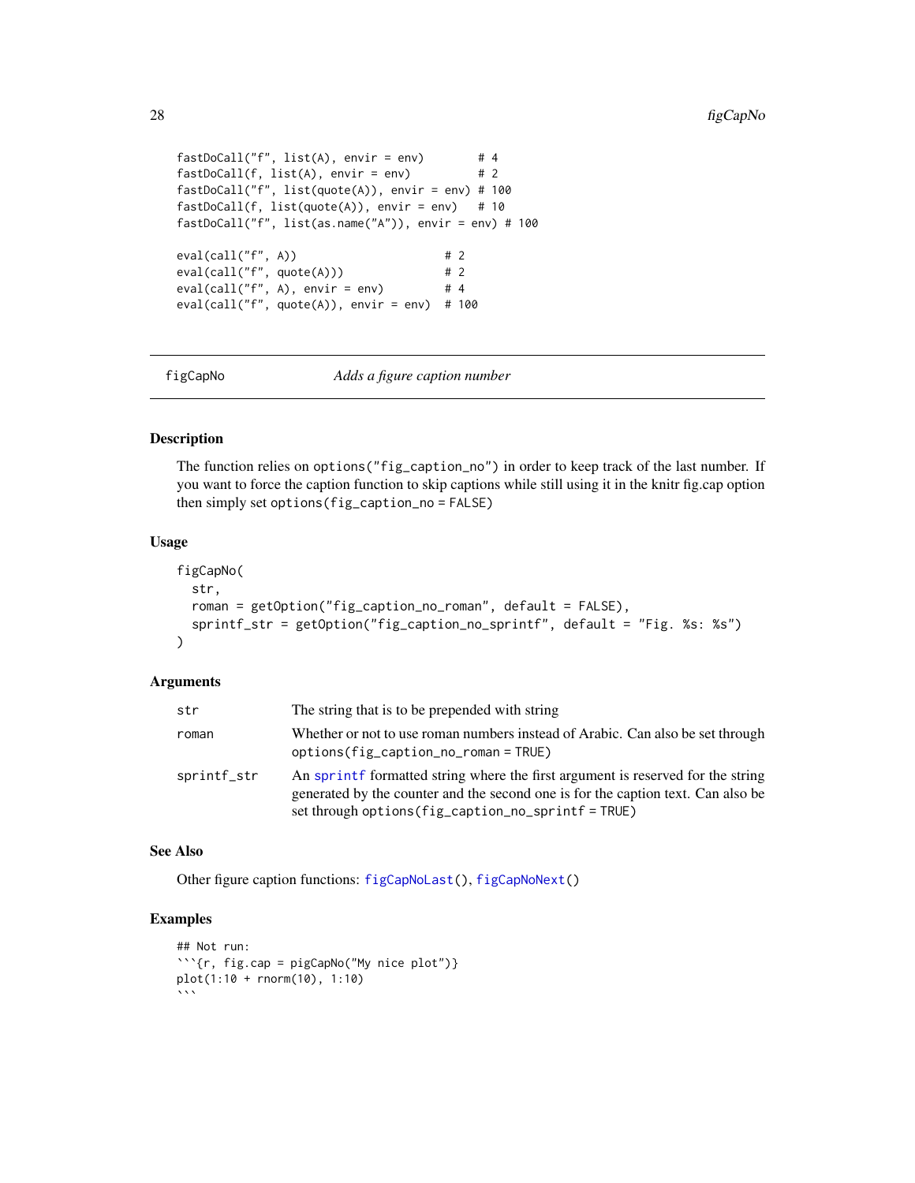```
fastDoCall("f", list(A), envir = env)        # 4
fastDoCall(f, list(A), envir = env)          # 2
fastDoCall("f", list(quote(A)), envir = env) # 100
fastDoCall(f, list(quote(A)), envir = env)   # 10
fastDoCall("f", list(as.name("A")), envir = env) # 100

eval(call("f", A))                      # 2
eval(call("f", quote(A)))               # 2
eval(call("f", A), envir = env)         # 4
eval(call("f", quote(A)), envir = env)  # 100
```

## figCapNo — *Adds a figure caption number*

### Description

The function relies on `options("fig_caption_no")` in order to keep track of the last number. If you want to force the caption function to skip captions while still using it in the knitr fig.cap option then simply set `options(fig_caption_no = FALSE)`

### Usage

```
figCapNo(
  str,
  roman = getOption("fig_caption_no_roman", default = FALSE),
  sprintf_str = getOption("fig_caption_no_sprintf", default = "Fig. %s: %s")
)
```

### Arguments

| | |
|---|---|
| `str` | The string that is to be prepended with string |
| `roman` | Whether or not to use roman numbers instead of Arabic. Can also be set through `options(fig_caption_no_roman = TRUE)` |
| `sprintf_str` | An `sprintf` formatted string where the first argument is reserved for the string generated by the counter and the second one is for the caption text. Can also be set through `options(fig_caption_no_sprintf = TRUE)` |

### See Also

Other figure caption functions: `figCapNoLast()`, `figCapNoNext()`

### Examples

```
## Not run:
```{r, fig.cap = pigCapNo("My nice plot")}
plot(1:10 + rnorm(10), 1:10)
```
```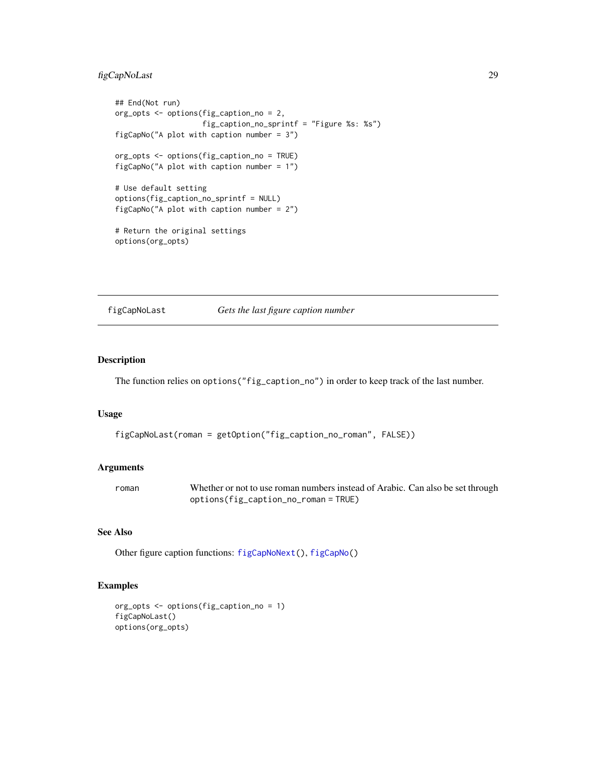```
## End(Not run)
org_opts <- options(fig_caption_no = 2,
                    fig_caption_no_sprintf = "Figure %s: %s")
figCapNo("A plot with caption number = 3")

org_opts <- options(fig_caption_no = TRUE)
figCapNo("A plot with caption number = 1")

# Use default setting
options(fig_caption_no_sprintf = NULL)
figCapNo("A plot with caption number = 2")

# Return the original settings
options(org_opts)
```

## figCapNoLast — *Gets the last figure caption number*

### Description

The function relies on `options("fig_caption_no")` in order to keep track of the last number.

### Usage

```
figCapNoLast(roman = getOption("fig_caption_no_roman", FALSE))
```

### Arguments

| | |
|---|---|
| `roman` | Whether or not to use roman numbers instead of Arabic. Can also be set through `options(fig_caption_no_roman = TRUE)` |

### See Also

Other figure caption functions: `figCapNoNext()`, `figCapNo()`

### Examples

```
org_opts <- options(fig_caption_no = 1)
figCapNoLast()
options(org_opts)
```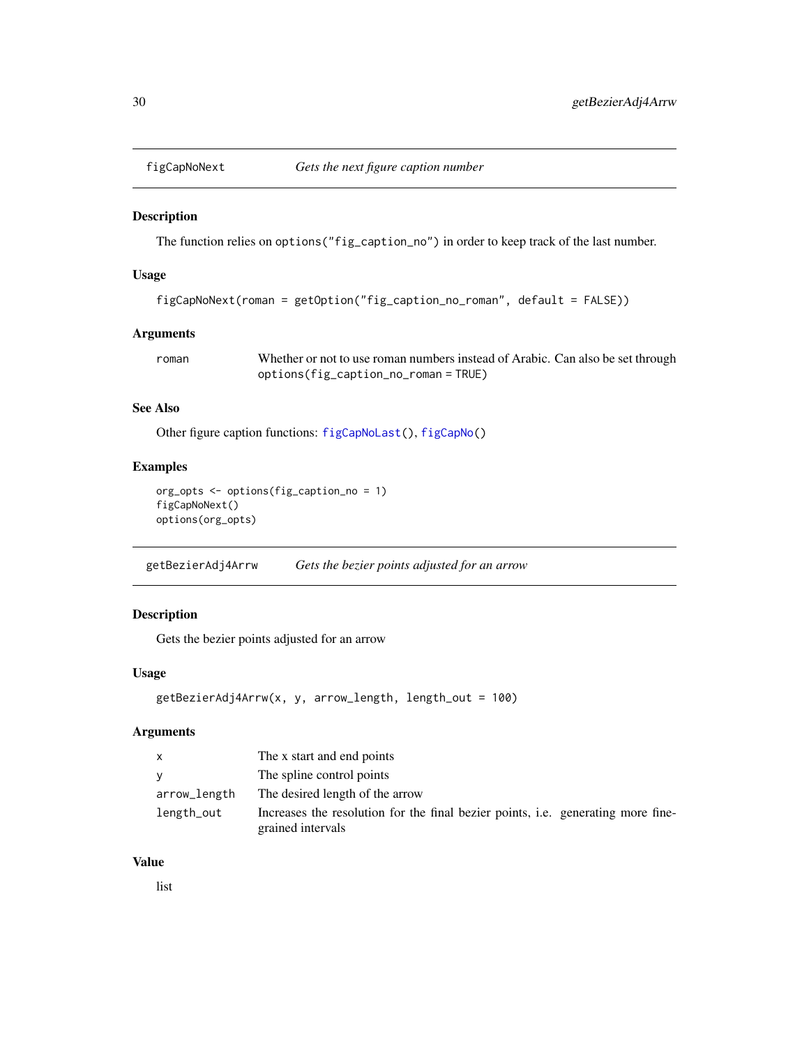## figCapNoNext — *Gets the next figure caption number*

### Description

The function relies on `options("fig_caption_no")` in order to keep track of the last number.

### Usage

```
figCapNoNext(roman = getOption("fig_caption_no_roman", default = FALSE))
```

### Arguments

| | |
|---|---|
| `roman` | Whether or not to use roman numbers instead of Arabic. Can also be set through `options(fig_caption_no_roman = TRUE)` |

### See Also

Other figure caption functions: `figCapNoLast()`, `figCapNo()`

### Examples

```
org_opts <- options(fig_caption_no = 1)
figCapNoNext()
options(org_opts)
```

## getBezierAdj4Arrw — *Gets the bezier points adjusted for an arrow*

### Description

Gets the bezier points adjusted for an arrow

### Usage

```
getBezierAdj4Arrw(x, y, arrow_length, length_out = 100)
```

### Arguments

| | |
|---|---|
| `x` | The x start and end points |
| `y` | The spline control points |
| `arrow_length` | The desired length of the arrow |
| `length_out` | Increases the resolution for the final bezier points, i.e. generating more fine-grained intervals |

### Value

list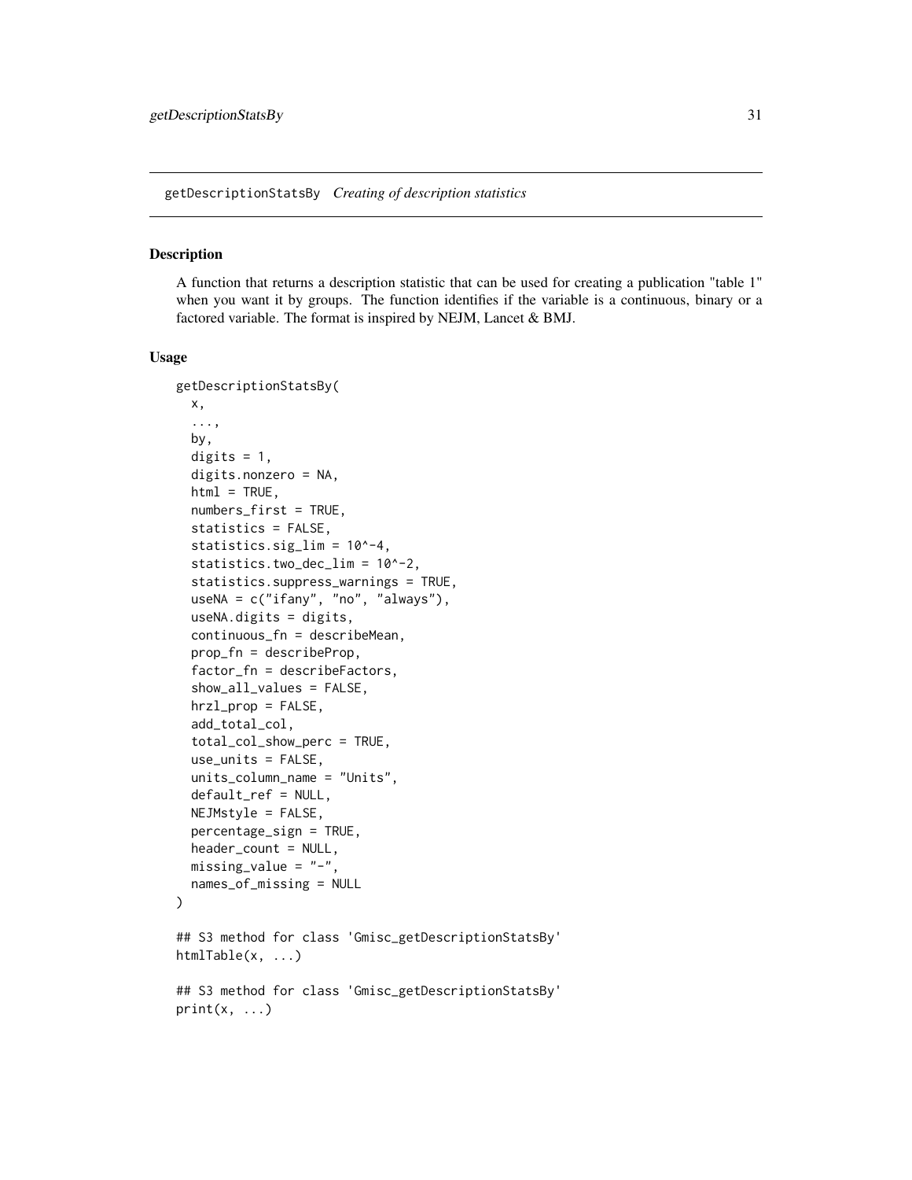getDescriptionStatsBy *Creating of description statistics*

## Description

A function that returns a description statistic that can be used for creating a publication "table 1" when you want it by groups. The function identifies if the variable is a continuous, binary or a factored variable. The format is inspired by NEJM, Lancet & BMJ.

## Usage

```
getDescriptionStatsBy(
  x,
  ...,
  by,
  digits = 1,
  digits.nonzero = NA,
  html = TRUE,
  numbers_first = TRUE,
  statistics = FALSE,
  statistics.sig_lim = 10^-4,
  statistics.two_dec_lim = 10^-2,
  statistics.suppress_warnings = TRUE,
  useNA = c("ifany", "no", "always"),
  useNA.digits = digits,
  continuous_fn = describeMean,
  prop_fn = describeProp,
  factor_fn = describeFactors,
  show_all_values = FALSE,
  hrzl_prop = FALSE,
  add_total_col,
  total_col_show_perc = TRUE,
  use_units = FALSE,
  units_column_name = "Units",
  default_ref = NULL,
  NEJMstyle = FALSE,
  percentage_sign = TRUE,
  header_count = NULL,
  missing_value = "-",
  names_of_missing = NULL
)

## S3 method for class 'Gmisc_getDescriptionStatsBy'
htmlTable(x, ...)

## S3 method for class 'Gmisc_getDescriptionStatsBy'
print(x, ...)
```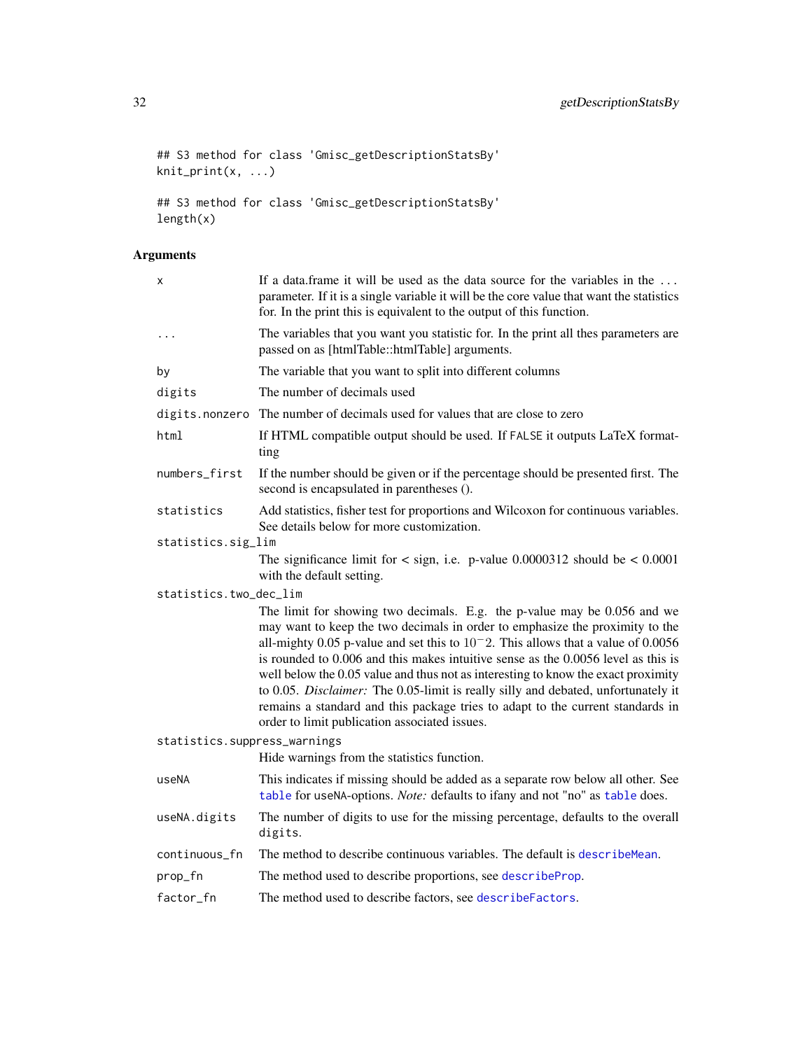```
## S3 method for class 'Gmisc_getDescriptionStatsBy'
knit_print(x, ...)

## S3 method for class 'Gmisc_getDescriptionStatsBy'
length(x)
```

## Arguments

| | |
|---|---|
| x | If a data.frame it will be used as the data source for the variables in the ... parameter. If it is a single variable it will be the core value that want the statistics for. In the print this is equivalent to the output of this function. |
| ... | The variables that you want you statistic for. In the print all thes parameters are passed on as [htmlTable::htmlTable] arguments. |
| by | The variable that you want to split into different columns |
| digits | The number of decimals used |
| digits.nonzero | The number of decimals used for values that are close to zero |
| html | If HTML compatible output should be used. If `FALSE` it outputs LaTeX formatting |
| numbers_first | If the number should be given or if the percentage should be presented first. The second is encapsulated in parentheses (). |
| statistics | Add statistics, fisher test for proportions and Wilcoxon for continuous variables. See details below for more customization. |
| statistics.sig_lim | The significance limit for < sign, i.e. p-value 0.0000312 should be < 0.0001 with the default setting. |
| statistics.two_dec_lim | The limit for showing two decimals. E.g. the p-value may be 0.056 and we may want to keep the two decimals in order to emphasize the proximity to the all-mighty 0.05 p-value and set this to $10^{-}2$. This allows that a value of 0.0056 is rounded to 0.006 and this makes intuitive sense as the 0.0056 level as this is well below the 0.05 value and thus not as interesting to know the exact proximity to 0.05. *Disclaimer:* The 0.05-limit is really silly and debated, unfortunately it remains a standard and this package tries to adapt to the current standards in order to limit publication associated issues. |
| statistics.suppress_warnings | Hide warnings from the statistics function. |
| useNA | This indicates if missing should be added as a separate row below all other. See `table` for `useNA`-options. *Note:* defaults to ifany and not "no" as `table` does. |
| useNA.digits | The number of digits to use for the missing percentage, defaults to the overall `digits`. |
| continuous_fn | The method to describe continuous variables. The default is `describeMean`. |
| prop_fn | The method used to describe proportions, see `describeProp`. |
| factor_fn | The method used to describe factors, see `describeFactors`. |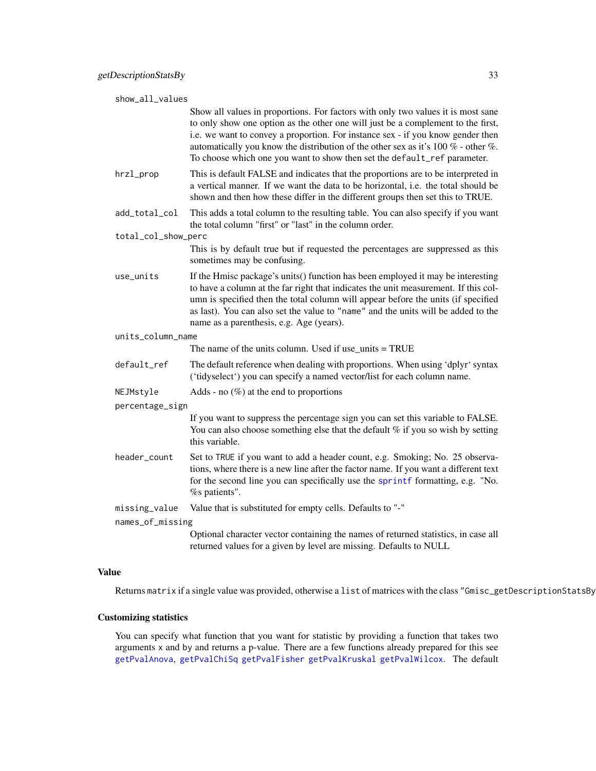`show_all_values`
: Show all values in proportions. For factors with only two values it is most sane to only show one option as the other one will just be a complement to the first, i.e. we want to convey a proportion. For instance sex - if you know gender then automatically you know the distribution of the other sex as it's 100 % - other %. To choose which one you want to show then set the `default_ref` parameter.

`hrzl_prop`
: This is default FALSE and indicates that the proportions are to be interpreted in a vertical manner. If we want the data to be horizontal, i.e. the total should be shown and then how these differ in the different groups then set this to TRUE.

`add_total_col`
: This adds a total column to the resulting table. You can also specify if you want the total column "first" or "last" in the column order.

`total_col_show_perc`
: This is by default true but if requested the percentages are suppressed as this sometimes may be confusing.

`use_units`
: If the Hmisc package's units() function has been employed it may be interesting to have a column at the far right that indicates the unit measurement. If this column is specified then the total column will appear before the units (if specified as last). You can also set the value to `"name"` and the units will be added to the name as a parenthesis, e.g. Age (years).

`units_column_name`
: The name of the units column. Used if use_units = TRUE

`default_ref`
: The default reference when dealing with proportions. When using 'dplyr' syntax ('tidyselect') you can specify a named vector/list for each column name.

`NEJMstyle`
: Adds - no (%) at the end to proportions

`percentage_sign`
: If you want to suppress the percentage sign you can set this variable to FALSE. You can also choose something else that the default % if you so wish by setting this variable.

`header_count`
: Set to `TRUE` if you want to add a header count, e.g. Smoking; No. 25 observations, where there is a new line after the factor name. If you want a different text for the second line you can specifically use the `sprintf` formatting, e.g. "No. %s patients".

`missing_value`
: Value that is substituted for empty cells. Defaults to "-"

`names_of_missing`
: Optional character vector containing the names of returned statistics, in case all returned values for a given by level are missing. Defaults to NULL

### Value

Returns `matrix` if a single value was provided, otherwise a `list` of matrices with the class `"Gmisc_getDescriptionStatsBy`

### Customizing statistics

You can specify what function that you want for statistic by providing a function that takes two arguments `x` and `by` and returns a p-value. There are a few functions already prepared for this see `getPvalAnova`, `getPvalChiSq` `getPvalFisher` `getPvalKruskal` `getPvalWilcox`. The default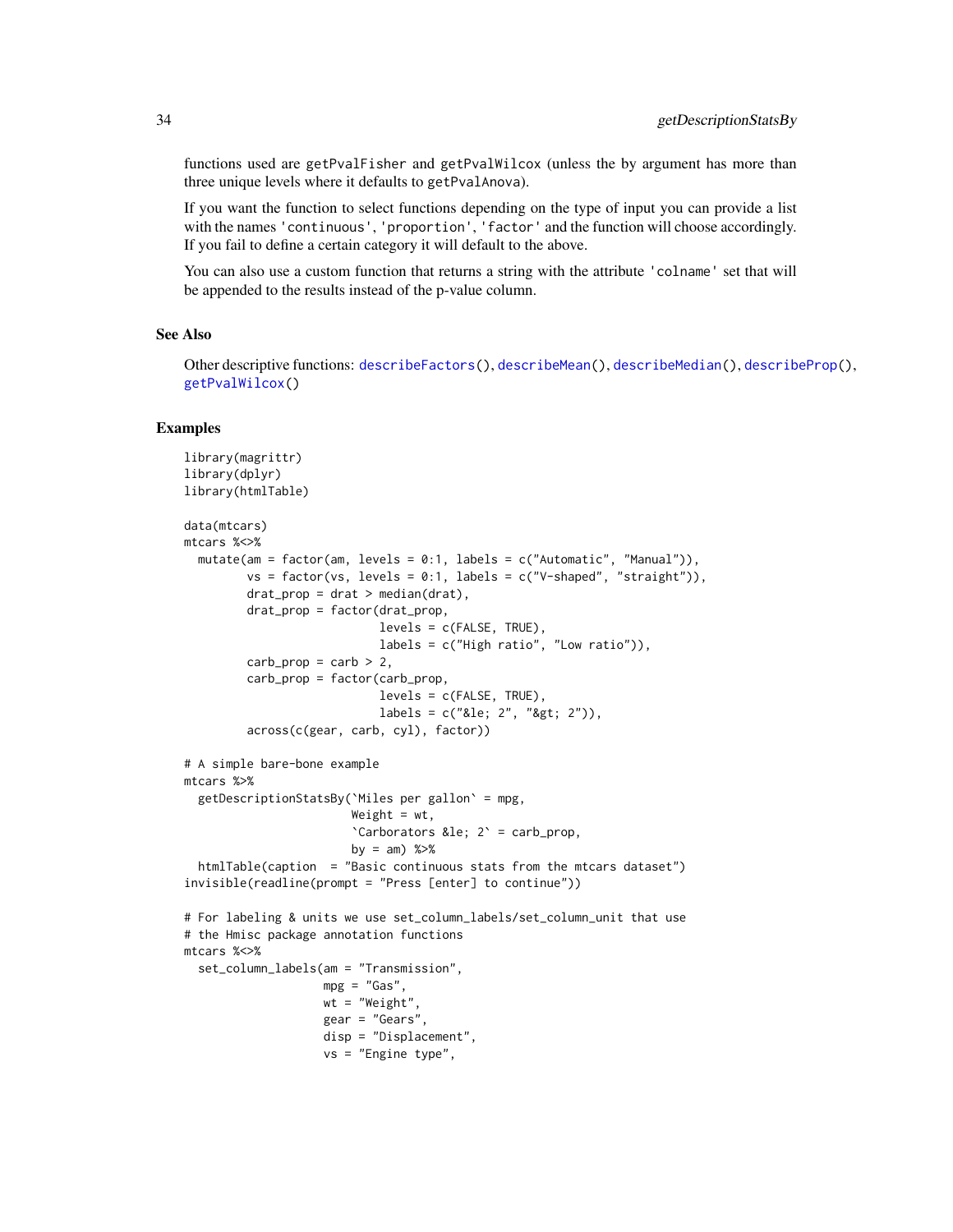functions used are `getPvalFisher` and `getPvalWilcox` (unless the by argument has more than three unique levels where it defaults to `getPvalAnova`).

If you want the function to select functions depending on the type of input you can provide a list with the names `'continuous'`, `'proportion'`, `'factor'` and the function will choose accordingly. If you fail to define a certain category it will default to the above.

You can also use a custom function that returns a string with the attribute `'colname'` set that will be appended to the results instead of the p-value column.

## See Also

Other descriptive functions: `describeFactors()`, `describeMean()`, `describeMedian()`, `describeProp()`, `getPvalWilcox()`

## Examples

```
library(magrittr)
library(dplyr)
library(htmlTable)

data(mtcars)
mtcars %<>%
  mutate(am = factor(am, levels = 0:1, labels = c("Automatic", "Manual")),
         vs = factor(vs, levels = 0:1, labels = c("V-shaped", "straight")),
         drat_prop = drat > median(drat),
         drat_prop = factor(drat_prop,
                           levels = c(FALSE, TRUE),
                           labels = c("High ratio", "Low ratio")),
         carb_prop = carb > 2,
         carb_prop = factor(carb_prop,
                           levels = c(FALSE, TRUE),
                           labels = c("&le; 2", "&gt; 2")),
         across(c(gear, carb, cyl), factor))

# A simple bare-bone example
mtcars %>%
  getDescriptionStatsBy(`Miles per gallon` = mpg,
                        Weight = wt,
                        `Carborators &le; 2` = carb_prop,
                        by = am) %>%
  htmlTable(caption  = "Basic continuous stats from the mtcars dataset")
invisible(readline(prompt = "Press [enter] to continue"))

# For labeling & units we use set_column_labels/set_column_unit that use
# the Hmisc package annotation functions
mtcars %<>%
  set_column_labels(am = "Transmission",
                    mpg = "Gas",
                    wt = "Weight",
                    gear = "Gears",
                    disp = "Displacement",
                    vs = "Engine type",
```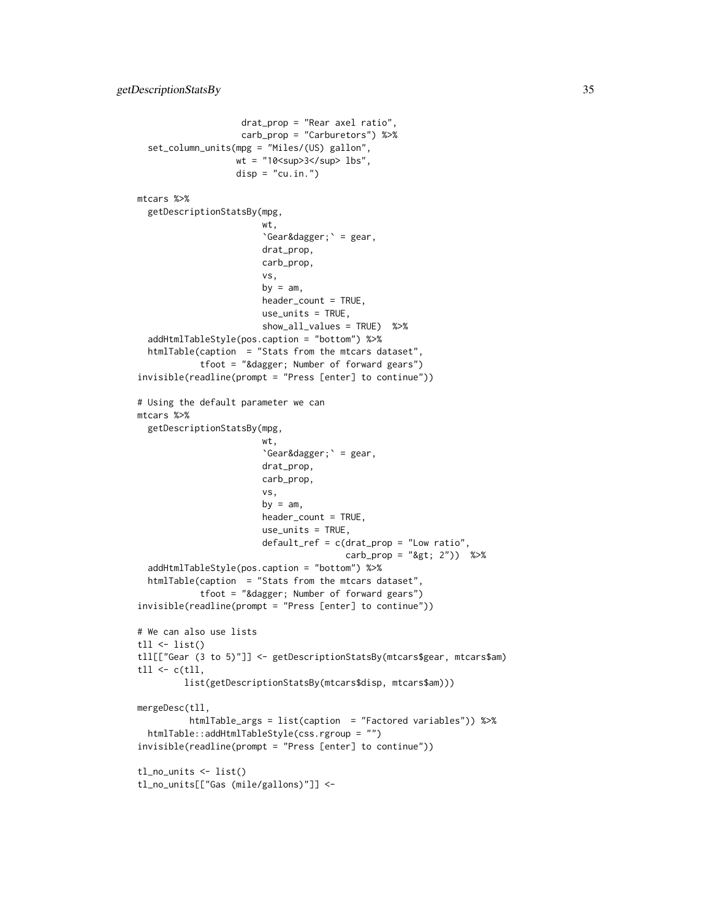```
                   drat_prop = "Rear axel ratio",
                   carb_prop = "Carburetors") %>%
  set_column_units(mpg = "Miles/(US) gallon",
                   wt = "10<sup>3</sup> lbs",
                   disp = "cu.in.")

mtcars %>%
  getDescriptionStatsBy(mpg,
                        wt,
                        `Gear&dagger;` = gear,
                        drat_prop,
                        carb_prop,
                        vs,
                        by = am,
                        header_count = TRUE,
                        use_units = TRUE,
                        show_all_values = TRUE)  %>%
  addHtmlTableStyle(pos.caption = "bottom") %>%
  htmlTable(caption  = "Stats from the mtcars dataset",
            tfoot = "&dagger; Number of forward gears")
invisible(readline(prompt = "Press [enter] to continue"))

# Using the default parameter we can
mtcars %>%
  getDescriptionStatsBy(mpg,
                        wt,
                        `Gear&dagger;` = gear,
                        drat_prop,
                        carb_prop,
                        vs,
                        by = am,
                        header_count = TRUE,
                        use_units = TRUE,
                        default_ref = c(drat_prop = "Low ratio",
                                        carb_prop = "&gt; 2"))  %>%
  addHtmlTableStyle(pos.caption = "bottom") %>%
  htmlTable(caption  = "Stats from the mtcars dataset",
            tfoot = "&dagger; Number of forward gears")
invisible(readline(prompt = "Press [enter] to continue"))

# We can also use lists
tll <- list()
tll[["Gear (3 to 5)"]] <- getDescriptionStatsBy(mtcars$gear, mtcars$am)
tll <- c(tll,
         list(getDescriptionStatsBy(mtcars$disp, mtcars$am)))

mergeDesc(tll,
          htmlTable_args = list(caption  = "Factored variables")) %>%
  htmlTable::addHtmlTableStyle(css.rgroup = "")
invisible(readline(prompt = "Press [enter] to continue"))

tl_no_units <- list()
tl_no_units[["Gas (mile/gallons)"]] <-
```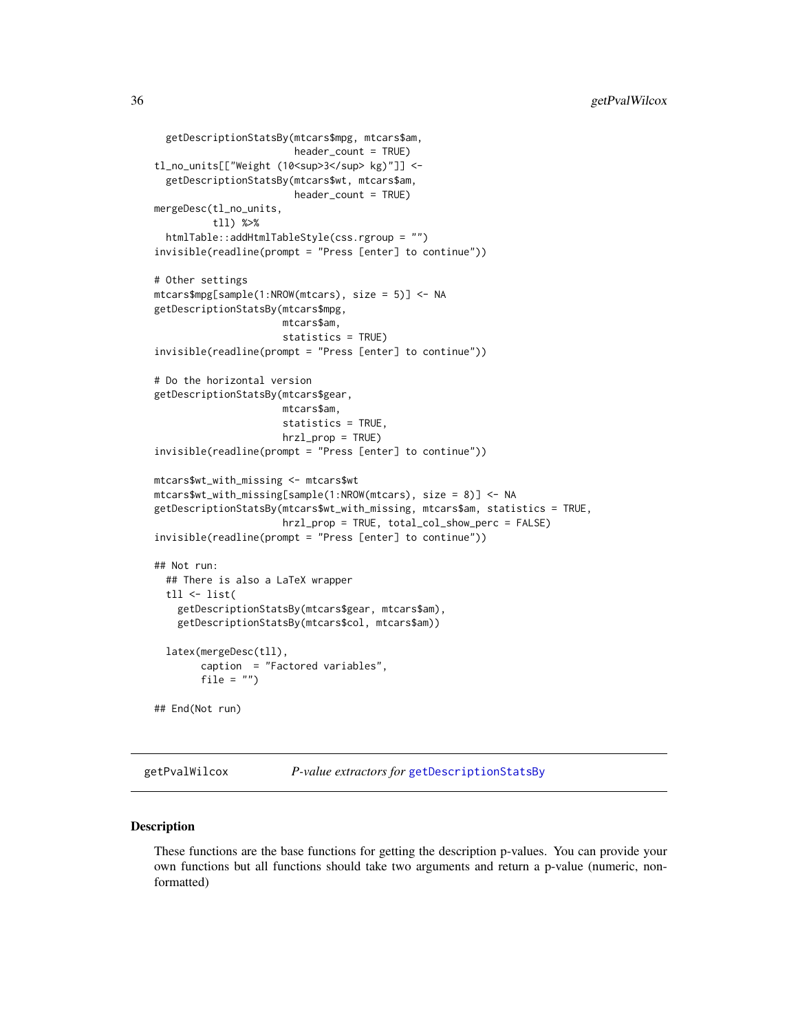```
  getDescriptionStatsBy(mtcars$mpg, mtcars$am,
                        header_count = TRUE)
tl_no_units[["Weight (10<sup>3</sup> kg)"]] <-
  getDescriptionStatsBy(mtcars$wt, mtcars$am,
                        header_count = TRUE)
mergeDesc(tl_no_units,
          tll) %>%
  htmlTable::addHtmlTableStyle(css.rgroup = "")
invisible(readline(prompt = "Press [enter] to continue"))

# Other settings
mtcars$mpg[sample(1:NROW(mtcars), size = 5)] <- NA
getDescriptionStatsBy(mtcars$mpg,
                      mtcars$am,
                      statistics = TRUE)
invisible(readline(prompt = "Press [enter] to continue"))

# Do the horizontal version
getDescriptionStatsBy(mtcars$gear,
                      mtcars$am,
                      statistics = TRUE,
                      hrzl_prop = TRUE)
invisible(readline(prompt = "Press [enter] to continue"))

mtcars$wt_with_missing <- mtcars$wt
mtcars$wt_with_missing[sample(1:NROW(mtcars), size = 8)] <- NA
getDescriptionStatsBy(mtcars$wt_with_missing, mtcars$am, statistics = TRUE,
                      hrzl_prop = TRUE, total_col_show_perc = FALSE)
invisible(readline(prompt = "Press [enter] to continue"))

## Not run:
  ## There is also a LaTeX wrapper
  tll <- list(
    getDescriptionStatsBy(mtcars$gear, mtcars$am),
    getDescriptionStatsBy(mtcars$col, mtcars$am))

  latex(mergeDesc(tll),
        caption  = "Factored variables",
        file = "")

## End(Not run)
```

---

## getPvalWilcox — *P-value extractors for* getDescriptionStatsBy

### Description

These functions are the base functions for getting the description p-values. You can provide your own functions but all functions should take two arguments and return a p-value (numeric, non-formatted)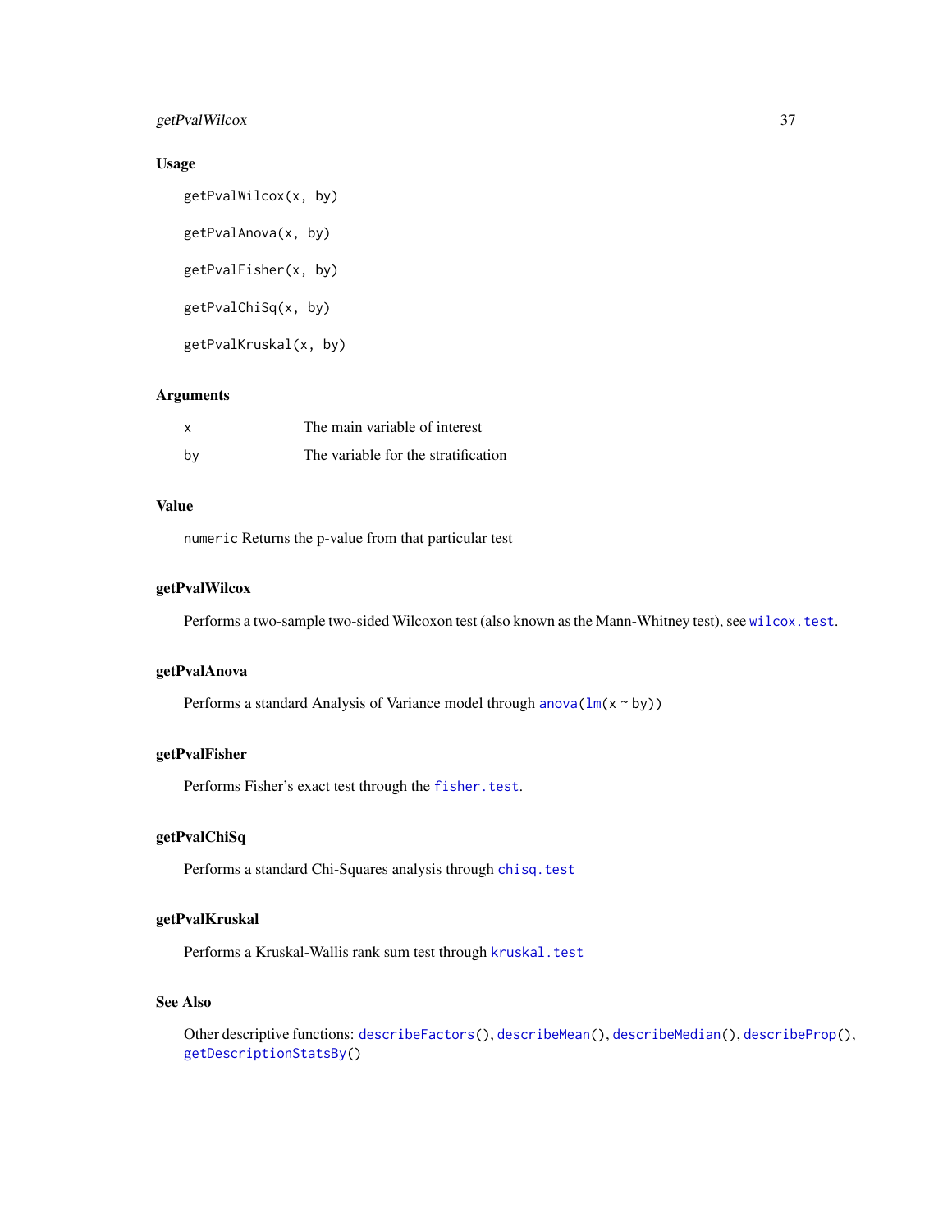### Usage

```
getPvalWilcox(x, by)

getPvalAnova(x, by)

getPvalFisher(x, by)

getPvalChiSq(x, by)

getPvalKruskal(x, by)
```

### Arguments

| | |
|---|---|
| x | The main variable of interest |
| by | The variable for the stratification |

### Value

`numeric` Returns the p-value from that particular test

### getPvalWilcox

Performs a two-sample two-sided Wilcoxon test (also known as the Mann-Whitney test), see `wilcox.test`.

### getPvalAnova

Performs a standard Analysis of Variance model through `anova(lm(x ~ by))`

### getPvalFisher

Performs Fisher's exact test through the `fisher.test`.

### getPvalChiSq

Performs a standard Chi-Squares analysis through `chisq.test`

### getPvalKruskal

Performs a Kruskal-Wallis rank sum test through `kruskal.test`

### See Also

Other descriptive functions: `describeFactors()`, `describeMean()`, `describeMedian()`, `describeProp()`, `getDescriptionStatsBy()`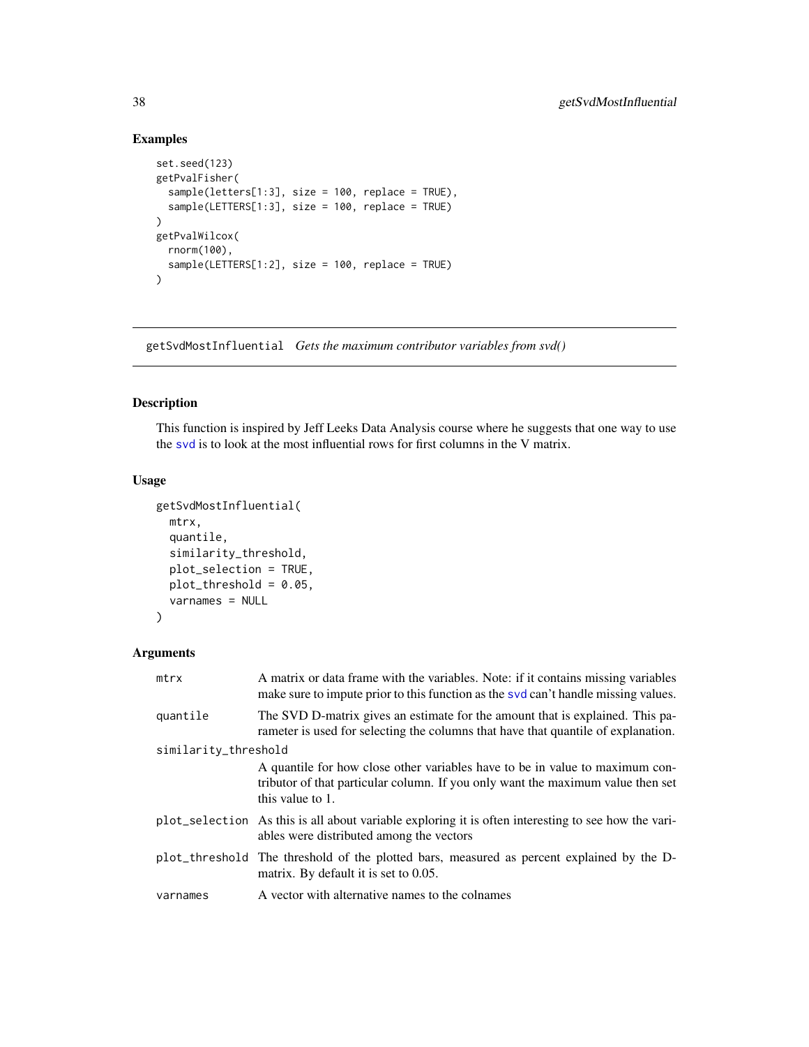## Examples

```
set.seed(123)
getPvalFisher(
  sample(letters[1:3], size = 100, replace = TRUE),
  sample(LETTERS[1:3], size = 100, replace = TRUE)
)
getPvalWilcox(
  rnorm(100),
  sample(LETTERS[1:2], size = 100, replace = TRUE)
)
```

---

# getSvdMostInfluential *Gets the maximum contributor variables from svd()*

---

## Description

This function is inspired by Jeff Leeks Data Analysis course where he suggests that one way to use the svd is to look at the most influential rows for first columns in the V matrix.

## Usage

```
getSvdMostInfluential(
  mtrx,
  quantile,
  similarity_threshold,
  plot_selection = TRUE,
  plot_threshold = 0.05,
  varnames = NULL
)
```

## Arguments

| | |
|---|---|
| mtrx | A matrix or data frame with the variables. Note: if it contains missing variables make sure to impute prior to this function as the svd can't handle missing values. |
| quantile | The SVD D-matrix gives an estimate for the amount that is explained. This parameter is used for selecting the columns that have that quantile of explanation. |
| similarity_threshold | A quantile for how close other variables have to be in value to maximum contributor of that particular column. If you only want the maximum value then set this value to 1. |
| plot_selection | As this is all about variable exploring it is often interesting to see how the variables were distributed among the vectors |
| plot_threshold | The threshold of the plotted bars, measured as percent explained by the D-matrix. By default it is set to 0.05. |
| varnames | A vector with alternative names to the colnames |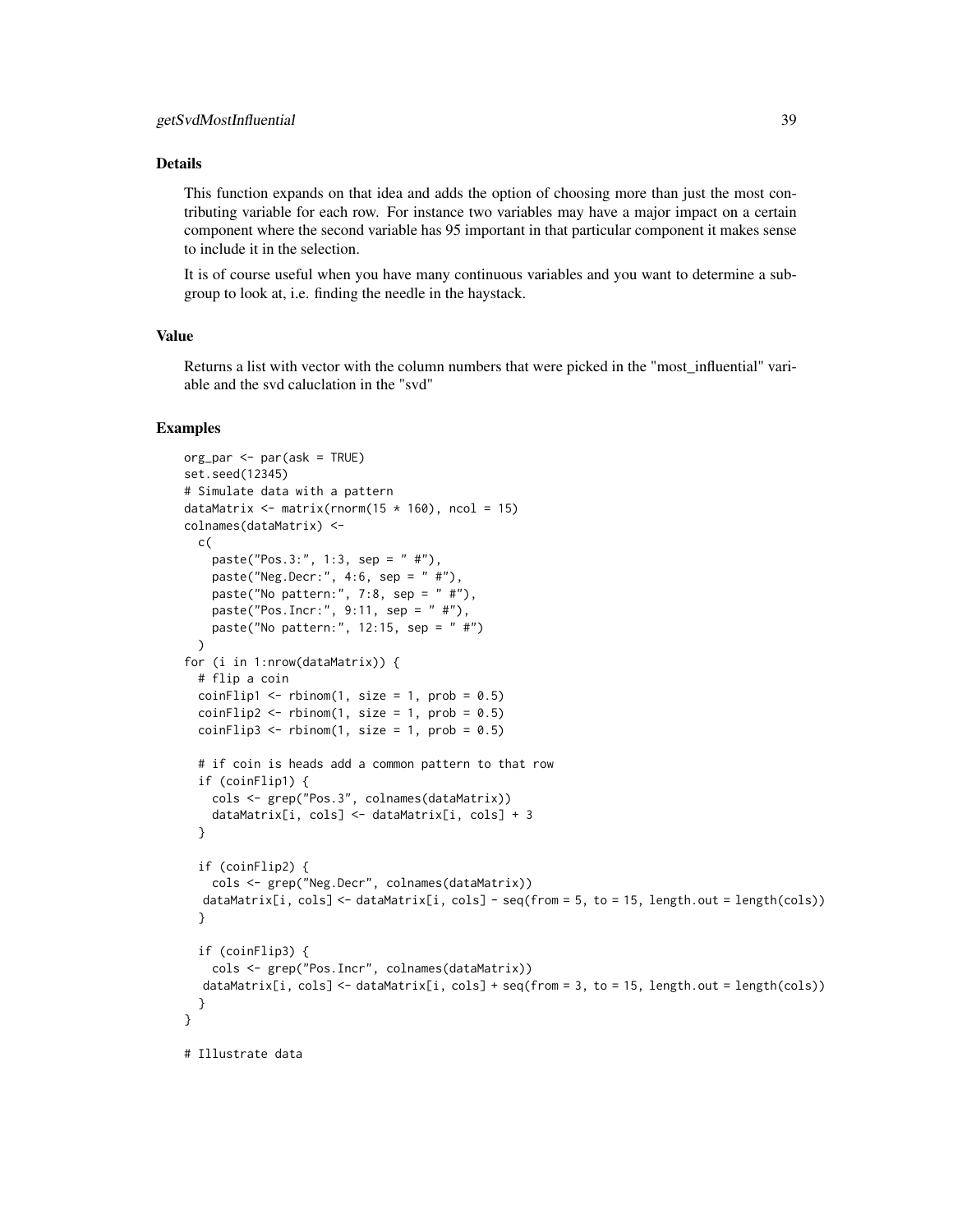### Details

This function expands on that idea and adds the option of choosing more than just the most contributing variable for each row. For instance two variables may have a major impact on a certain component where the second variable has 95 important in that particular component it makes sense to include it in the selection.

It is of course useful when you have many continuous variables and you want to determine a subgroup to look at, i.e. finding the needle in the haystack.

### Value

Returns a list with vector with the column numbers that were picked in the "most_influential" variable and the svd caluclation in the "svd"

### Examples

```
org_par <- par(ask = TRUE)
set.seed(12345)
# Simulate data with a pattern
dataMatrix <- matrix(rnorm(15 * 160), ncol = 15)
colnames(dataMatrix) <-
  c(
    paste("Pos.3:", 1:3, sep = " #"),
    paste("Neg.Decr:", 4:6, sep = " #"),
    paste("No pattern:", 7:8, sep = " #"),
    paste("Pos.Incr:", 9:11, sep = " #"),
    paste("No pattern:", 12:15, sep = " #")
  )
for (i in 1:nrow(dataMatrix)) {
  # flip a coin
  coinFlip1 <- rbinom(1, size = 1, prob = 0.5)
  coinFlip2 <- rbinom(1, size = 1, prob = 0.5)
  coinFlip3 <- rbinom(1, size = 1, prob = 0.5)

  # if coin is heads add a common pattern to that row
  if (coinFlip1) {
    cols <- grep("Pos.3", colnames(dataMatrix))
    dataMatrix[i, cols] <- dataMatrix[i, cols] + 3
  }

  if (coinFlip2) {
    cols <- grep("Neg.Decr", colnames(dataMatrix))
   dataMatrix[i, cols] <- dataMatrix[i, cols] - seq(from = 5, to = 15, length.out = length(cols))
  }

  if (coinFlip3) {
    cols <- grep("Pos.Incr", colnames(dataMatrix))
   dataMatrix[i, cols] <- dataMatrix[i, cols] + seq(from = 3, to = 15, length.out = length(cols))
  }
}

# Illustrate data
```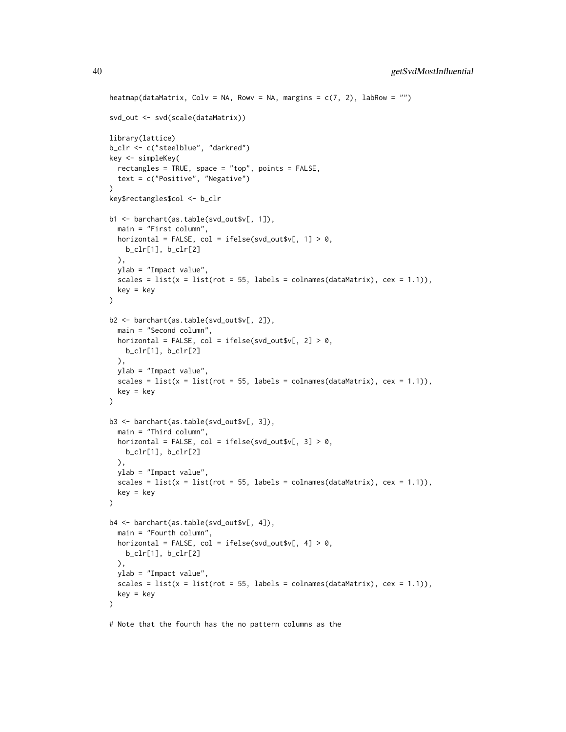```
heatmap(dataMatrix, Colv = NA, Rowv = NA, margins = c(7, 2), labRow = "")

svd_out <- svd(scale(dataMatrix))

library(lattice)
b_clr <- c("steelblue", "darkred")
key <- simpleKey(
  rectangles = TRUE, space = "top", points = FALSE,
  text = c("Positive", "Negative")
)
key$rectangles$col <- b_clr

b1 <- barchart(as.table(svd_out$v[, 1]),
  main = "First column",
  horizontal = FALSE, col = ifelse(svd_out$v[, 1] > 0,
    b_clr[1], b_clr[2]
  ),
  ylab = "Impact value",
  scales = list(x = list(rot = 55, labels = colnames(dataMatrix), cex = 1.1)),
  key = key
)

b2 <- barchart(as.table(svd_out$v[, 2]),
  main = "Second column",
  horizontal = FALSE, col = ifelse(svd_out$v[, 2] > 0,
    b_clr[1], b_clr[2]
  ),
  ylab = "Impact value",
  scales = list(x = list(rot = 55, labels = colnames(dataMatrix), cex = 1.1)),
  key = key
)

b3 <- barchart(as.table(svd_out$v[, 3]),
  main = "Third column",
  horizontal = FALSE, col = ifelse(svd_out$v[, 3] > 0,
    b_clr[1], b_clr[2]
  ),
  ylab = "Impact value",
  scales = list(x = list(rot = 55, labels = colnames(dataMatrix), cex = 1.1)),
  key = key
)

b4 <- barchart(as.table(svd_out$v[, 4]),
  main = "Fourth column",
  horizontal = FALSE, col = ifelse(svd_out$v[, 4] > 0,
    b_clr[1], b_clr[2]
  ),
  ylab = "Impact value",
  scales = list(x = list(rot = 55, labels = colnames(dataMatrix), cex = 1.1)),
  key = key
)

# Note that the fourth has the no pattern columns as the
```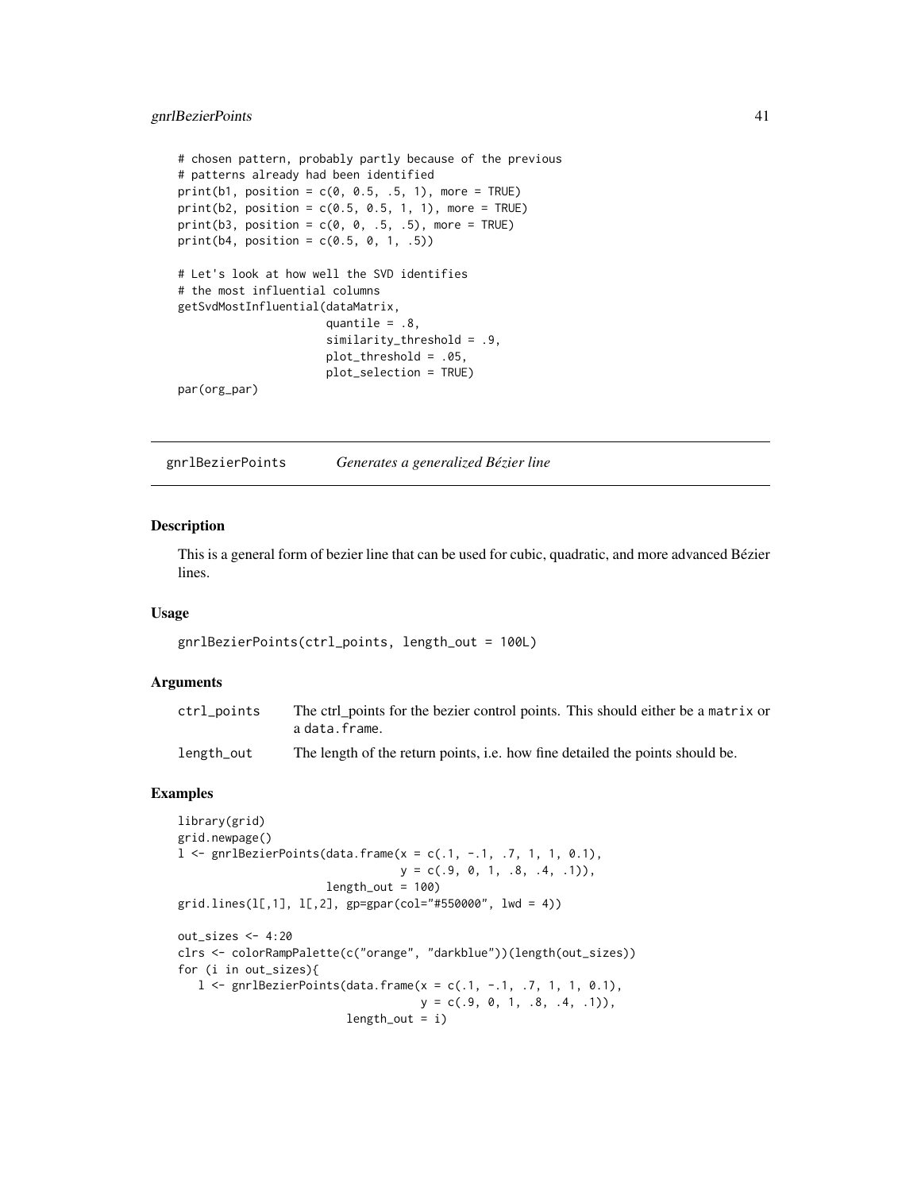```
# chosen pattern, probably partly because of the previous
# patterns already had been identified
print(b1, position = c(0, 0.5, .5, 1), more = TRUE)
print(b2, position = c(0.5, 0.5, 1, 1), more = TRUE)
print(b3, position = c(0, 0, .5, .5), more = TRUE)
print(b4, position = c(0.5, 0, 1, .5))

# Let's look at how well the SVD identifies
# the most influential columns
getSvdMostInfluential(dataMatrix,
                      quantile = .8,
                      similarity_threshold = .9,
                      plot_threshold = .05,
                      plot_selection = TRUE)
par(org_par)
```

## gnrlBezierPoints — *Generates a generalized Bézier line*

### Description

This is a general form of bezier line that can be used for cubic, quadratic, and more advanced Bézier lines.

### Usage

```
gnrlBezierPoints(ctrl_points, length_out = 100L)
```

### Arguments

| | |
|---|---|
| ctrl_points | The ctrl_points for the bezier control points. This should either be a `matrix` or a `data.frame`. |
| length_out | The length of the return points, i.e. how fine detailed the points should be. |

### Examples

```
library(grid)
grid.newpage()
l <- gnrlBezierPoints(data.frame(x = c(.1, -.1, .7, 1, 1, 0.1),
                                 y = c(.9, 0, 1, .8, .4, .1)),
                      length_out = 100)
grid.lines(l[,1], l[,2], gp=gpar(col="#550000", lwd = 4))

out_sizes <- 4:20
clrs <- colorRampPalette(c("orange", "darkblue"))(length(out_sizes))
for (i in out_sizes){
   l <- gnrlBezierPoints(data.frame(x = c(.1, -.1, .7, 1, 1, 0.1),
                                    y = c(.9, 0, 1, .8, .4, .1)),
                         length_out = i)
```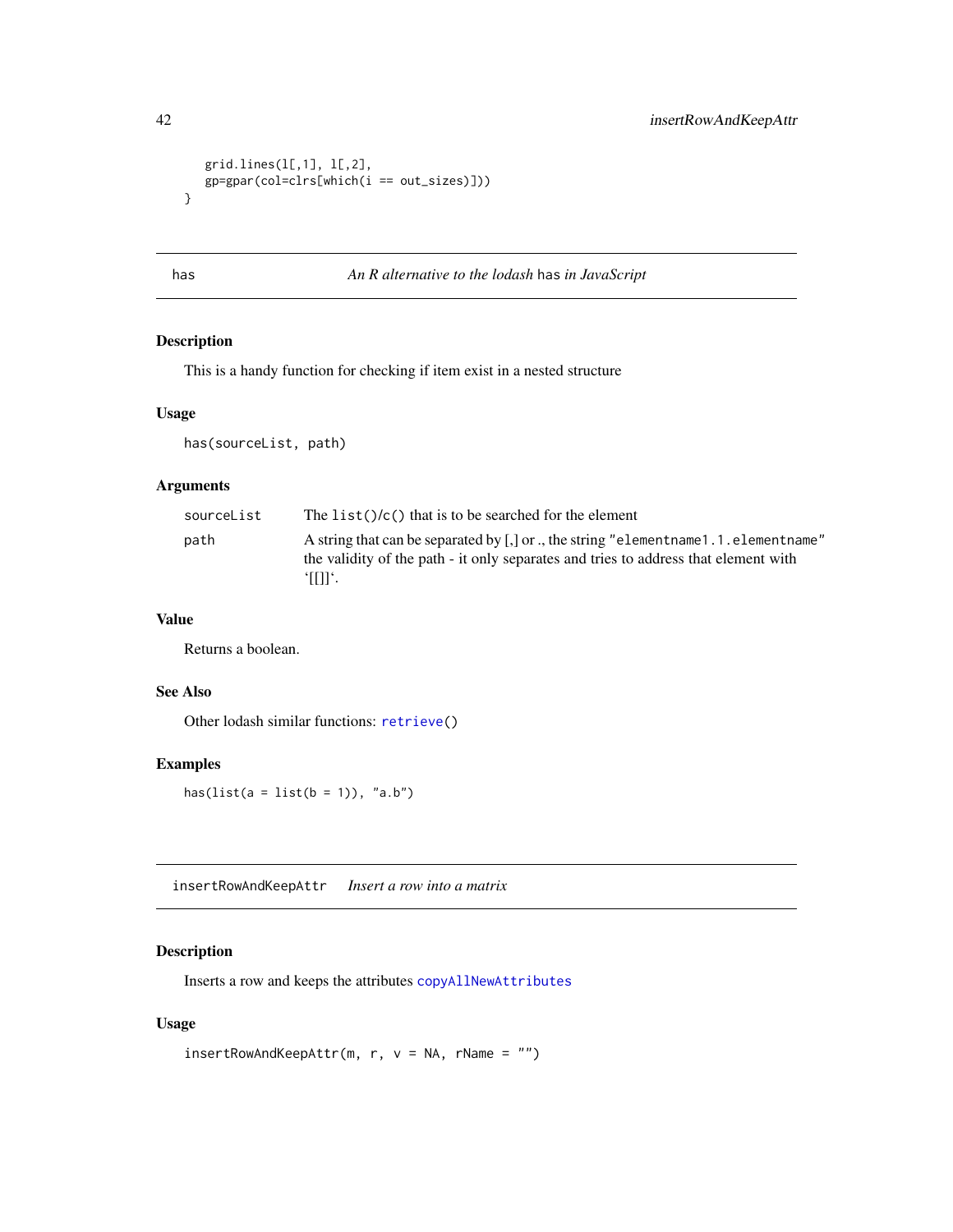```
    grid.lines(l[,1], l[,2],
    gp=gpar(col=clrs[which(i == out_sizes)]))
}
```

## has — *An R alternative to the lodash* `has` *in JavaScript*

### Description

This is a handy function for checking if item exist in a nested structure

### Usage

```
has(sourceList, path)
```

### Arguments

| | |
|---|---|
| `sourceList` | The `list()/c()` that is to be searched for the element |
| `path` | A string that can be separated by [,] or ., the string `"elementname1.1.elementname"` the validity of the path - it only separates and tries to address that element with `[[]]`. |

### Value

Returns a boolean.

### See Also

Other lodash similar functions: `retrieve()`

### Examples

```
has(list(a = list(b = 1)), "a.b")
```

## insertRowAndKeepAttr — *Insert a row into a matrix*

### Description

Inserts a row and keeps the attributes `copyAllNewAttributes`

### Usage

```
insertRowAndKeepAttr(m, r, v = NA, rName = "")
```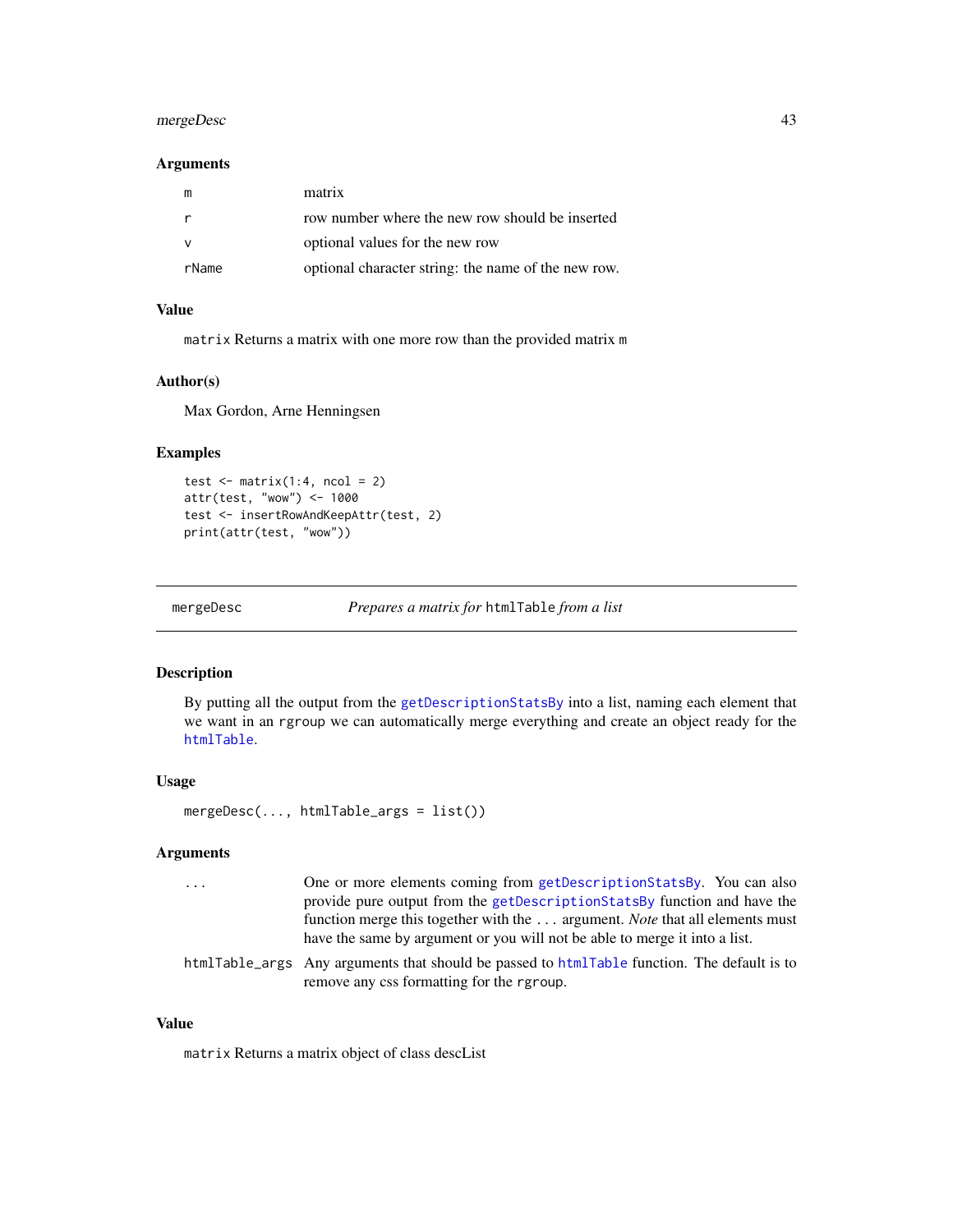### Arguments

| | |
|---|---|
| m | matrix |
| r | row number where the new row should be inserted |
| v | optional values for the new row |
| rName | optional character string: the name of the new row. |

### Value

`matrix` Returns a matrix with one more row than the provided matrix `m`

### Author(s)

Max Gordon, Arne Henningsen

### Examples

```
test <- matrix(1:4, ncol = 2)
attr(test, "wow") <- 1000
test <- insertRowAndKeepAttr(test, 2)
print(attr(test, "wow"))
```

---

## mergeDesc — *Prepares a matrix for* `htmlTable` *from a list*

### Description

By putting all the output from the `getDescriptionStatsBy` into a list, naming each element that we want in an `rgroup` we can automatically merge everything and create an object ready for the `htmlTable`.

### Usage

```
mergeDesc(..., htmlTable_args = list())
```

### Arguments

| | |
|---|---|
| ... | One or more elements coming from `getDescriptionStatsBy`. You can also provide pure output from the `getDescriptionStatsBy` function and have the function merge this together with the ... argument. *Note* that all elements must have the same by argument or you will not be able to merge it into a list. |
| htmlTable_args | Any arguments that should be passed to `htmlTable` function. The default is to remove any css formatting for the `rgroup`. |

### Value

`matrix` Returns a matrix object of class descList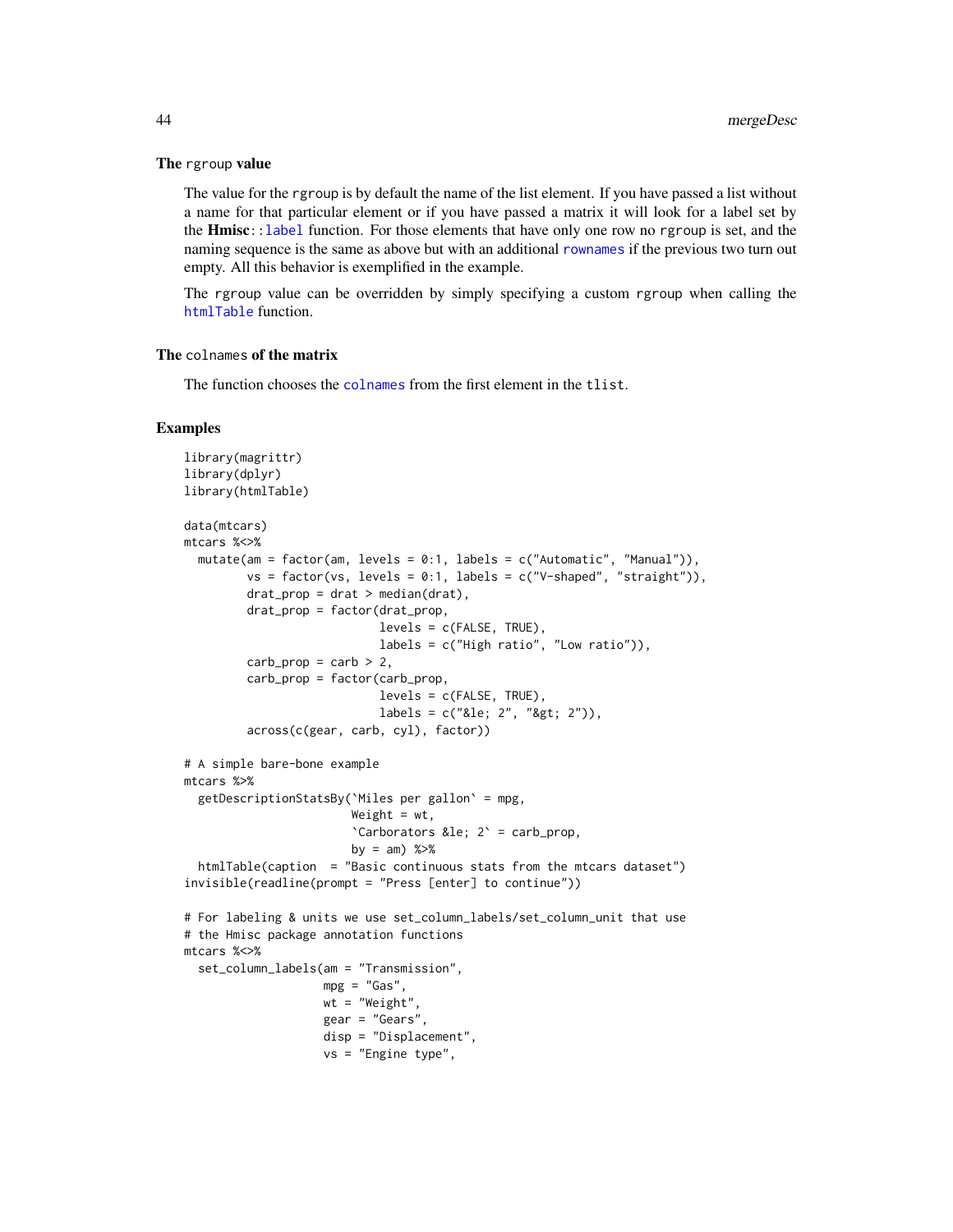### The `rgroup` value

The value for the `rgroup` is by default the name of the list element. If you have passed a list without a name for that particular element or if you have passed a matrix it will look for a label set by the **Hmisc**::`label` function. For those elements that have only one row no `rgroup` is set, and the naming sequence is the same as above but with an additional `rownames` if the previous two turn out empty. All this behavior is exemplified in the example.

The `rgroup` value can be overridden by simply specifying a custom `rgroup` when calling the `htmlTable` function.

### The `colnames` of the matrix

The function chooses the `colnames` from the first element in the `tlist`.

## Examples

```
library(magrittr)
library(dplyr)
library(htmlTable)

data(mtcars)
mtcars %<>%
  mutate(am = factor(am, levels = 0:1, labels = c("Automatic", "Manual")),
         vs = factor(vs, levels = 0:1, labels = c("V-shaped", "straight")),
         drat_prop = drat > median(drat),
         drat_prop = factor(drat_prop,
                            levels = c(FALSE, TRUE),
                            labels = c("High ratio", "Low ratio")),
         carb_prop = carb > 2,
         carb_prop = factor(carb_prop,
                            levels = c(FALSE, TRUE),
                            labels = c("&le; 2", "&gt; 2")),
         across(c(gear, carb, cyl), factor))

# A simple bare-bone example
mtcars %>%
  getDescriptionStatsBy(`Miles per gallon` = mpg,
                        Weight = wt,
                        `Carborators &le; 2` = carb_prop,
                        by = am) %>%
  htmlTable(caption  = "Basic continuous stats from the mtcars dataset")
invisible(readline(prompt = "Press [enter] to continue"))

# For labeling & units we use set_column_labels/set_column_unit that use
# the Hmisc package annotation functions
mtcars %<>%
  set_column_labels(am = "Transmission",
                    mpg = "Gas",
                    wt = "Weight",
                    gear = "Gears",
                    disp = "Displacement",
                    vs = "Engine type",
```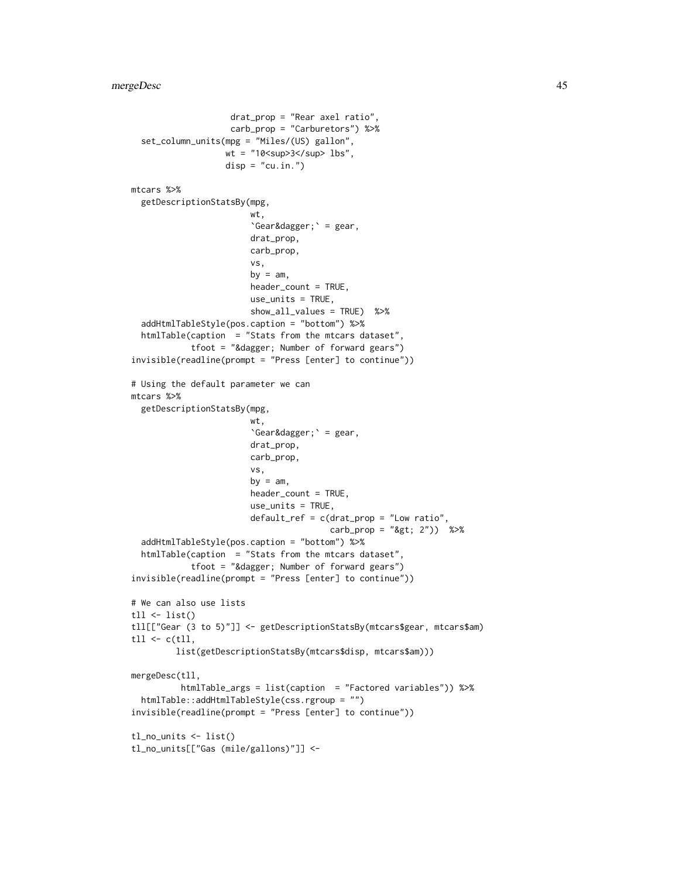```
                    drat_prop = "Rear axel ratio",
                    carb_prop = "Carburetors") %>%
  set_column_units(mpg = "Miles/(US) gallon",
                   wt = "10<sup>3</sup> lbs",
                   disp = "cu.in.")

mtcars %>%
  getDescriptionStatsBy(mpg,
                        wt,
                        `Gear&dagger;` = gear,
                        drat_prop,
                        carb_prop,
                        vs,
                        by = am,
                        header_count = TRUE,
                        use_units = TRUE,
                        show_all_values = TRUE)  %>%
  addHtmlTableStyle(pos.caption = "bottom") %>%
  htmlTable(caption  = "Stats from the mtcars dataset",
            tfoot = "&dagger; Number of forward gears")
invisible(readline(prompt = "Press [enter] to continue"))

# Using the default parameter we can
mtcars %>%
  getDescriptionStatsBy(mpg,
                        wt,
                        `Gear&dagger;` = gear,
                        drat_prop,
                        carb_prop,
                        vs,
                        by = am,
                        header_count = TRUE,
                        use_units = TRUE,
                        default_ref = c(drat_prop = "Low ratio",
                                        carb_prop = "&gt; 2"))  %>%
  addHtmlTableStyle(pos.caption = "bottom") %>%
  htmlTable(caption  = "Stats from the mtcars dataset",
            tfoot = "&dagger; Number of forward gears")
invisible(readline(prompt = "Press [enter] to continue"))

# We can also use lists
tll <- list()
tll[["Gear (3 to 5)"]] <- getDescriptionStatsBy(mtcars$gear, mtcars$am)
tll <- c(tll,
         list(getDescriptionStatsBy(mtcars$disp, mtcars$am)))

mergeDesc(tll,
          htmlTable_args = list(caption  = "Factored variables")) %>%
  htmlTable::addHtmlTableStyle(css.rgroup = "")
invisible(readline(prompt = "Press [enter] to continue"))

tl_no_units <- list()
tl_no_units[["Gas (mile/gallons)"]] <-
```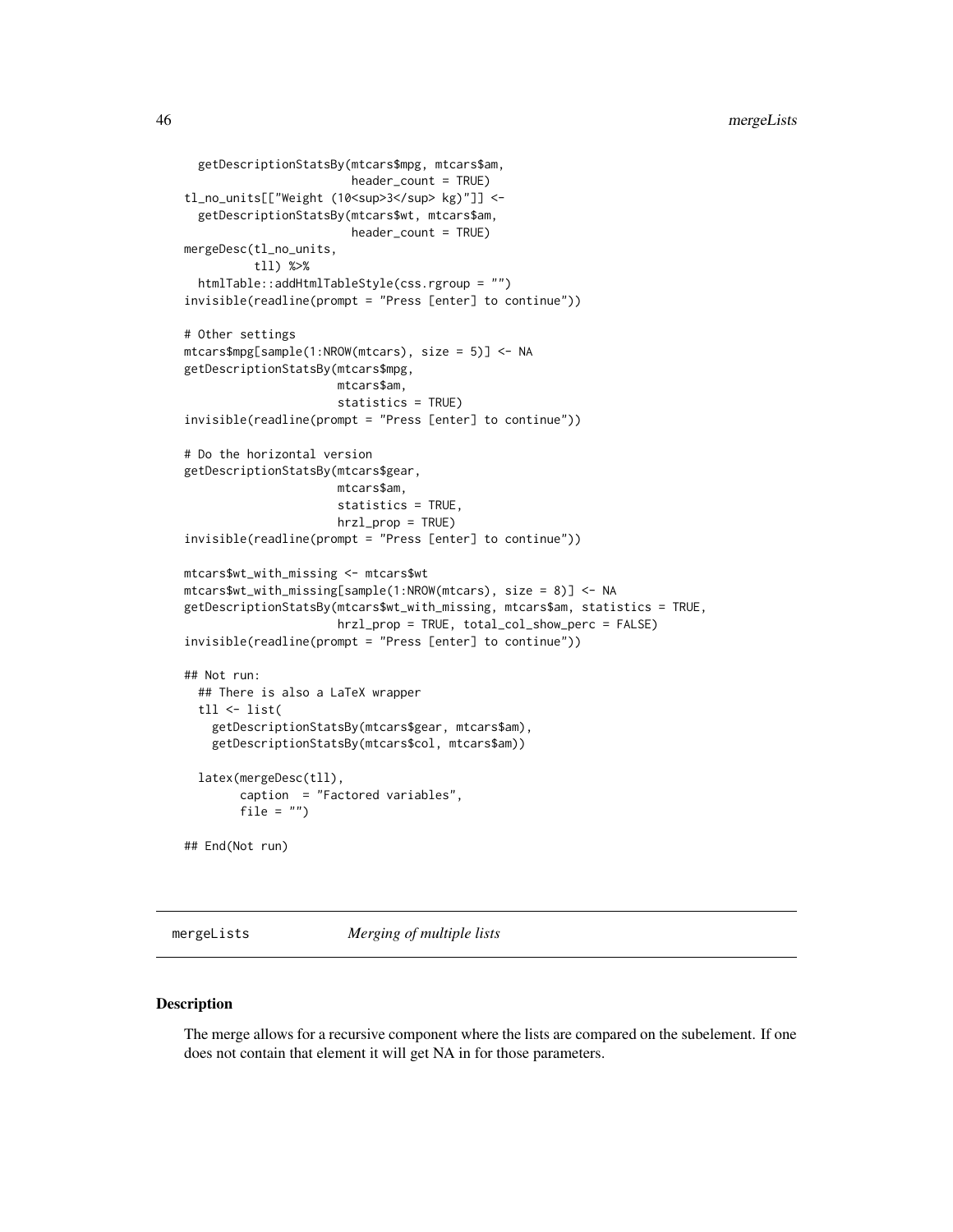```
  getDescriptionStatsBy(mtcars$mpg, mtcars$am,
                        header_count = TRUE)
tl_no_units[["Weight (10<sup>3</sup> kg)"]] <-
  getDescriptionStatsBy(mtcars$wt, mtcars$am,
                        header_count = TRUE)
mergeDesc(tl_no_units,
          tll) %>%
  htmlTable::addHtmlTableStyle(css.rgroup = "")
invisible(readline(prompt = "Press [enter] to continue"))

# Other settings
mtcars$mpg[sample(1:NROW(mtcars), size = 5)] <- NA
getDescriptionStatsBy(mtcars$mpg,
                      mtcars$am,
                      statistics = TRUE)
invisible(readline(prompt = "Press [enter] to continue"))

# Do the horizontal version
getDescriptionStatsBy(mtcars$gear,
                      mtcars$am,
                      statistics = TRUE,
                      hrzl_prop = TRUE)
invisible(readline(prompt = "Press [enter] to continue"))

mtcars$wt_with_missing <- mtcars$wt
mtcars$wt_with_missing[sample(1:NROW(mtcars), size = 8)] <- NA
getDescriptionStatsBy(mtcars$wt_with_missing, mtcars$am, statistics = TRUE,
                      hrzl_prop = TRUE, total_col_show_perc = FALSE)
invisible(readline(prompt = "Press [enter] to continue"))

## Not run:
  ## There is also a LaTeX wrapper
  tll <- list(
    getDescriptionStatsBy(mtcars$gear, mtcars$am),
    getDescriptionStatsBy(mtcars$col, mtcars$am))

  latex(mergeDesc(tll),
        caption  = "Factored variables",
        file = "")

## End(Not run)
```

## mergeLists — *Merging of multiple lists*

### Description

The merge allows for a recursive component where the lists are compared on the subelement. If one does not contain that element it will get NA in for those parameters.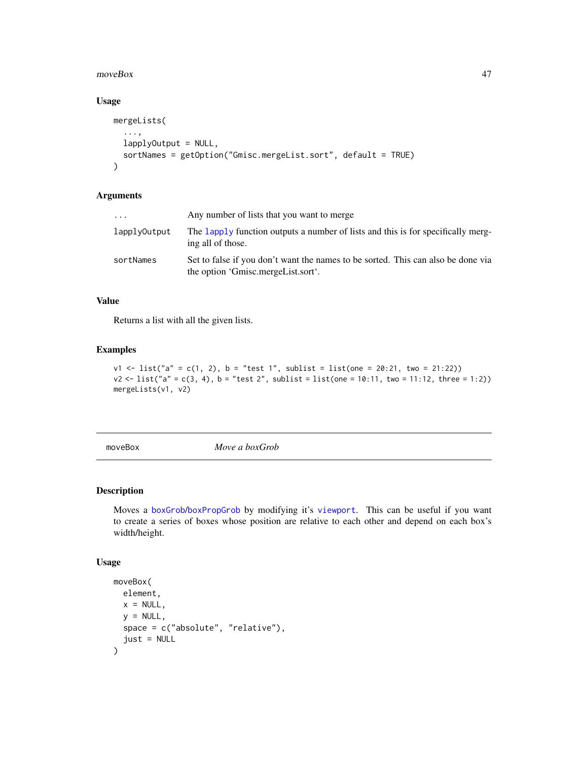### Usage

```
mergeLists(
  ...,
  lapplyOutput = NULL,
  sortNames = getOption("Gmisc.mergeList.sort", default = TRUE)
)
```

### Arguments

| | |
|---|---|
| ... | Any number of lists that you want to merge |
| lapplyOutput | The lapply function outputs a number of lists and this is for specifically merging all of those. |
| sortNames | Set to false if you don't want the names to be sorted. This can also be done via the option 'Gmisc.mergeList.sort'. |

### Value

Returns a list with all the given lists.

### Examples

```
v1 <- list("a" = c(1, 2), b = "test 1", sublist = list(one = 20:21, two = 21:22))
v2 <- list("a" = c(3, 4), b = "test 2", sublist = list(one = 10:11, two = 11:12, three = 1:2))
mergeLists(v1, v2)
```

---

## moveBox *Move a boxGrob*

### Description

Moves a boxGrob/boxPropGrob by modifying it's viewport. This can be useful if you want to create a series of boxes whose position are relative to each other and depend on each box's width/height.

### Usage

```
moveBox(
  element,
  x = NULL,
  y = NULL,
  space = c("absolute", "relative"),
  just = NULL
)
```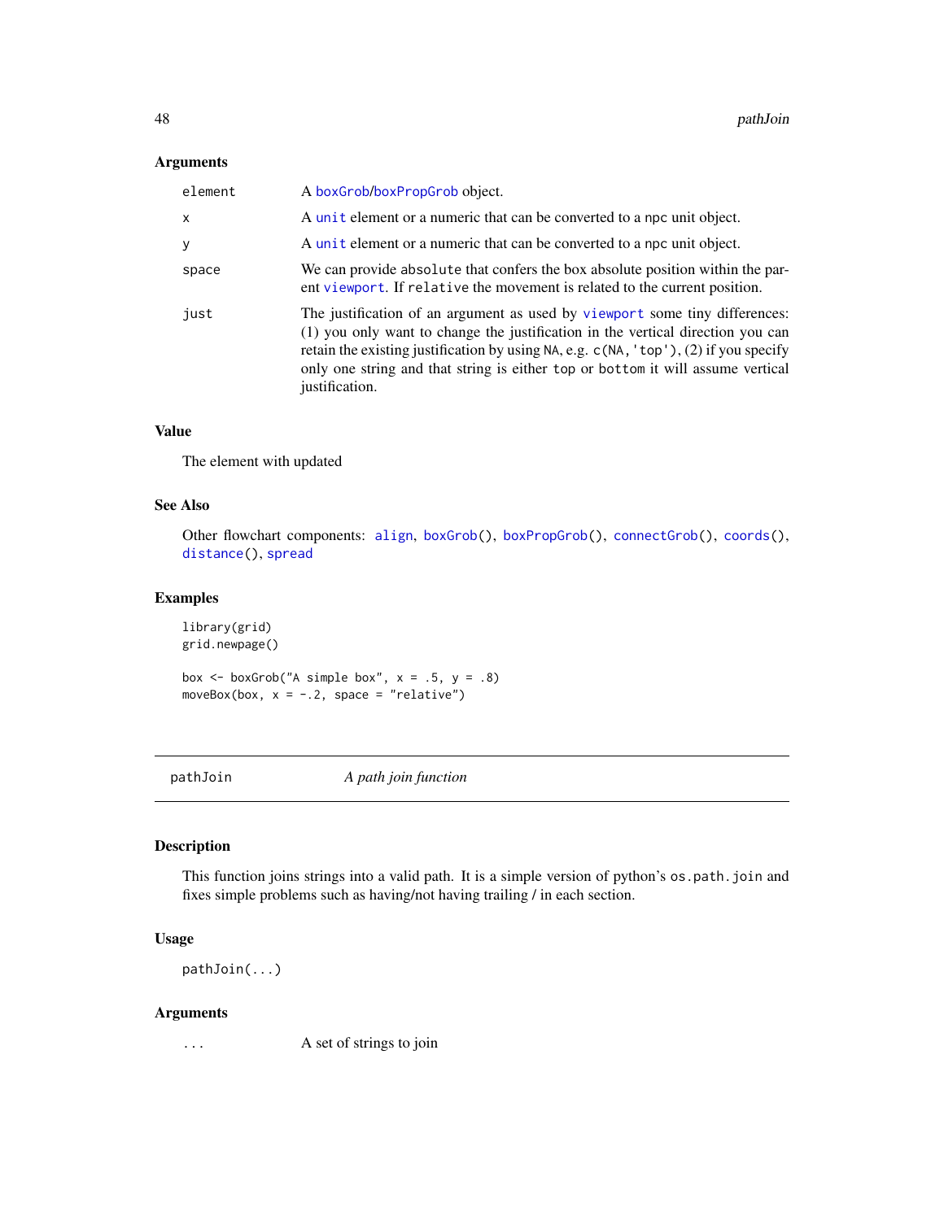### Arguments

| | |
|---|---|
| `element` | A `boxGrob`/`boxPropGrob` object. |
| `x` | A `unit` element or a numeric that can be converted to a `npc` unit object. |
| `y` | A `unit` element or a numeric that can be converted to a `npc` unit object. |
| `space` | We can provide `absolute` that confers the box absolute position within the parent `viewport`. If `relative` the movement is related to the current position. |
| `just` | The justification of an argument as used by `viewport` some tiny differences: (1) you only want to change the justification in the vertical direction you can retain the existing justification by using `NA`, e.g. `c(NA, 'top')`, (2) if you specify only one string and that string is either `top` or `bottom` it will assume vertical justification. |

### Value

The element with updated

### See Also

Other flowchart components: `align`, `boxGrob()`, `boxPropGrob()`, `connectGrob()`, `coords()`, `distance()`, `spread`

### Examples

```
library(grid)
grid.newpage()

box <- boxGrob("A simple box", x = .5, y = .8)
moveBox(box, x = -.2, space = "relative")
```

---

## pathJoin *A path join function*

---

### Description

This function joins strings into a valid path. It is a simple version of python's `os.path.join` and fixes simple problems such as having/not having trailing / in each section.

### Usage

```
pathJoin(...)
```

### Arguments

| | |
|---|---|
| `...` | A set of strings to join |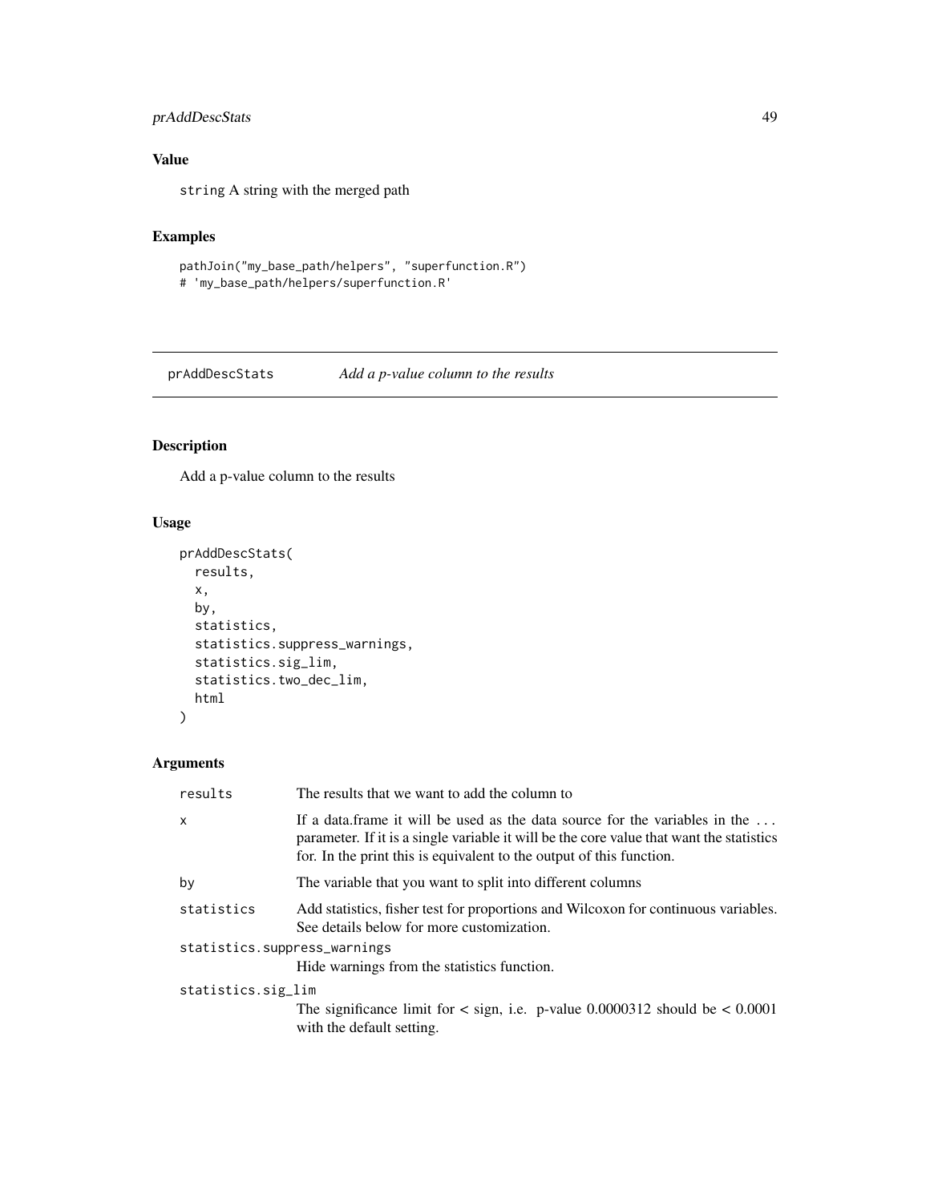## Value

string A string with the merged path

## Examples

```
pathJoin("my_base_path/helpers", "superfunction.R")
# 'my_base_path/helpers/superfunction.R'
```

---

# prAddDescStats *Add a p-value column to the results*

## Description

Add a p-value column to the results

## Usage

```
prAddDescStats(
  results,
  x,
  by,
  statistics,
  statistics.suppress_warnings,
  statistics.sig_lim,
  statistics.two_dec_lim,
  html
)
```

## Arguments

| | |
|---|---|
| results | The results that we want to add the column to |
| x | If a data.frame it will be used as the data source for the variables in the ... parameter. If it is a single variable it will be the core value that want the statistics for. In the print this is equivalent to the output of this function. |
| by | The variable that you want to split into different columns |
| statistics | Add statistics, fisher test for proportions and Wilcoxon for continuous variables. See details below for more customization. |
| statistics.suppress_warnings | Hide warnings from the statistics function. |
| statistics.sig_lim | The significance limit for < sign, i.e. p-value 0.0000312 should be < 0.0001 with the default setting. |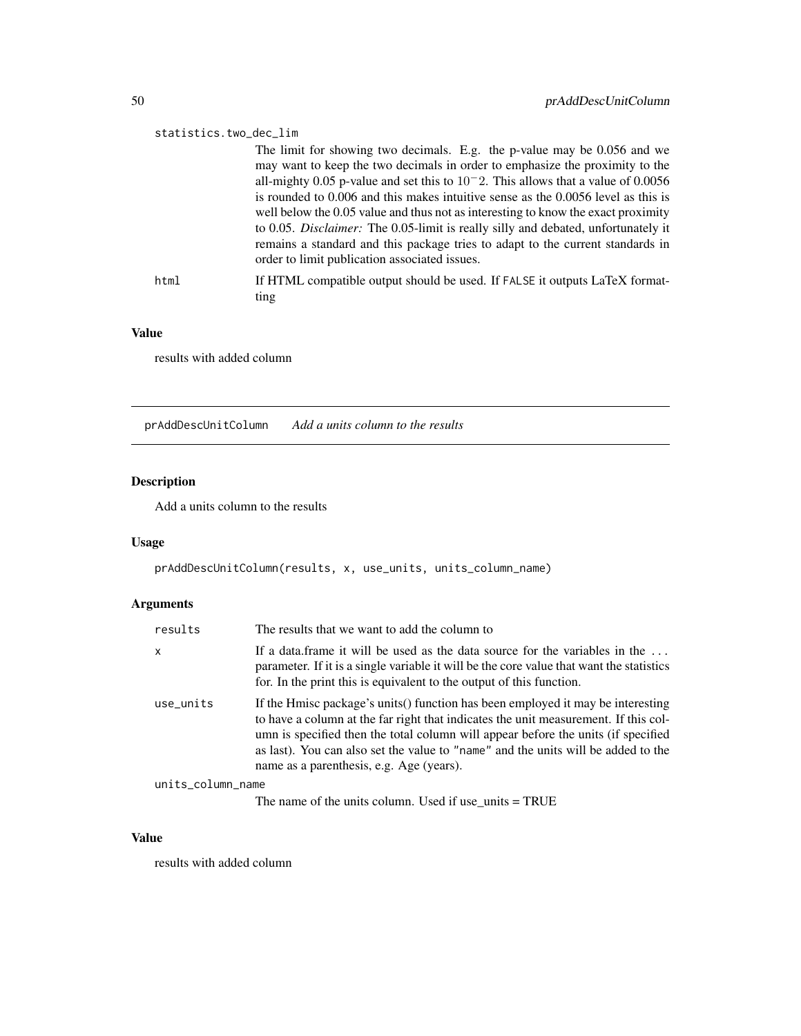statistics.two_dec_lim

The limit for showing two decimals. E.g. the p-value may be 0.056 and we may want to keep the two decimals in order to emphasize the proximity to the all-mighty 0.05 p-value and set this to $10^{-2}$. This allows that a value of 0.0056 is rounded to 0.006 and this makes intuitive sense as the 0.0056 level as this is well below the 0.05 value and thus not as interesting to know the exact proximity to 0.05. *Disclaimer:* The 0.05-limit is really silly and debated, unfortunately it remains a standard and this package tries to adapt to the current standards in order to limit publication associated issues.

html
If HTML compatible output should be used. If `FALSE` it outputs LaTeX formatting

### Value

results with added column

---

## prAddDescUnitColumn *Add a units column to the results*

### Description

Add a units column to the results

### Usage

```
prAddDescUnitColumn(results, x, use_units, units_column_name)
```

### Arguments

| | |
|---|---|
| results | The results that we want to add the column to |
| x | If a data.frame it will be used as the data source for the variables in the ... parameter. If it is a single variable it will be the core value that want the statistics for. In the print this is equivalent to the output of this function. |
| use_units | If the Hmisc package's units() function has been employed it may be interesting to have a column at the far right that indicates the unit measurement. If this column is specified then the total column will appear before the units (if specified as last). You can also set the value to "name" and the units will be added to the name as a parenthesis, e.g. Age (years). |
| units_column_name | The name of the units column. Used if use_units = TRUE |

### Value

results with added column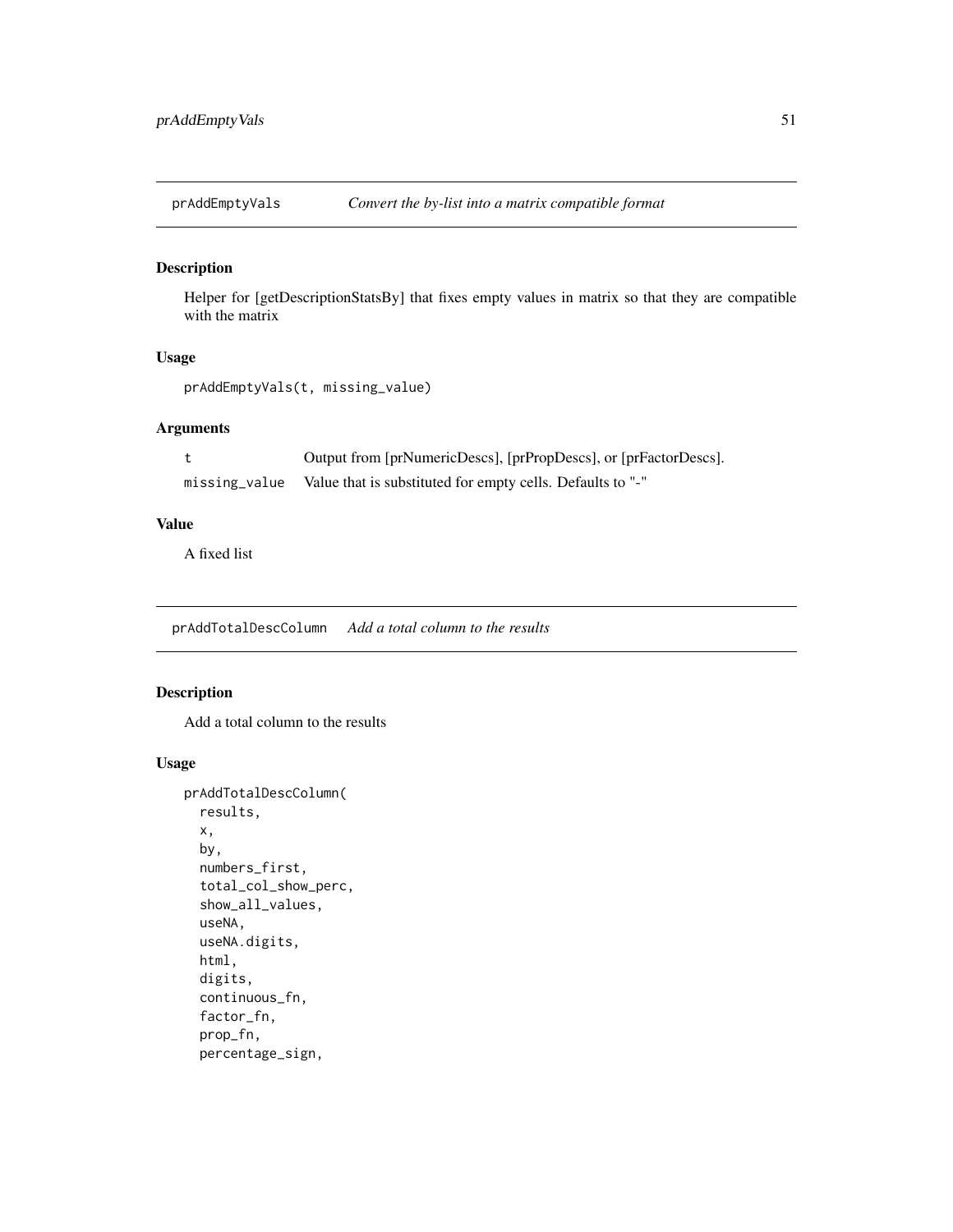## prAddEmptyVals *Convert the by-list into a matrix compatible format*

### Description

Helper for [getDescriptionStatsBy] that fixes empty values in matrix so that they are compatible with the matrix

### Usage

```
prAddEmptyVals(t, missing_value)
```

### Arguments

| | |
|---|---|
| t | Output from [prNumericDescs], [prPropDescs], or [prFactorDescs]. |
| missing_value | Value that is substituted for empty cells. Defaults to "-" |

### Value

A fixed list

## prAddTotalDescColumn *Add a total column to the results*

### Description

Add a total column to the results

### Usage

```
prAddTotalDescColumn(
  results,
  x,
  by,
  numbers_first,
  total_col_show_perc,
  show_all_values,
  useNA,
  useNA.digits,
  html,
  digits,
  continuous_fn,
  factor_fn,
  prop_fn,
  percentage_sign,
```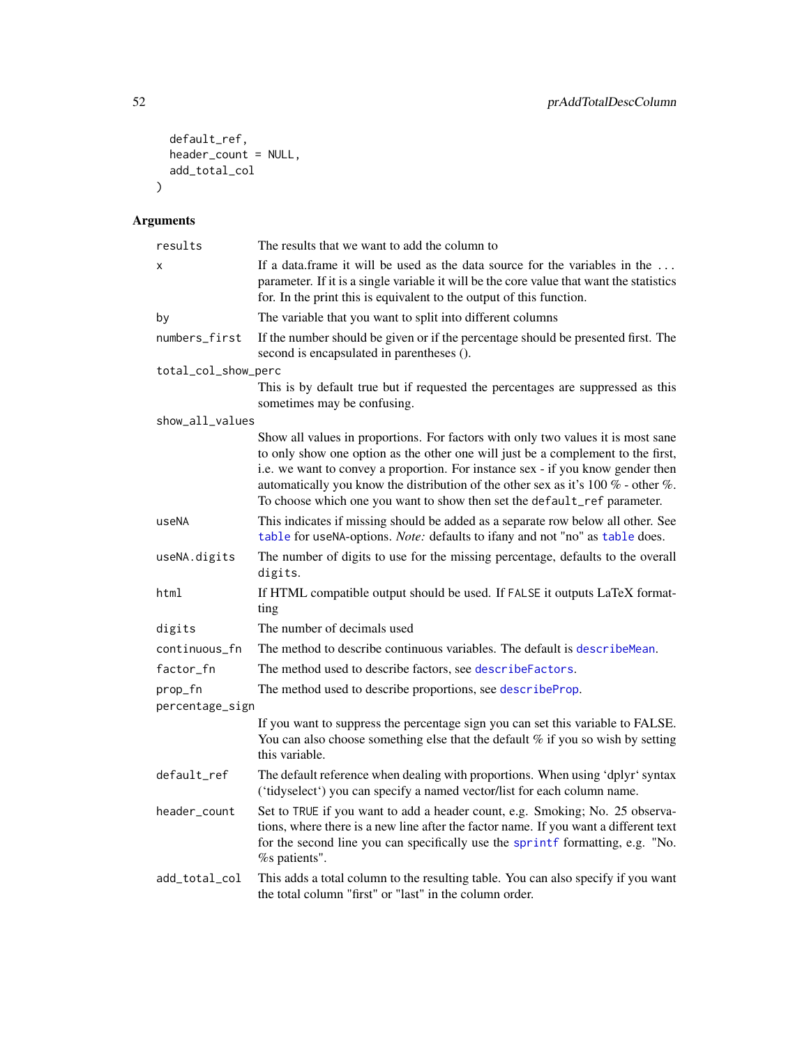```
  default_ref,
  header_count = NULL,
  add_total_col
)
```

## Arguments

| | |
|---|---|
| `results` | The results that we want to add the column to |
| `x` | If a data.frame it will be used as the data source for the variables in the ... parameter. If it is a single variable it will be the core value that want the statistics for. In the print this is equivalent to the output of this function. |
| `by` | The variable that you want to split into different columns |
| `numbers_first` | If the number should be given or if the percentage should be presented first. The second is encapsulated in parentheses (). |
| `total_col_show_perc` | This is by default true but if requested the percentages are suppressed as this sometimes may be confusing. |
| `show_all_values` | Show all values in proportions. For factors with only two values it is most sane to only show one option as the other one will just be a complement to the first, i.e. we want to convey a proportion. For instance sex - if you know gender then automatically you know the distribution of the other sex as it's 100 % - other %. To choose which one you want to show then set the `default_ref` parameter. |
| `useNA` | This indicates if missing should be added as a separate row below all other. See `table` for `useNA`-options. *Note:* defaults to ifany and not "no" as `table` does. |
| `useNA.digits` | The number of digits to use for the missing percentage, defaults to the overall `digits`. |
| `html` | If HTML compatible output should be used. If `FALSE` it outputs LaTeX formatting |
| `digits` | The number of decimals used |
| `continuous_fn` | The method to describe continuous variables. The default is `describeMean`. |
| `factor_fn` | The method used to describe factors, see `describeFactors`. |
| `prop_fn` | The method used to describe proportions, see `describeProp`. |
| `percentage_sign` | If you want to suppress the percentage sign you can set this variable to FALSE. You can also choose something else that the default % if you so wish by setting this variable. |
| `default_ref` | The default reference when dealing with proportions. When using 'dplyr' syntax ('tidyselect') you can specify a named vector/list for each column name. |
| `header_count` | Set to `TRUE` if you want to add a header count, e.g. Smoking; No. 25 observations, where there is a new line after the factor name. If you want a different text for the second line you can specifically use the `sprintf` formatting, e.g. "No. %s patients". |
| `add_total_col` | This adds a total column to the resulting table. You can also specify if you want the total column "first" or "last" in the column order. |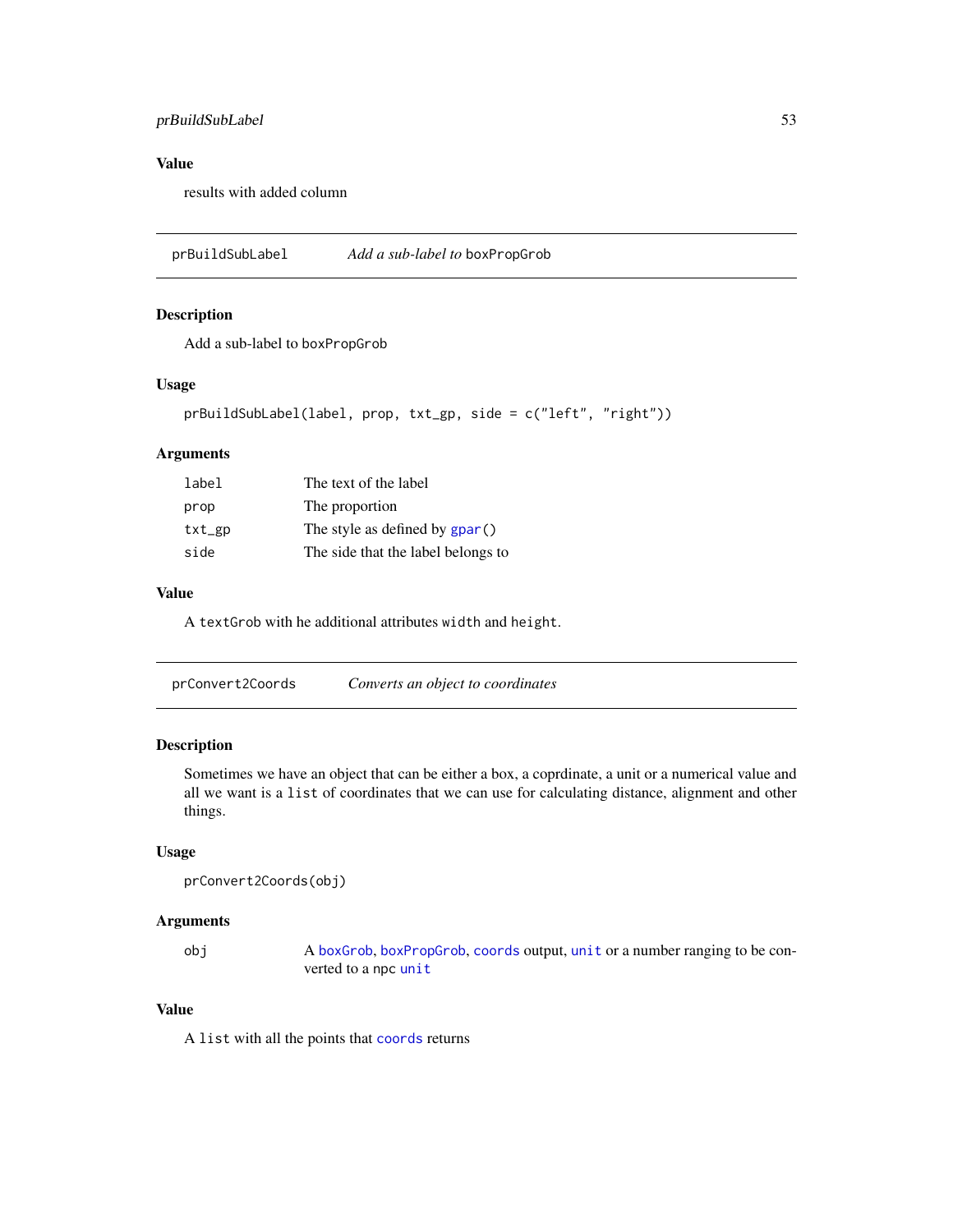## Value

results with added column

---

## prBuildSubLabel — *Add a sub-label to* `boxPropGrob`

### Description

Add a sub-label to `boxPropGrob`

### Usage

```
prBuildSubLabel(label, prop, txt_gp, side = c("left", "right"))
```

### Arguments

| | |
|---|---|
| `label` | The text of the label |
| `prop` | The proportion |
| `txt_gp` | The style as defined by `gpar()` |
| `side` | The side that the label belongs to |

### Value

A `textGrob` with he additional attributes `width` and `height`.

---

## prConvert2Coords — *Converts an object to coordinates*

### Description

Sometimes we have an object that can be either a box, a coprdinate, a unit or a numerical value and all we want is a `list` of coordinates that we can use for calculating distance, alignment and other things.

### Usage

```
prConvert2Coords(obj)
```

### Arguments

| | |
|---|---|
| `obj` | A `boxGrob`, `boxPropGrob`, `coords` output, `unit` or a number ranging to be converted to a npc `unit` |

### Value

A `list` with all the points that `coords` returns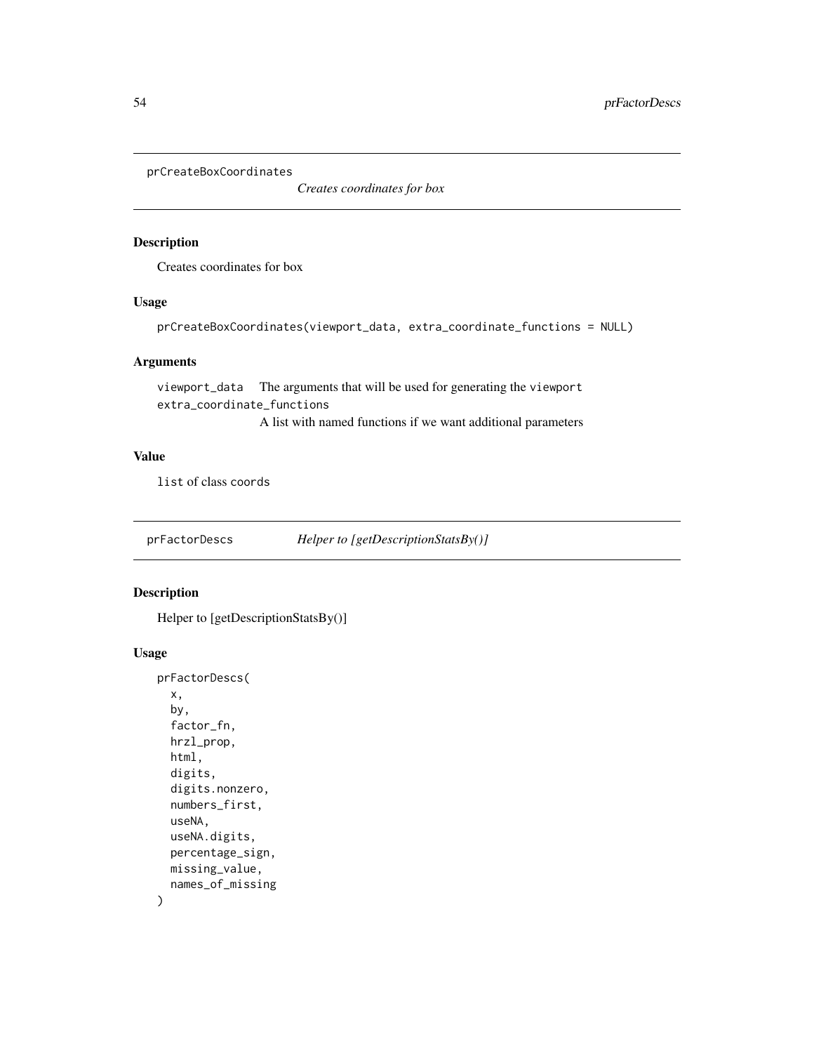## prCreateBoxCoordinates

*Creates coordinates for box*

### Description

Creates coordinates for box

### Usage

```
prCreateBoxCoordinates(viewport_data, extra_coordinate_functions = NULL)
```

### Arguments

| | |
|---|---|
| `viewport_data` | The arguments that will be used for generating the `viewport` |
| `extra_coordinate_functions` | A list with named functions if we want additional parameters |

### Value

`list` of class `coords`

## prFactorDescs

*Helper to [getDescriptionStatsBy()]*

### Description

Helper to [getDescriptionStatsBy()]

### Usage

```
prFactorDescs(
  x,
  by,
  factor_fn,
  hrzl_prop,
  html,
  digits,
  digits.nonzero,
  numbers_first,
  useNA,
  useNA.digits,
  percentage_sign,
  missing_value,
  names_of_missing
)
```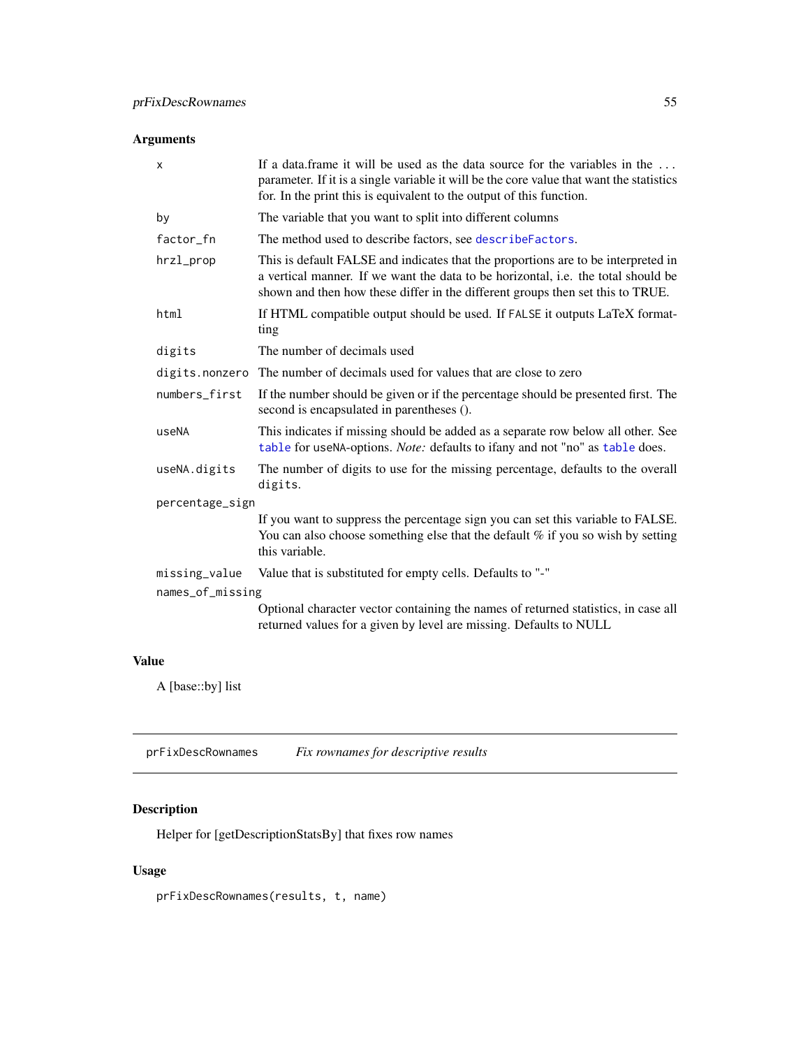### Arguments

| | |
|---|---|
| `x` | If a data.frame it will be used as the data source for the variables in the ... parameter. If it is a single variable it will be the core value that want the statistics for. In the print this is equivalent to the output of this function. |
| `by` | The variable that you want to split into different columns |
| `factor_fn` | The method used to describe factors, see `describeFactors`. |
| `hrzl_prop` | This is default FALSE and indicates that the proportions are to be interpreted in a vertical manner. If we want the data to be horizontal, i.e. the total should be shown and then how these differ in the different groups then set this to TRUE. |
| `html` | If HTML compatible output should be used. If `FALSE` it outputs LaTeX formatting |
| `digits` | The number of decimals used |
| `digits.nonzero` | The number of decimals used for values that are close to zero |
| `numbers_first` | If the number should be given or if the percentage should be presented first. The second is encapsulated in parentheses (). |
| `useNA` | This indicates if missing should be added as a separate row below all other. See `table` for `useNA`-options. *Note:* defaults to ifany and not "no" as `table` does. |
| `useNA.digits` | The number of digits to use for the missing percentage, defaults to the overall `digits`. |
| `percentage_sign` | If you want to suppress the percentage sign you can set this variable to FALSE. You can also choose something else that the default % if you so wish by setting this variable. |
| `missing_value` | Value that is substituted for empty cells. Defaults to "-" |
| `names_of_missing` | Optional character vector containing the names of returned statistics, in case all returned values for a given by level are missing. Defaults to NULL |

### Value

A [base::by] list

---

## prFixDescRownames — *Fix rownames for descriptive results*

### Description

Helper for [getDescriptionStatsBy] that fixes row names

### Usage

```
prFixDescRownames(results, t, name)
```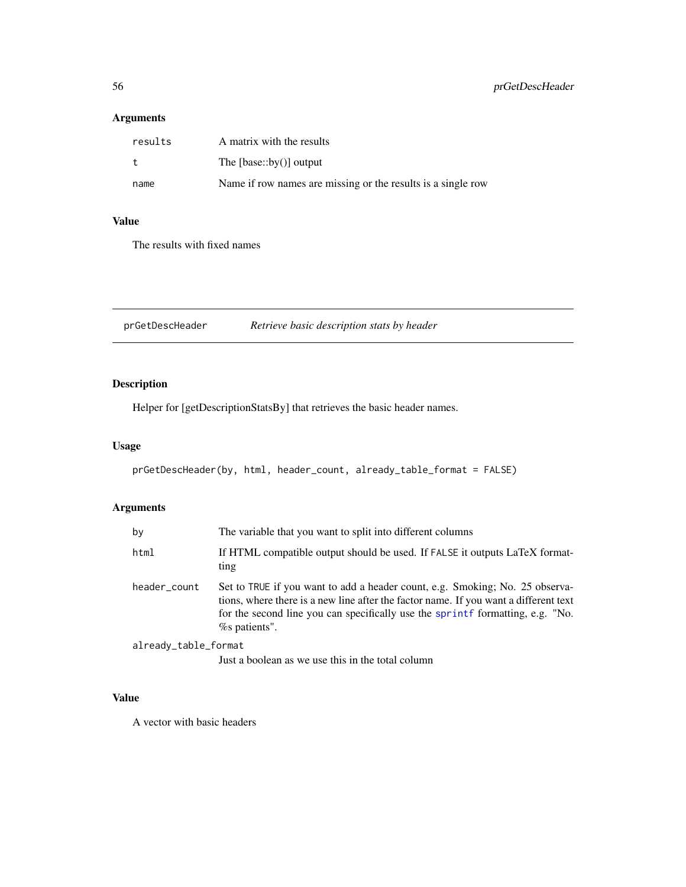## Arguments

| | |
|---|---|
| results | A matrix with the results |
| t | The [base::by()] output |
| name | Name if row names are missing or the results is a single row |

## Value

The results with fixed names

---

# prGetDescHeader — *Retrieve basic description stats by header*

## Description

Helper for [getDescriptionStatsBy] that retrieves the basic header names.

## Usage

```
prGetDescHeader(by, html, header_count, already_table_format = FALSE)
```

## Arguments

| | |
|---|---|
| by | The variable that you want to split into different columns |
| html | If HTML compatible output should be used. If FALSE it outputs LaTeX formatting |
| header_count | Set to TRUE if you want to add a header count, e.g. Smoking; No. 25 observations, where there is a new line after the factor name. If you want a different text for the second line you can specifically use the sprintf formatting, e.g. "No. %s patients". |
| already_table_format | Just a boolean as we use this in the total column |

## Value

A vector with basic headers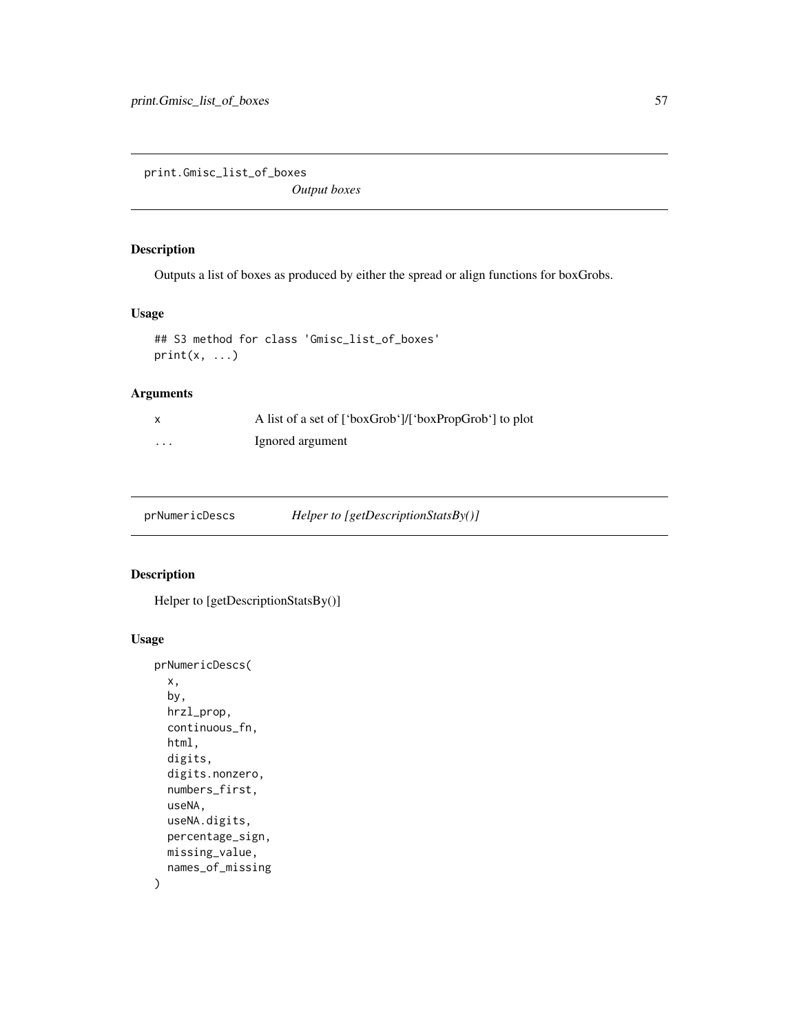## print.Gmisc_list_of_boxes

*Output boxes*

### Description

Outputs a list of boxes as produced by either the spread or align functions for boxGrobs.

### Usage

```
## S3 method for class 'Gmisc_list_of_boxes'
print(x, ...)
```

### Arguments

| | |
|---|---|
| x | A list of a set of [`boxGrob`]/[`boxPropGrob`] to plot |
| ... | Ignored argument |

## prNumericDescs

*Helper to [getDescriptionStatsBy()]*

### Description

Helper to [getDescriptionStatsBy()]

### Usage

```
prNumericDescs(
  x,
  by,
  hrzl_prop,
  continuous_fn,
  html,
  digits,
  digits.nonzero,
  numbers_first,
  useNA,
  useNA.digits,
  percentage_sign,
  missing_value,
  names_of_missing
)
```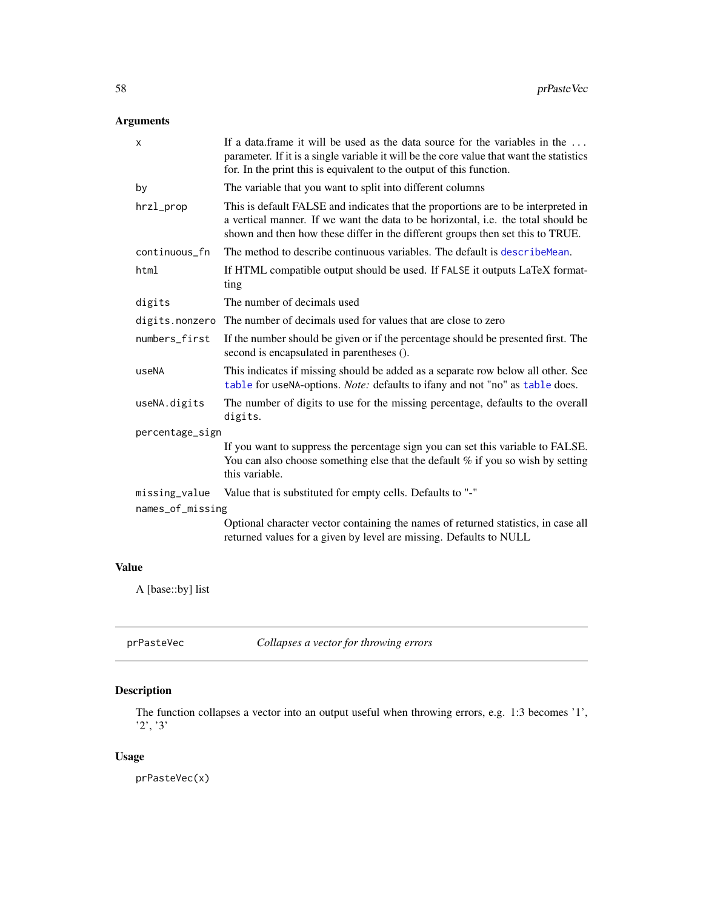## Arguments

| | |
|---|---|
| `x` | If a data.frame it will be used as the data source for the variables in the ... parameter. If it is a single variable it will be the core value that want the statistics for. In the print this is equivalent to the output of this function. |
| `by` | The variable that you want to split into different columns |
| `hrzl_prop` | This is default FALSE and indicates that the proportions are to be interpreted in a vertical manner. If we want the data to be horizontal, i.e. the total should be shown and then how these differ in the different groups then set this to TRUE. |
| `continuous_fn` | The method to describe continuous variables. The default is `describeMean`. |
| `html` | If HTML compatible output should be used. If `FALSE` it outputs LaTeX formatting |
| `digits` | The number of decimals used |
| `digits.nonzero` | The number of decimals used for values that are close to zero |
| `numbers_first` | If the number should be given or if the percentage should be presented first. The second is encapsulated in parentheses (). |
| `useNA` | This indicates if missing should be added as a separate row below all other. See `table` for `useNA`-options. *Note:* defaults to ifany and not "no" as `table` does. |
| `useNA.digits` | The number of digits to use for the missing percentage, defaults to the overall `digits`. |
| `percentage_sign` | If you want to suppress the percentage sign you can set this variable to FALSE. You can also choose something else that the default % if you so wish by setting this variable. |
| `missing_value` | Value that is substituted for empty cells. Defaults to "-" |
| `names_of_missing` | Optional character vector containing the names of returned statistics, in case all returned values for a given by level are missing. Defaults to NULL |

## Value

A [base::by] list

---

# prPasteVec — *Collapses a vector for throwing errors*

## Description

The function collapses a vector into an output useful when throwing errors, e.g. 1:3 becomes '1', '2', '3'

## Usage

```
prPasteVec(x)
```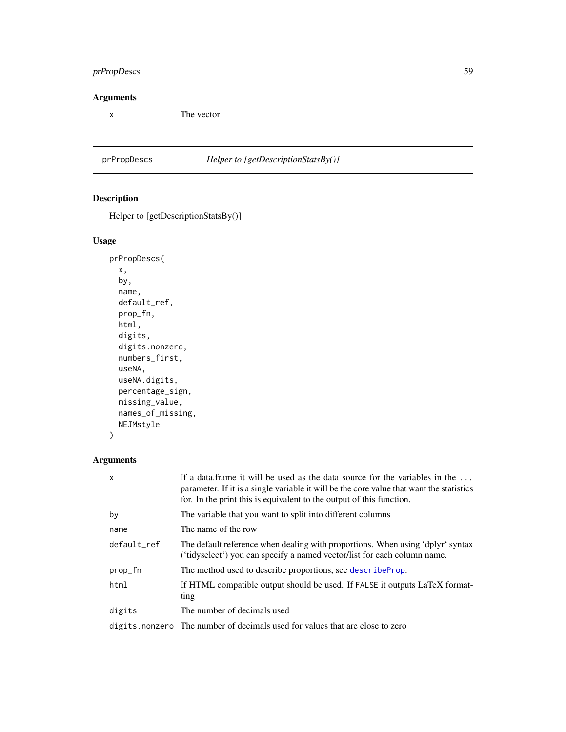## Arguments

| | |
|---|---|
| x | The vector |

---

## prPropDescs — *Helper to [getDescriptionStatsBy()]*

### Description

Helper to [getDescriptionStatsBy()]

### Usage

```
prPropDescs(
  x,
  by,
  name,
  default_ref,
  prop_fn,
  html,
  digits,
  digits.nonzero,
  numbers_first,
  useNA,
  useNA.digits,
  percentage_sign,
  missing_value,
  names_of_missing,
  NEJMstyle
)
```

### Arguments

| | |
|---|---|
| x | If a data.frame it will be used as the data source for the variables in the ... parameter. If it is a single variable it will be the core value that want the statistics for. In the print this is equivalent to the output of this function. |
| by | The variable that you want to split into different columns |
| name | The name of the row |
| default_ref | The default reference when dealing with proportions. When using 'dplyr' syntax ('tidyselect') you can specify a named vector/list for each column name. |
| prop_fn | The method used to describe proportions, see describeProp. |
| html | If HTML compatible output should be used. If FALSE it outputs LaTeX formatting |
| digits | The number of decimals used |
| digits.nonzero | The number of decimals used for values that are close to zero |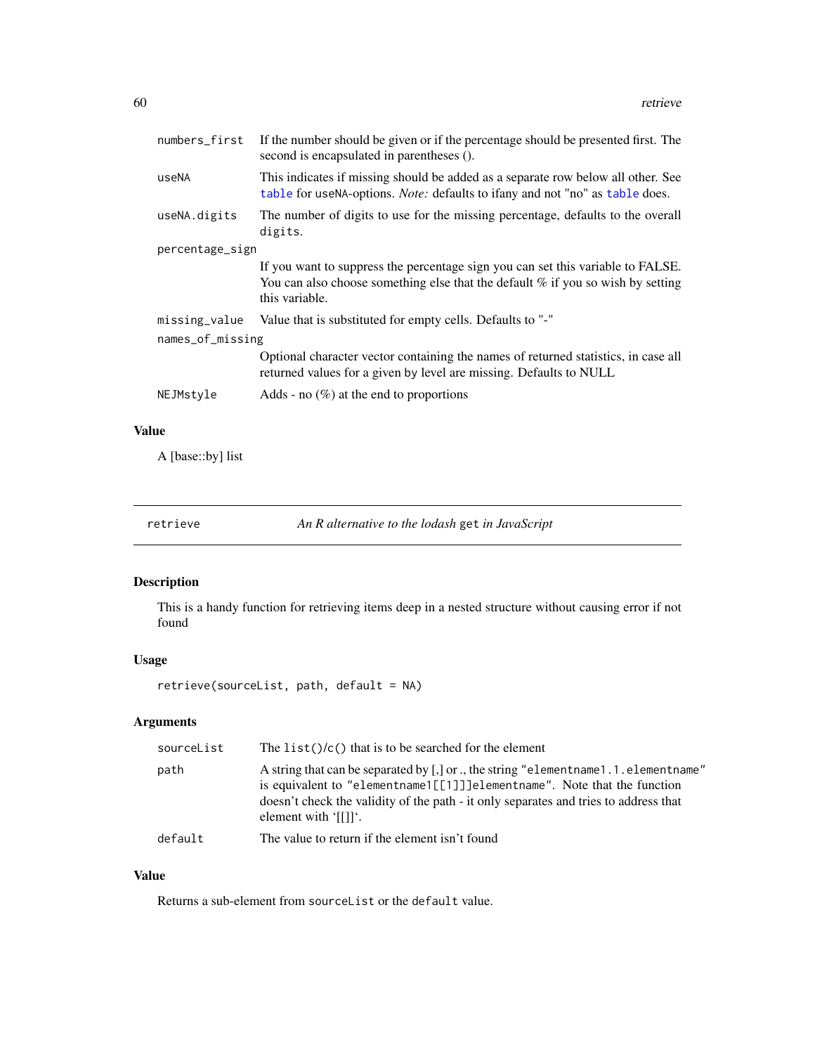| | |
|---|---|
| numbers_first | If the number should be given or if the percentage should be presented first. The second is encapsulated in parentheses (). |
| useNA | This indicates if missing should be added as a separate row below all other. See table for useNA-options. *Note:* defaults to ifany and not "no" as table does. |
| useNA.digits | The number of digits to use for the missing percentage, defaults to the overall digits. |
| percentage_sign | If you want to suppress the percentage sign you can set this variable to FALSE. You can also choose something else that the default % if you so wish by setting this variable. |
| missing_value | Value that is substituted for empty cells. Defaults to "-" |
| names_of_missing | Optional character vector containing the names of returned statistics, in case all returned values for a given by level are missing. Defaults to NULL |
| NEJMstyle | Adds - no (%) at the end to proportions |

### Value

A [base::by] list

---

## retrieve — *An R alternative to the lodash* `get` *in JavaScript*

### Description

This is a handy function for retrieving items deep in a nested structure without causing error if not found

### Usage

```
retrieve(sourceList, path, default = NA)
```

### Arguments

| | |
|---|---|
| sourceList | The `list()`/`c()` that is to be searched for the element |
| path | A string that can be separated by [,] or ., the string `"elementname1.1.elementname"` is equivalent to `"elementname1[[1]]]elementname"`. Note that the function doesn't check the validity of the path - it only separates and tries to address that element with '[[]]'. |
| default | The value to return if the element isn't found |

### Value

Returns a sub-element from `sourceList` or the `default` value.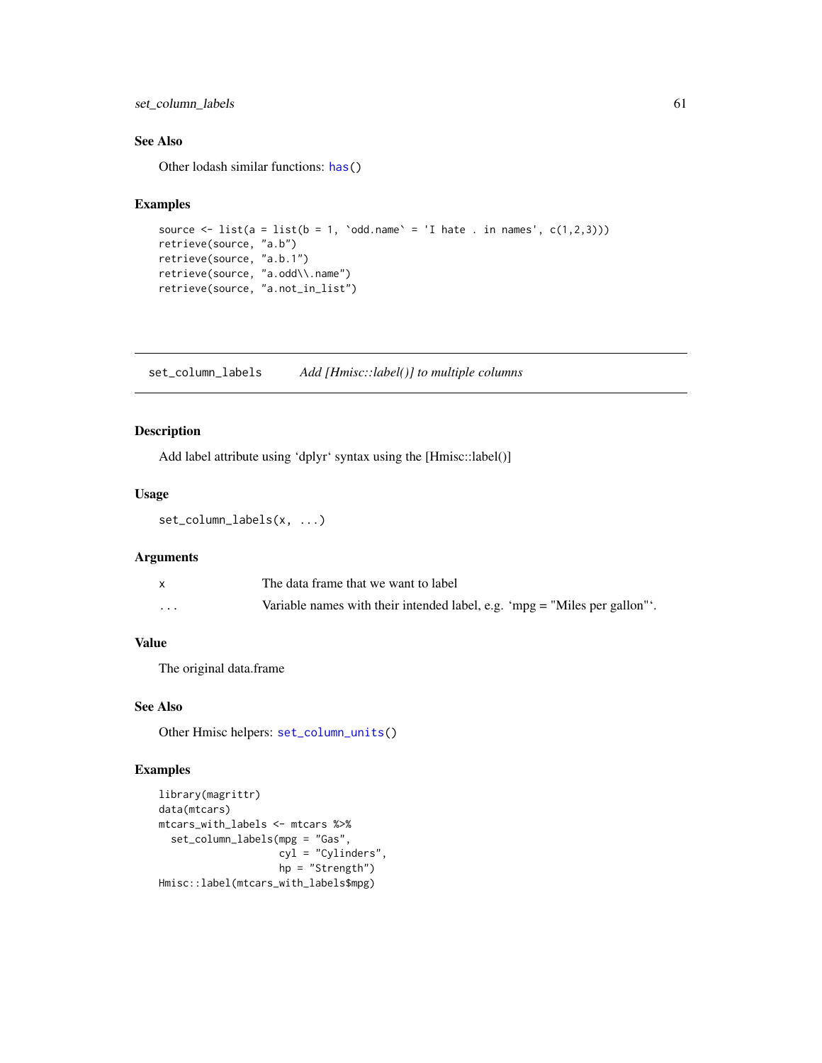## See Also

Other lodash similar functions: `has()`

## Examples

```
source <- list(a = list(b = 1, `odd.name` = 'I hate . in names', c(1,2,3)))
retrieve(source, "a.b")
retrieve(source, "a.b.1")
retrieve(source, "a.odd\\.name")
retrieve(source, "a.not_in_list")
```

---

# set_column_labels    *Add [Hmisc::label()] to multiple columns*

---

## Description

Add label attribute using ‘dplyr‘ syntax using the [Hmisc::label()]

## Usage

```
set_column_labels(x, ...)
```

## Arguments

| | |
|---|---|
| x | The data frame that we want to label |
| ... | Variable names with their intended label, e.g. ‘mpg = "Miles per gallon"‘. |

## Value

The original data.frame

## See Also

Other Hmisc helpers: `set_column_units()`

## Examples

```
library(magrittr)
data(mtcars)
mtcars_with_labels <- mtcars %>%
  set_column_labels(mpg = "Gas",
                    cyl = "Cylinders",
                    hp = "Strength")
Hmisc::label(mtcars_with_labels$mpg)
```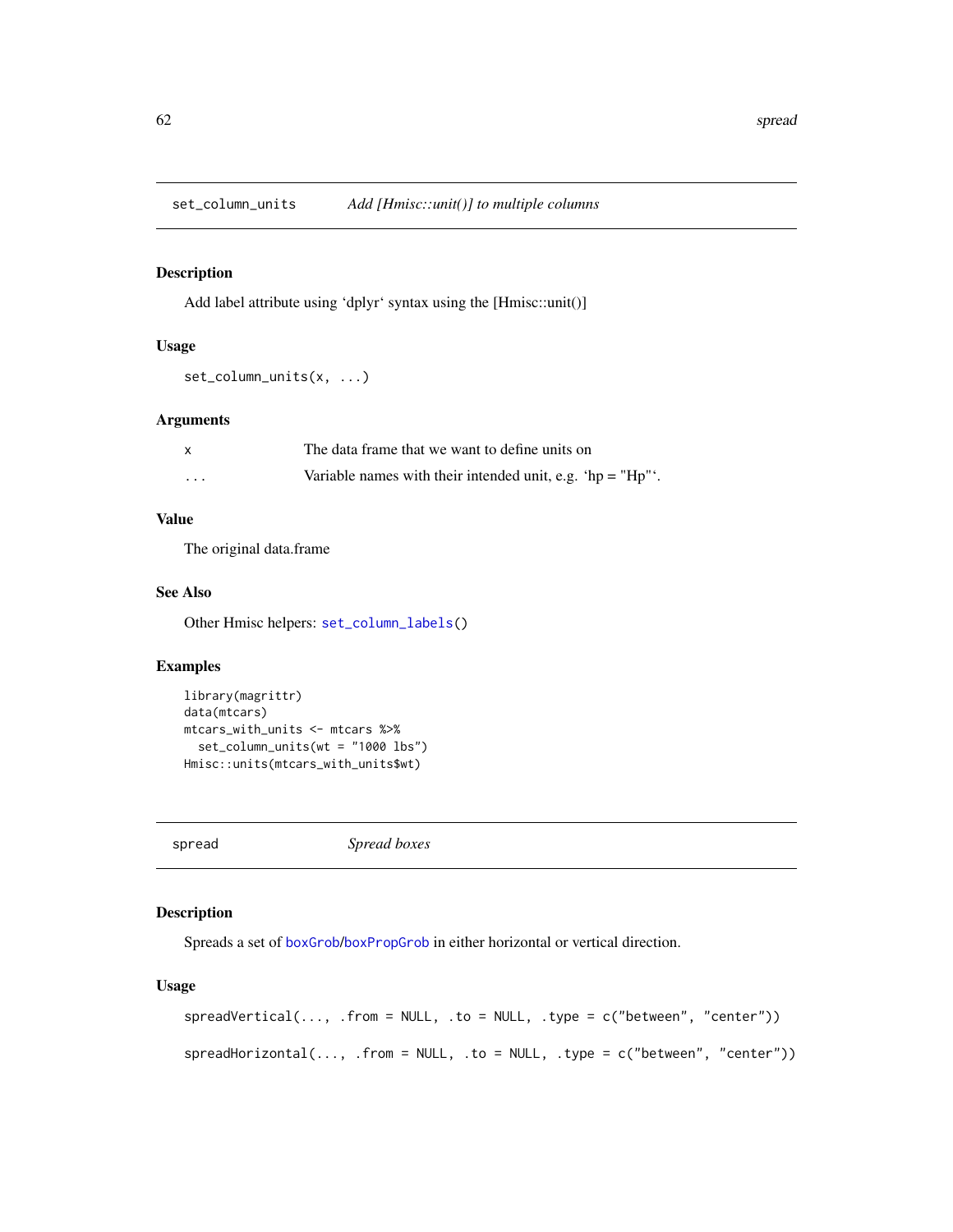## set_column_units *Add [Hmisc::unit()] to multiple columns*

### Description

Add label attribute using 'dplyr' syntax using the [Hmisc::unit()]

### Usage

```
set_column_units(x, ...)
```

### Arguments

| | |
|---|---|
| x | The data frame that we want to define units on |
| ... | Variable names with their intended unit, e.g. 'hp = "Hp"'. |

### Value

The original data.frame

### See Also

Other Hmisc helpers: set_column_labels()

### Examples

```
library(magrittr)
data(mtcars)
mtcars_with_units <- mtcars %>%
  set_column_units(wt = "1000 lbs")
Hmisc::units(mtcars_with_units$wt)
```

## spread *Spread boxes*

### Description

Spreads a set of boxGrob/boxPropGrob in either horizontal or vertical direction.

### Usage

```
spreadVertical(..., .from = NULL, .to = NULL, .type = c("between", "center"))

spreadHorizontal(..., .from = NULL, .to = NULL, .type = c("between", "center"))
```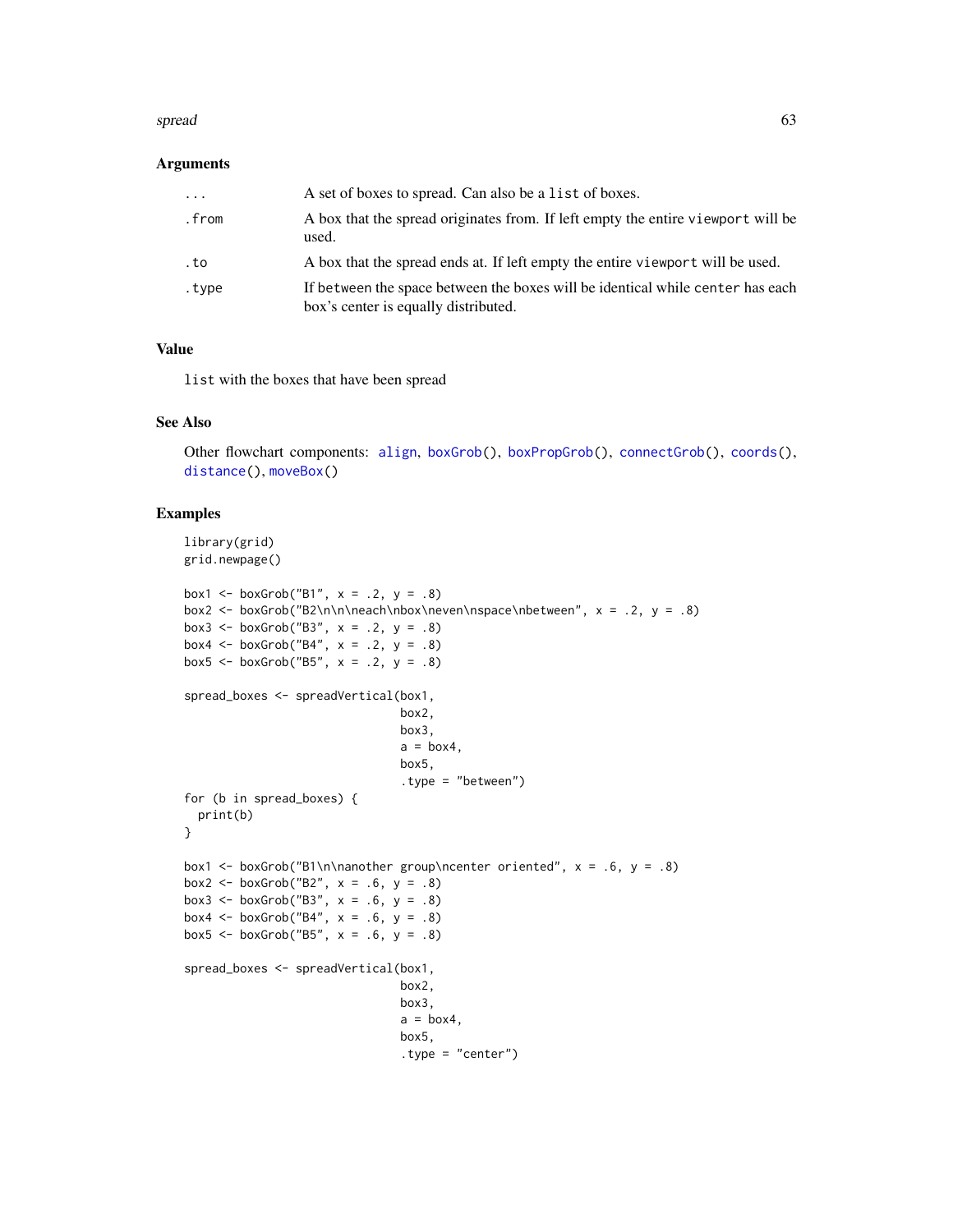## Arguments

| | |
|---|---|
| ... | A set of boxes to spread. Can also be a `list` of boxes. |
| .from | A box that the spread originates from. If left empty the entire `viewport` will be used. |
| .to | A box that the spread ends at. If left empty the entire `viewport` will be used. |
| .type | If `between` the space between the boxes will be identical while `center` has each box's center is equally distributed. |

## Value

`list` with the boxes that have been spread

## See Also

Other flowchart components: `align`, `boxGrob()`, `boxPropGrob()`, `connectGrob()`, `coords()`, `distance()`, `moveBox()`

## Examples

```
library(grid)
grid.newpage()

box1 <- boxGrob("B1", x = .2, y = .8)
box2 <- boxGrob("B2\n\n\neach\nbox\neven\nspace\nbetween", x = .2, y = .8)
box3 <- boxGrob("B3", x = .2, y = .8)
box4 <- boxGrob("B4", x = .2, y = .8)
box5 <- boxGrob("B5", x = .2, y = .8)

spread_boxes <- spreadVertical(box1,
                               box2,
                               box3,
                               a = box4,
                               box5,
                               .type = "between")
for (b in spread_boxes) {
  print(b)
}

box1 <- boxGrob("B1\n\nanother group\ncenter oriented", x = .6, y = .8)
box2 <- boxGrob("B2", x = .6, y = .8)
box3 <- boxGrob("B3", x = .6, y = .8)
box4 <- boxGrob("B4", x = .6, y = .8)
box5 <- boxGrob("B5", x = .6, y = .8)

spread_boxes <- spreadVertical(box1,
                               box2,
                               box3,
                               a = box4,
                               box5,
                               .type = "center")
```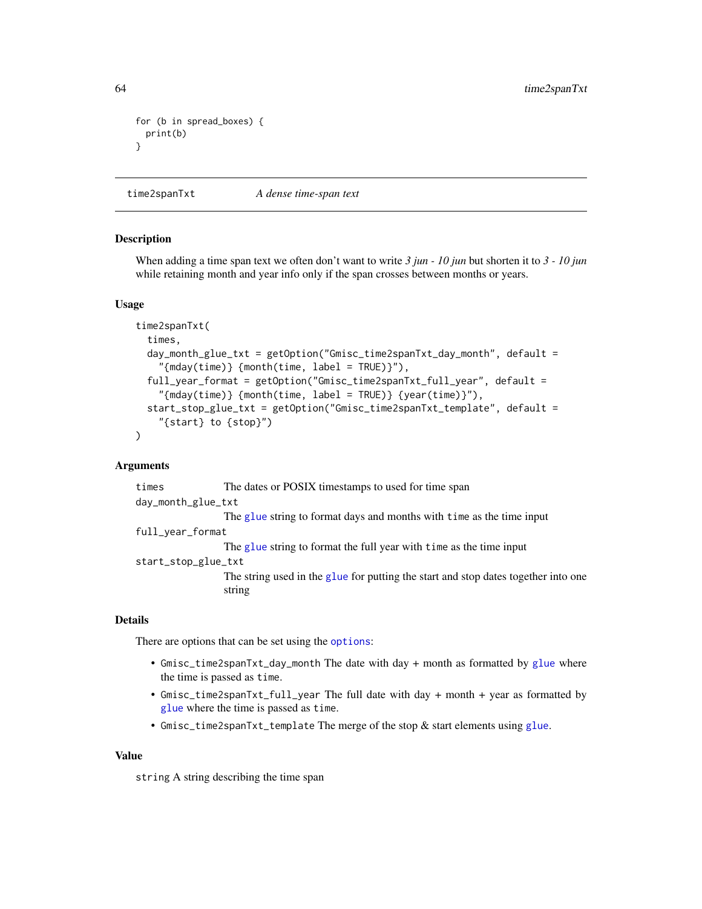```
for (b in spread_boxes) {
  print(b)
}
```

## time2spanTxt — *A dense time-span text*

### Description

When adding a time span text we often don't want to write *3 jun - 10 jun* but shorten it to *3 - 10 jun* while retaining month and year info only if the span crosses between months or years.

### Usage

```
time2spanTxt(
  times,
  day_month_glue_txt = getOption("Gmisc_time2spanTxt_day_month", default =
    "{mday(time)} {month(time, label = TRUE)}"),
  full_year_format = getOption("Gmisc_time2spanTxt_full_year", default =
    "{mday(time)} {month(time, label = TRUE)} {year(time)}"),
  start_stop_glue_txt = getOption("Gmisc_time2spanTxt_template", default =
    "{start} to {stop}")
)
```

### Arguments

`times` The dates or POSIX timestamps to used for time span

`day_month_glue_txt` The `glue` string to format days and months with `time` as the time input

`full_year_format` The `glue` string to format the full year with `time` as the time input

`start_stop_glue_txt` The string used in the `glue` for putting the start and stop dates together into one string

### Details

There are options that can be set using the `options`:

- `Gmisc_time2spanTxt_day_month` The date with day + month as formatted by `glue` where the time is passed as `time`.
- `Gmisc_time2spanTxt_full_year` The full date with day + month + year as formatted by `glue` where the time is passed as `time`.
- `Gmisc_time2spanTxt_template` The merge of the stop & start elements using `glue`.

### Value

`string` A string describing the time span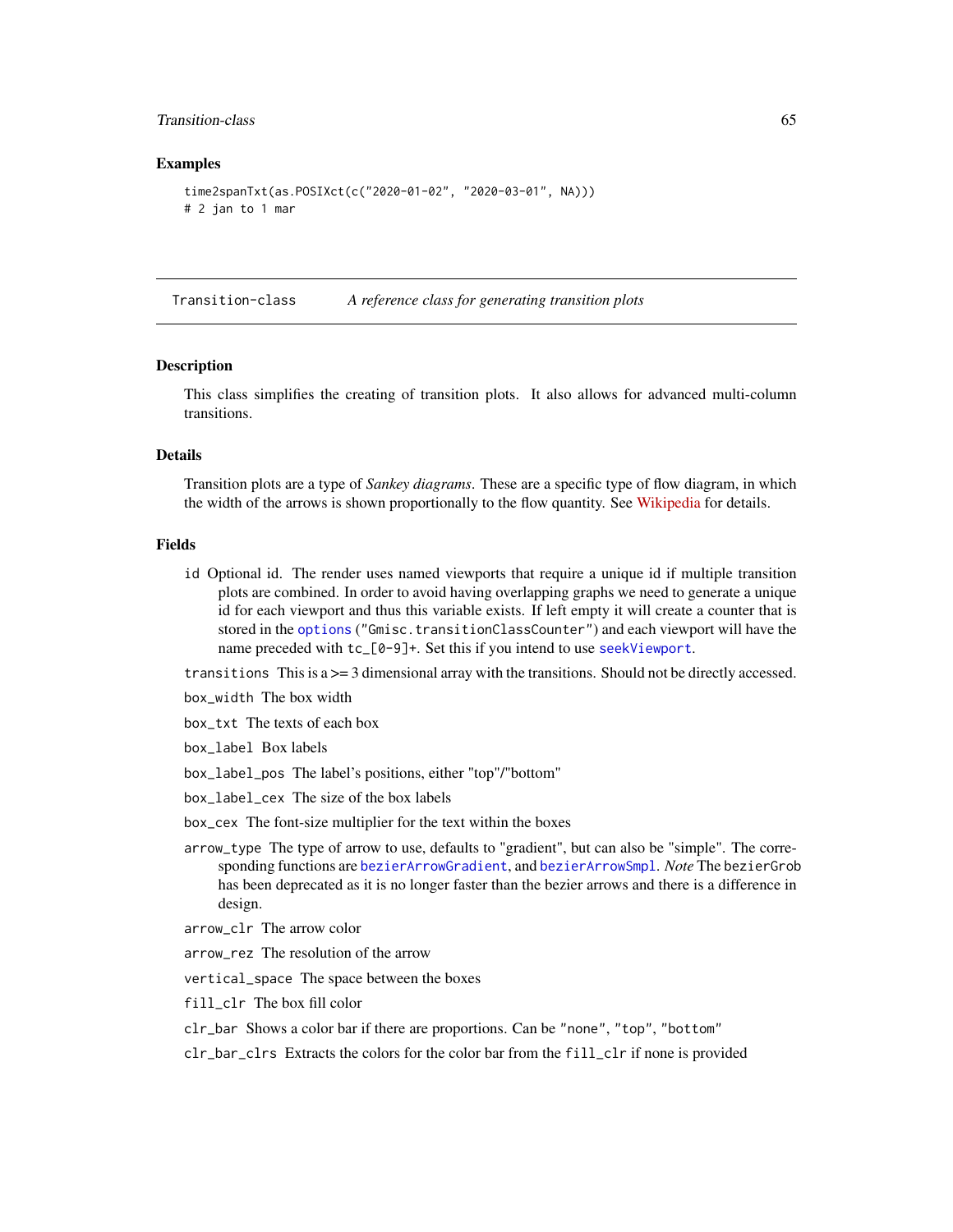### Examples

```
time2spanTxt(as.POSIXct(c("2020-01-02", "2020-03-01", NA)))
# 2 jan to 1 mar
```

---

## Transition-class    *A reference class for generating transition plots*

---

### Description

This class simplifies the creating of transition plots. It also allows for advanced multi-column transitions.

### Details

Transition plots are a type of *Sankey diagrams*. These are a specific type of flow diagram, in which the width of the arrows is shown proportionally to the flow quantity. See Wikipedia for details.

### Fields

`id` Optional id. The render uses named viewports that require a unique id if multiple transition plots are combined. In order to avoid having overlapping graphs we need to generate a unique id for each viewport and thus this variable exists. If left empty it will create a counter that is stored in the `options("Gmisc.transitionClassCounter")` and each viewport will have the name preceded with `tc_[0-9]+`. Set this if you intend to use `seekViewport`.

`transitions` This is a >= 3 dimensional array with the transitions. Should not be directly accessed.

`box_width` The box width

`box_txt` The texts of each box

`box_label` Box labels

`box_label_pos` The label's positions, either "top"/"bottom"

`box_label_cex` The size of the box labels

`box_cex` The font-size multiplier for the text within the boxes

`arrow_type` The type of arrow to use, defaults to "gradient", but can also be "simple". The corresponding functions are `bezierArrowGradient`, and `bezierArrowSmpl`. *Note* The `bezierGrob` has been deprecated as it is no longer faster than the bezier arrows and there is a difference in design.

`arrow_clr` The arrow color

`arrow_rez` The resolution of the arrow

`vertical_space` The space between the boxes

`fill_clr` The box fill color

`clr_bar` Shows a color bar if there are proportions. Can be `"none"`, `"top"`, `"bottom"`

`clr_bar_clrs` Extracts the colors for the color bar from the `fill_clr` if none is provided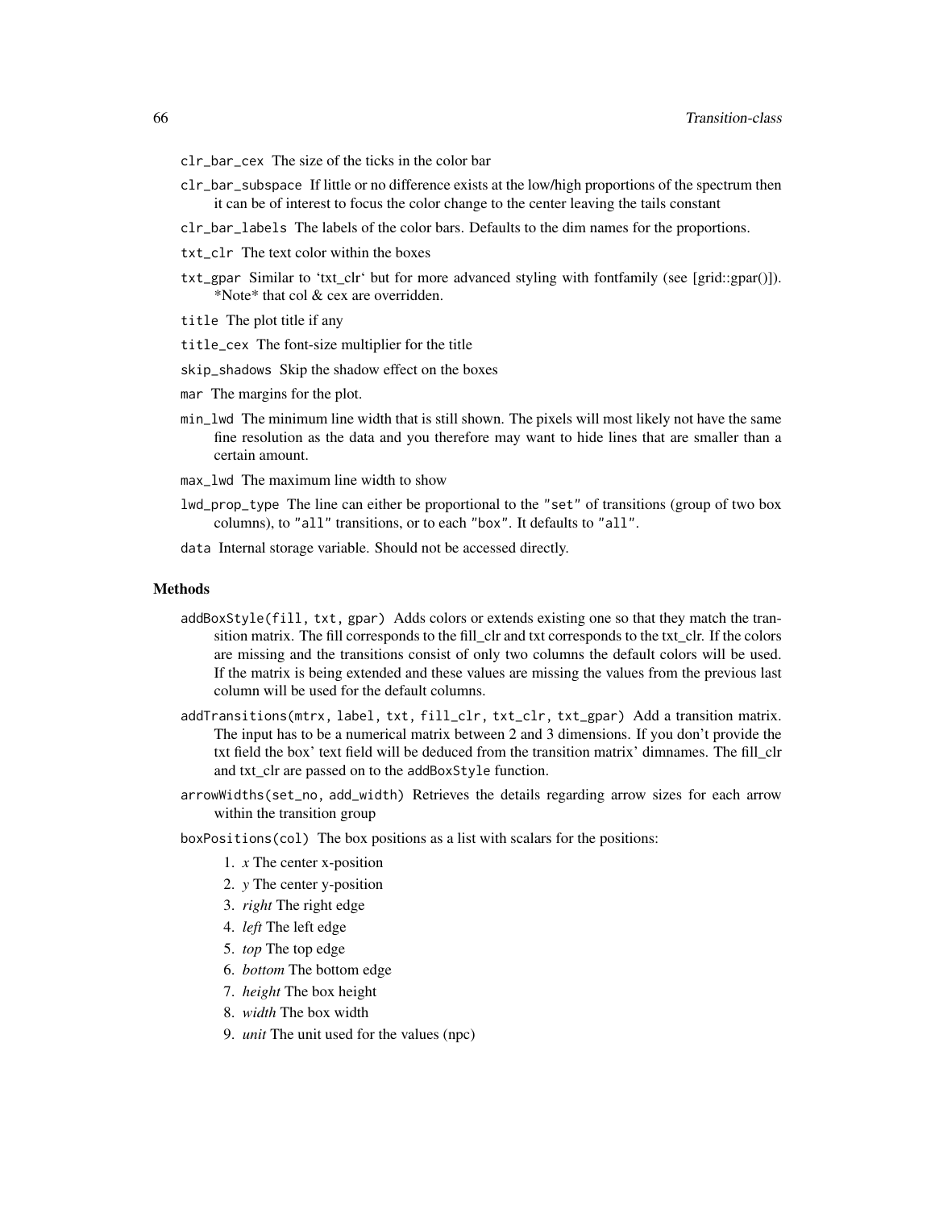`clr_bar_cex` The size of the ticks in the color bar

`clr_bar_subspace` If little or no difference exists at the low/high proportions of the spectrum then it can be of interest to focus the color change to the center leaving the tails constant

`clr_bar_labels` The labels of the color bars. Defaults to the dim names for the proportions.

`txt_clr` The text color within the boxes

`txt_gpar` Similar to 'txt_clr' but for more advanced styling with fontfamily (see [grid::gpar()]). *Note* that col & cex are overridden.

`title` The plot title if any

`title_cex` The font-size multiplier for the title

`skip_shadows` Skip the shadow effect on the boxes

`mar` The margins for the plot.

`min_lwd` The minimum line width that is still shown. The pixels will most likely not have the same fine resolution as the data and you therefore may want to hide lines that are smaller than a certain amount.

`max_lwd` The maximum line width to show

`lwd_prop_type` The line can either be proportional to the `"set"` of transitions (group of two box columns), to `"all"` transitions, or to each `"box"`. It defaults to `"all"`.

`data` Internal storage variable. Should not be accessed directly.

### Methods

`addBoxStyle(fill, txt, gpar)` Adds colors or extends existing one so that they match the transition matrix. The fill corresponds to the fill_clr and txt corresponds to the txt_clr. If the colors are missing and the transitions consist of only two columns the default colors will be used. If the matrix is being extended and these values are missing the values from the previous last column will be used for the default columns.

`addTransitions(mtrx, label, txt, fill_clr, txt_clr, txt_gpar)` Add a transition matrix. The input has to be a numerical matrix between 2 and 3 dimensions. If you don't provide the txt field the box' text field will be deduced from the transition matrix' dimnames. The fill_clr and txt_clr are passed on to the `addBoxStyle` function.

`arrowWidths(set_no, add_width)` Retrieves the details regarding arrow sizes for each arrow within the transition group

`boxPositions(col)` The box positions as a list with scalars for the positions:

1. *x* The center x-position
2. *y* The center y-position
3. *right* The right edge
4. *left* The left edge
5. *top* The top edge
6. *bottom* The bottom edge
7. *height* The box height
8. *width* The box width
9. *unit* The unit used for the values (npc)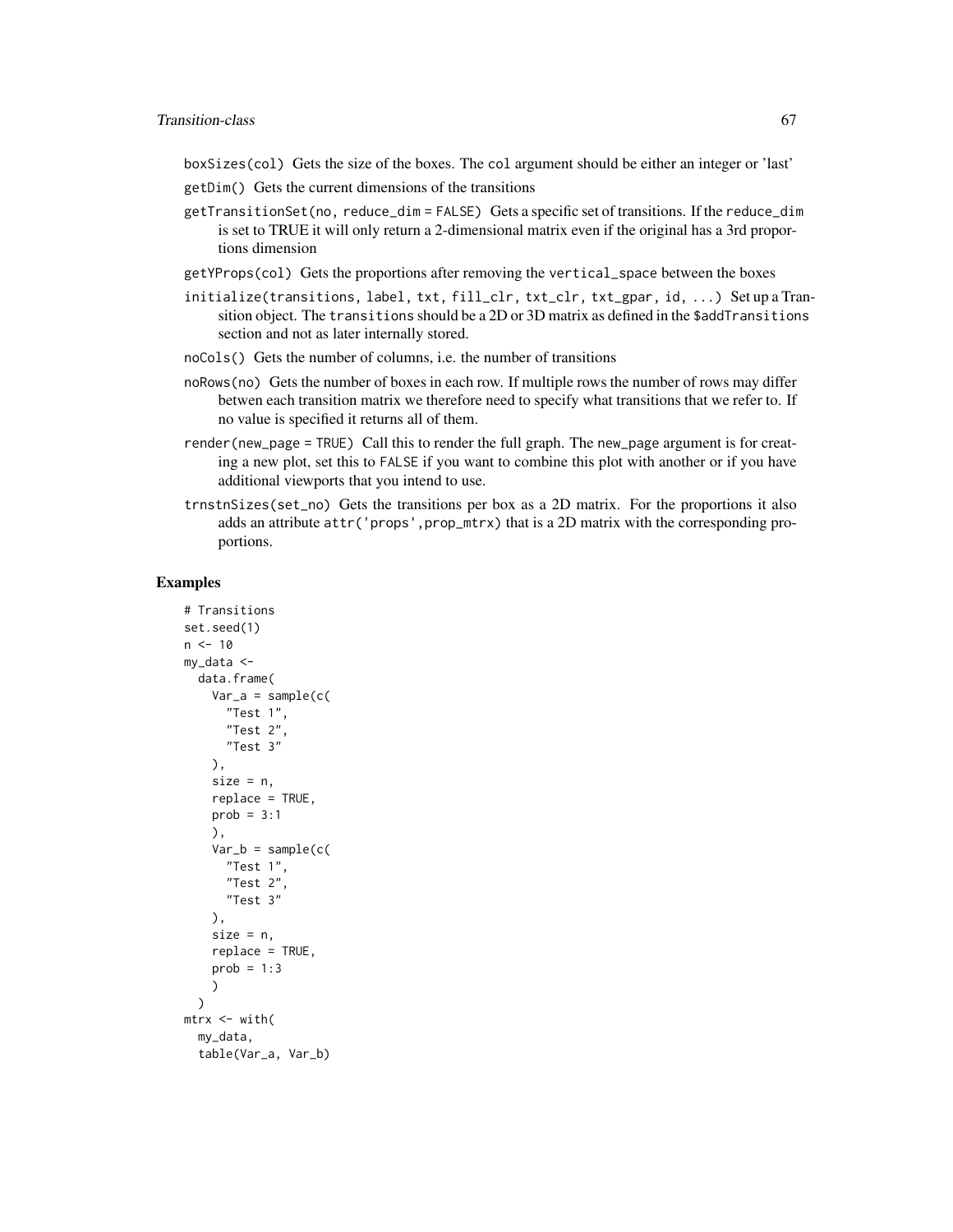`boxSizes(col)` Gets the size of the boxes. The `col` argument should be either an integer or 'last'

`getDim()` Gets the current dimensions of the transitions

`getTransitionSet(no, reduce_dim = FALSE)` Gets a specific set of transitions. If the `reduce_dim` is set to TRUE it will only return a 2-dimensional matrix even if the original has a 3rd proportions dimension

`getYProps(col)` Gets the proportions after removing the `vertical_space` between the boxes

`initialize(transitions, label, txt, fill_clr, txt_clr, txt_gpar, id, ...)` Set up a Transition object. The `transitions` should be a 2D or 3D matrix as defined in the `$addTransitions` section and not as later internally stored.

`noCols()` Gets the number of columns, i.e. the number of transitions

`noRows(no)` Gets the number of boxes in each row. If multiple rows the number of rows may differ betwen each transition matrix we therefore need to specify what transitions that we refer to. If no value is specified it returns all of them.

`render(new_page = TRUE)` Call this to render the full graph. The `new_page` argument is for creating a new plot, set this to `FALSE` if you want to combine this plot with another or if you have additional viewports that you intend to use.

`trnstnSizes(set_no)` Gets the transitions per box as a 2D matrix. For the proportions it also adds an attribute `attr('props',prop_mtrx)` that is a 2D matrix with the corresponding proportions.

## Examples

```
# Transitions
set.seed(1)
n <- 10
my_data <-
  data.frame(
    Var_a = sample(c(
      "Test 1",
      "Test 2",
      "Test 3"
    ),
    size = n,
    replace = TRUE,
    prob = 3:1
    ),
    Var_b = sample(c(
      "Test 1",
      "Test 2",
      "Test 3"
    ),
    size = n,
    replace = TRUE,
    prob = 1:3
    )
  )
mtrx <- with(
  my_data,
  table(Var_a, Var_b)
```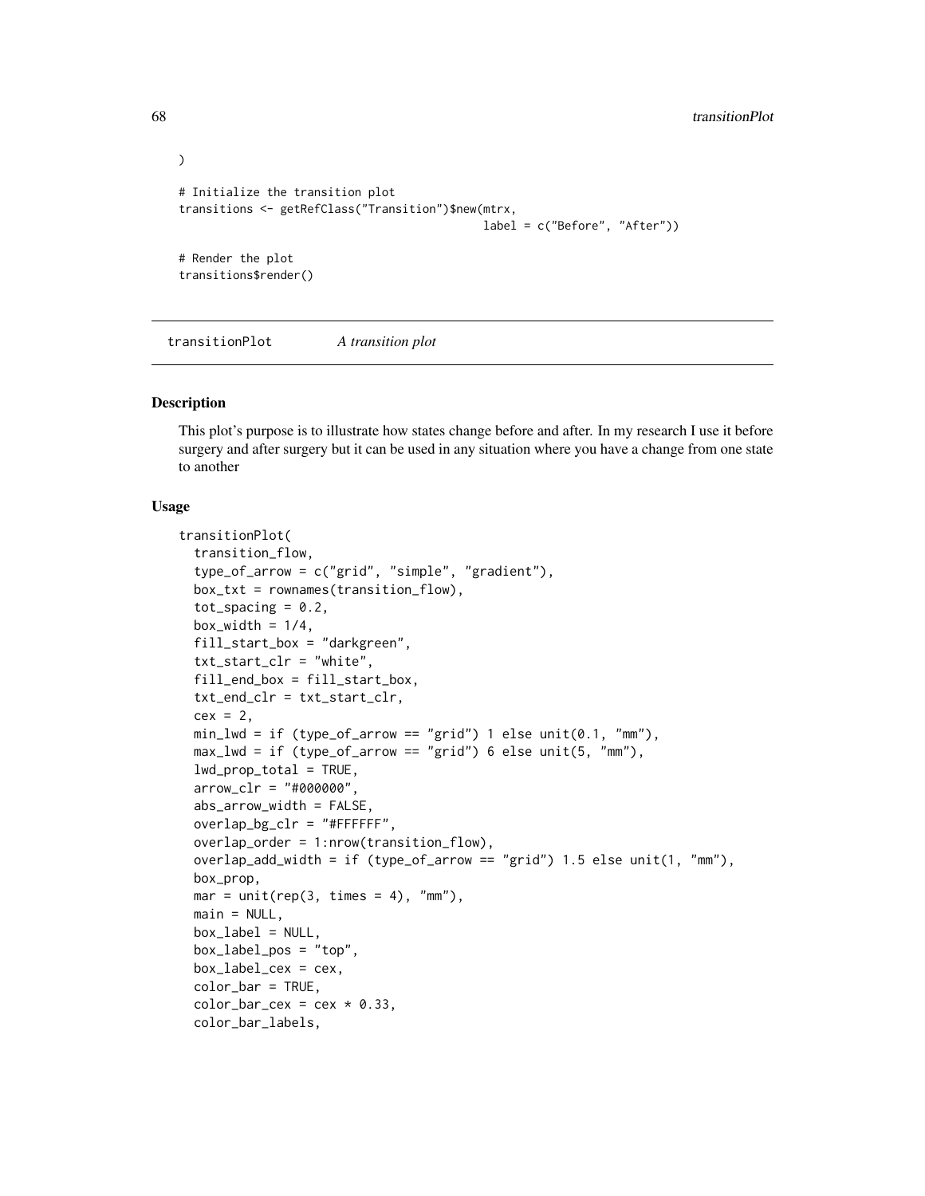```
)

# Initialize the transition plot
transitions <- getRefClass("Transition")$new(mtrx,
                                             label = c("Before", "After"))

# Render the plot
transitions$render()
```

## transitionPlot *A transition plot*

### Description

This plot's purpose is to illustrate how states change before and after. In my research I use it before surgery and after surgery but it can be used in any situation where you have a change from one state to another

### Usage

```
transitionPlot(
  transition_flow,
  type_of_arrow = c("grid", "simple", "gradient"),
  box_txt = rownames(transition_flow),
  tot_spacing = 0.2,
  box_width = 1/4,
  fill_start_box = "darkgreen",
  txt_start_clr = "white",
  fill_end_box = fill_start_box,
  txt_end_clr = txt_start_clr,
  cex = 2,
  min_lwd = if (type_of_arrow == "grid") 1 else unit(0.1, "mm"),
  max_lwd = if (type_of_arrow == "grid") 6 else unit(5, "mm"),
  lwd_prop_total = TRUE,
  arrow_clr = "#000000",
  abs_arrow_width = FALSE,
  overlap_bg_clr = "#FFFFFF",
  overlap_order = 1:nrow(transition_flow),
  overlap_add_width = if (type_of_arrow == "grid") 1.5 else unit(1, "mm"),
  box_prop,
  mar = unit(rep(3, times = 4), "mm"),
  main = NULL,
  box_label = NULL,
  box_label_pos = "top",
  box_label_cex = cex,
  color_bar = TRUE,
  color_bar_cex = cex * 0.33,
  color_bar_labels,
```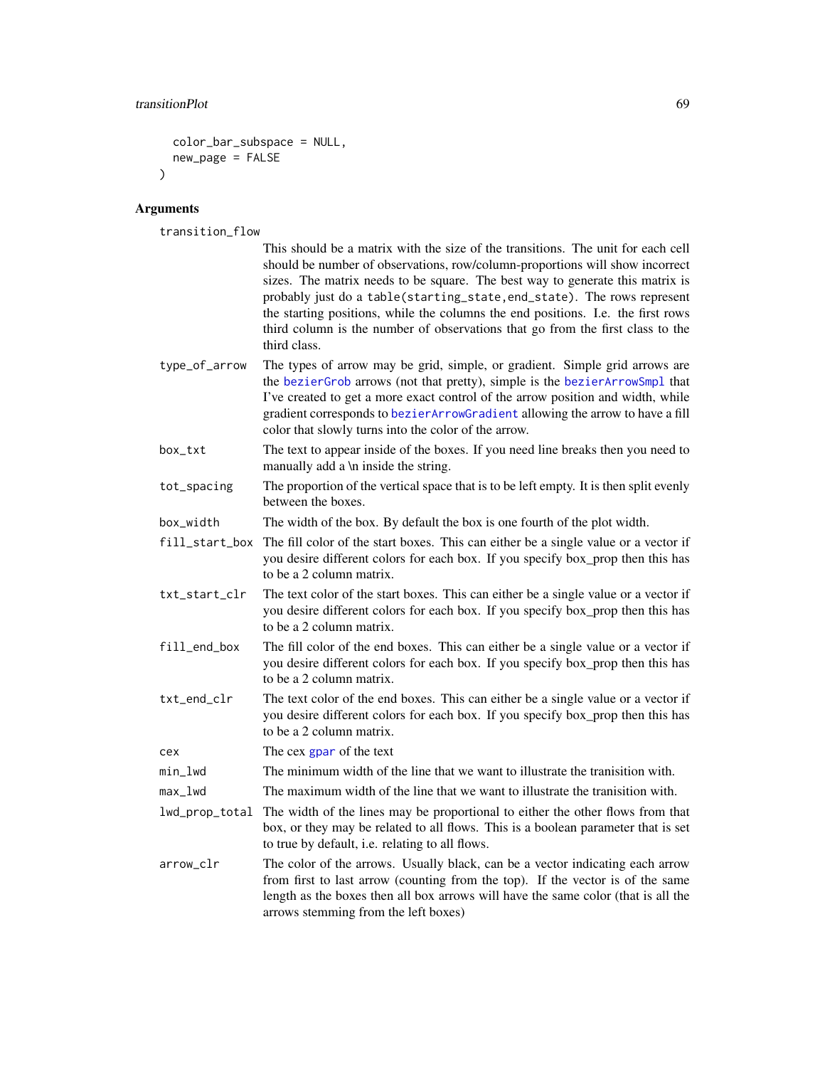```
  color_bar_subspace = NULL,
  new_page = FALSE
)
```

## Arguments

**transition_flow**
This should be a matrix with the size of the transitions. The unit for each cell should be number of observations, row/column-proportions will show incorrect sizes. The matrix needs to be square. The best way to generate this matrix is probably just do a `table(starting_state,end_state)`. The rows represent the starting positions, while the columns the end positions. I.e. the first rows third column is the number of observations that go from the first class to the third class.

**type_of_arrow**
The types of arrow may be grid, simple, or gradient. Simple grid arrows are the `bezierGrob` arrows (not that pretty), simple is the `bezierArrowSmpl` that I've created to get a more exact control of the arrow position and width, while gradient corresponds to `bezierArrowGradient` allowing the arrow to have a fill color that slowly turns into the color of the arrow.

**box_txt**
The text to appear inside of the boxes. If you need line breaks then you need to manually add a \n inside the string.

**tot_spacing**
The proportion of the vertical space that is to be left empty. It is then split evenly between the boxes.

**box_width**
The width of the box. By default the box is one fourth of the plot width.

**fill_start_box**
The fill color of the start boxes. This can either be a single value or a vector if you desire different colors for each box. If you specify box_prop then this has to be a 2 column matrix.

**txt_start_clr**
The text color of the start boxes. This can either be a single value or a vector if you desire different colors for each box. If you specify box_prop then this has to be a 2 column matrix.

**fill_end_box**
The fill color of the end boxes. This can either be a single value or a vector if you desire different colors for each box. If you specify box_prop then this has to be a 2 column matrix.

**txt_end_clr**
The text color of the end boxes. This can either be a single value or a vector if you desire different colors for each box. If you specify box_prop then this has to be a 2 column matrix.

**cex**
The cex `gpar` of the text

**min_lwd**
The minimum width of the line that we want to illustrate the tranisition with.

**max_lwd**
The maximum width of the line that we want to illustrate the tranisition with.

**lwd_prop_total**
The width of the lines may be proportional to either the other flows from that box, or they may be related to all flows. This is a boolean parameter that is set to true by default, i.e. relating to all flows.

**arrow_clr**
The color of the arrows. Usually black, can be a vector indicating each arrow from first to last arrow (counting from the top). If the vector is of the same length as the boxes then all box arrows will have the same color (that is all the arrows stemming from the left boxes)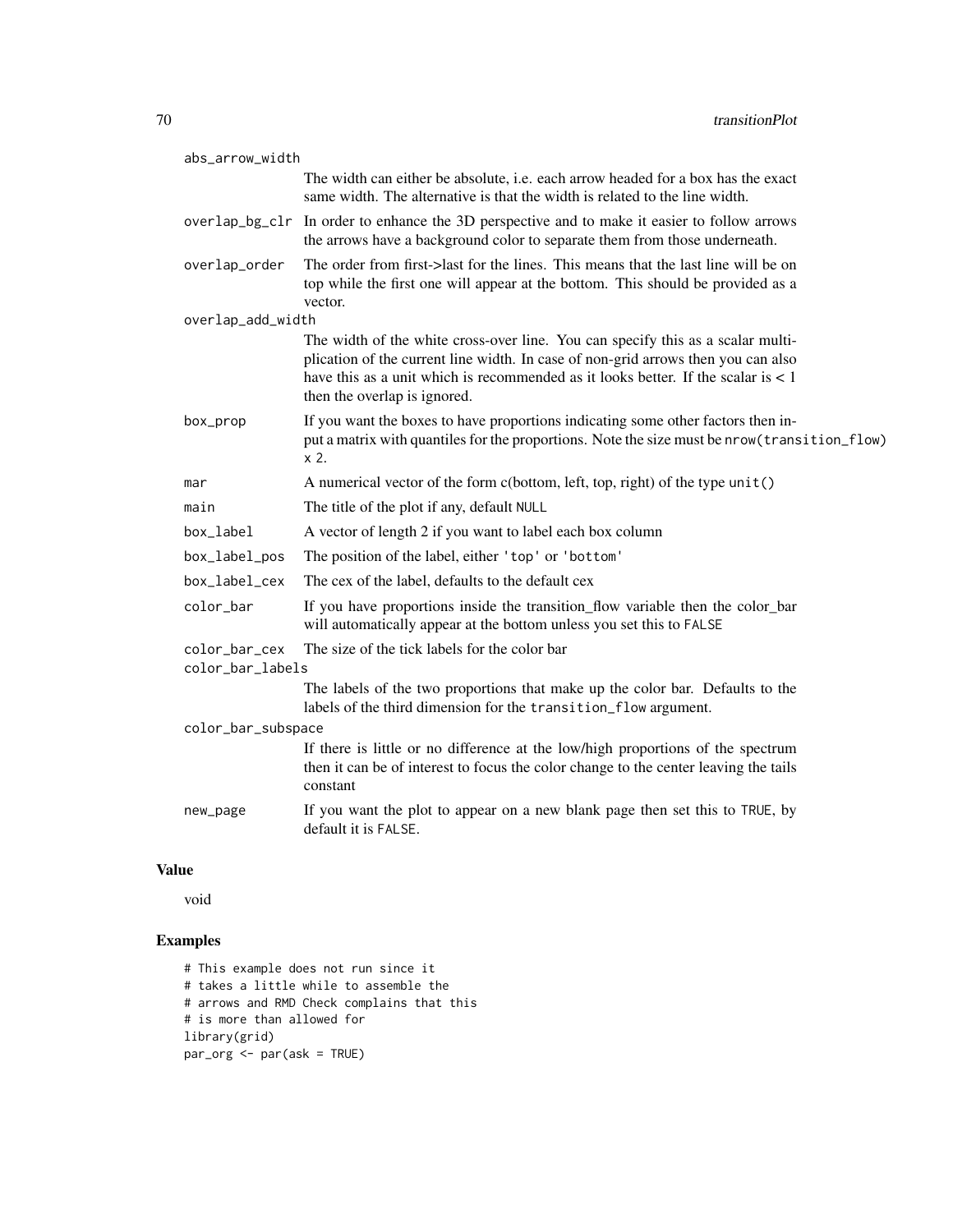| | |
|---|---|
| abs_arrow_width | The width can either be absolute, i.e. each arrow headed for a box has the exact same width. The alternative is that the width is related to the line width. |
| overlap_bg_clr | In order to enhance the 3D perspective and to make it easier to follow arrows the arrows have a background color to separate them from those underneath. |
| overlap_order | The order from first->last for the lines. This means that the last line will be on top while the first one will appear at the bottom. This should be provided as a vector. |
| overlap_add_width | The width of the white cross-over line. You can specify this as a scalar multiplication of the current line width. In case of non-grid arrows then you can also have this as a unit which is recommended as it looks better. If the scalar is < 1 then the overlap is ignored. |
| box_prop | If you want the boxes to have proportions indicating some other factors then input a matrix with quantiles for the proportions. Note the size must be `nrow(transition_flow) x 2`. |
| mar | A numerical vector of the form c(bottom, left, top, right) of the type `unit()` |
| main | The title of the plot if any, default `NULL` |
| box_label | A vector of length 2 if you want to label each box column |
| box_label_pos | The position of the label, either `'top'` or `'bottom'` |
| box_label_cex | The cex of the label, defaults to the default cex |
| color_bar | If you have proportions inside the transition_flow variable then the color_bar will automatically appear at the bottom unless you set this to `FALSE` |
| color_bar_cex | The size of the tick labels for the color bar |
| color_bar_labels | The labels of the two proportions that make up the color bar. Defaults to the labels of the third dimension for the `transition_flow` argument. |
| color_bar_subspace | If there is little or no difference at the low/high proportions of the spectrum then it can be of interest to focus the color change to the center leaving the tails constant |
| new_page | If you want the plot to appear on a new blank page then set this to `TRUE`, by default it is `FALSE`. |

## Value

void

## Examples

```
# This example does not run since it
# takes a little while to assemble the
# arrows and RMD Check complains that this
# is more than allowed for
library(grid)
par_org <- par(ask = TRUE)
```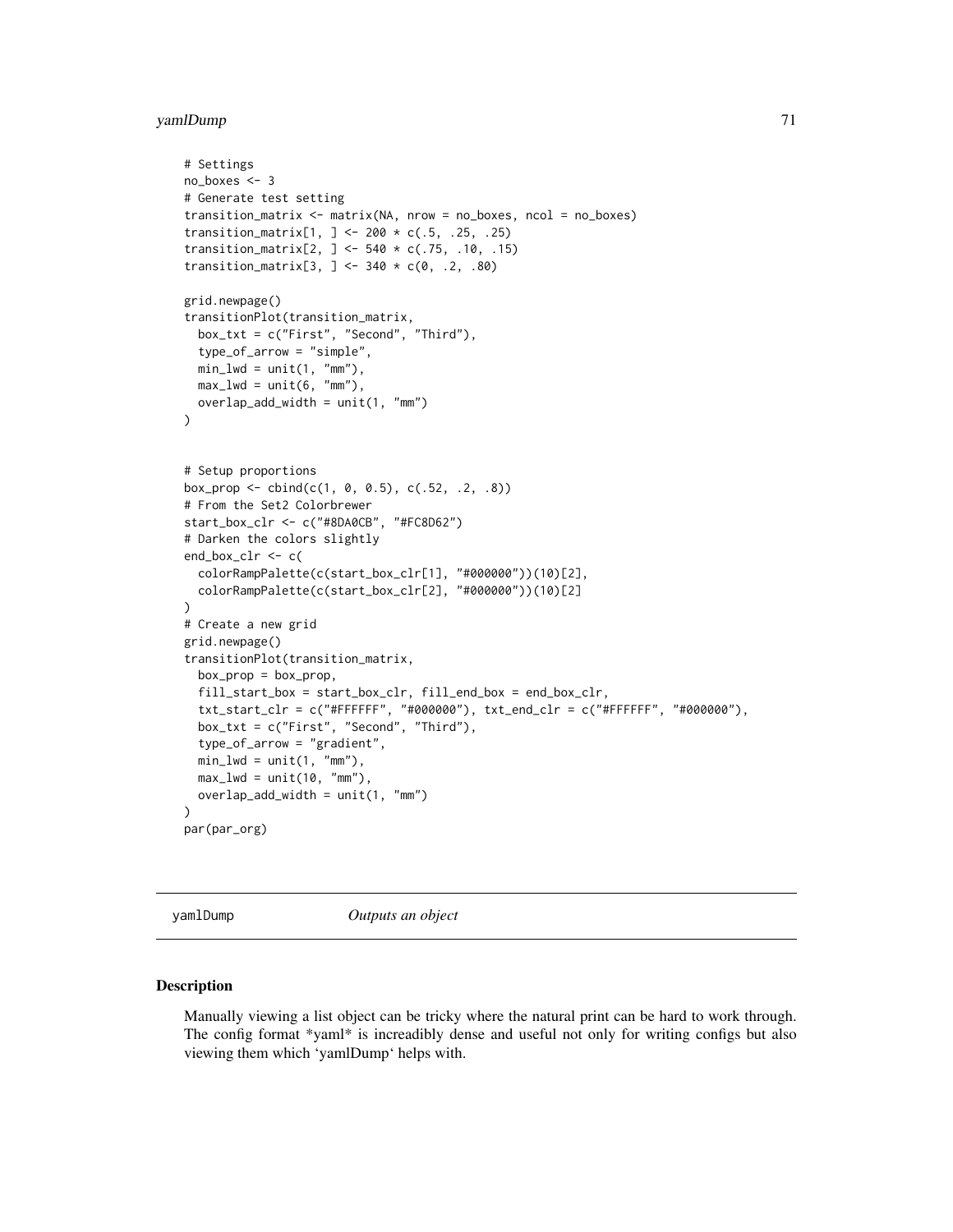```
# Settings
no_boxes <- 3
# Generate test setting
transition_matrix <- matrix(NA, nrow = no_boxes, ncol = no_boxes)
transition_matrix[1, ] <- 200 * c(.5, .25, .25)
transition_matrix[2, ] <- 540 * c(.75, .10, .15)
transition_matrix[3, ] <- 340 * c(0, .2, .80)

grid.newpage()
transitionPlot(transition_matrix,
  box_txt = c("First", "Second", "Third"),
  type_of_arrow = "simple",
  min_lwd = unit(1, "mm"),
  max_lwd = unit(6, "mm"),
  overlap_add_width = unit(1, "mm")
)


# Setup proportions
box_prop <- cbind(c(1, 0, 0.5), c(.52, .2, .8))
# From the Set2 Colorbrewer
start_box_clr <- c("#8DA0CB", "#FC8D62")
# Darken the colors slightly
end_box_clr <- c(
  colorRampPalette(c(start_box_clr[1], "#000000"))(10)[2],
  colorRampPalette(c(start_box_clr[2], "#000000"))(10)[2]
)
# Create a new grid
grid.newpage()
transitionPlot(transition_matrix,
  box_prop = box_prop,
  fill_start_box = start_box_clr, fill_end_box = end_box_clr,
  txt_start_clr = c("#FFFFFF", "#000000"), txt_end_clr = c("#FFFFFF", "#000000"),
  box_txt = c("First", "Second", "Third"),
  type_of_arrow = "gradient",
  min_lwd = unit(1, "mm"),
  max_lwd = unit(10, "mm"),
  overlap_add_width = unit(1, "mm")
)
par(par_org)
```

---

## yamlDump — *Outputs an object*

---

### Description

Manually viewing a list object can be tricky where the natural print can be hard to work through. The config format *yaml* is increadibly dense and useful not only for writing configs but also viewing them which ‘yamlDump‘ helps with.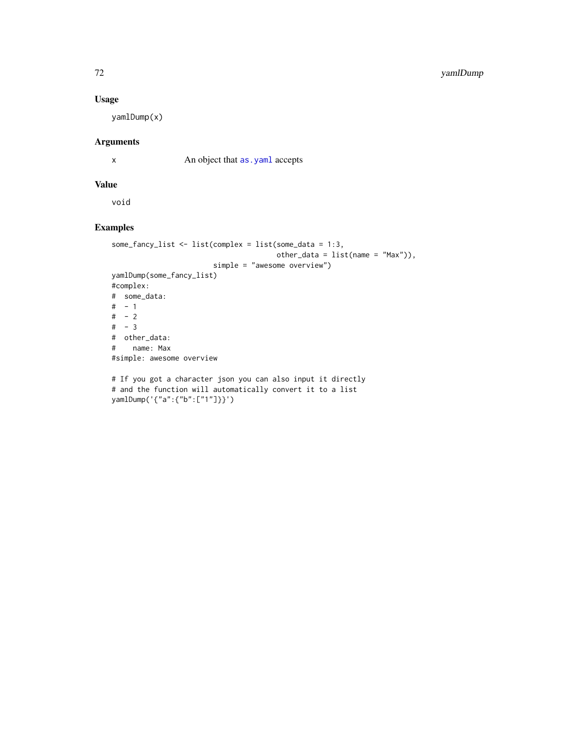### Usage

```
yamlDump(x)
```

### Arguments

| | |
|---|---|
| x | An object that `as.yaml` accepts |

### Value

void

### Examples

```
some_fancy_list <- list(complex = list(some_data = 1:3,
                                       other_data = list(name = "Max")),
                        simple = "awesome overview")
yamlDump(some_fancy_list)
#complex:
#  some_data:
#  - 1
#  - 2
#  - 3
#  other_data:
#    name: Max
#simple: awesome overview

# If you got a character json you can also input it directly
# and the function will automatically convert it to a list
yamlDump('{"a":{"b":["1"]}}')
```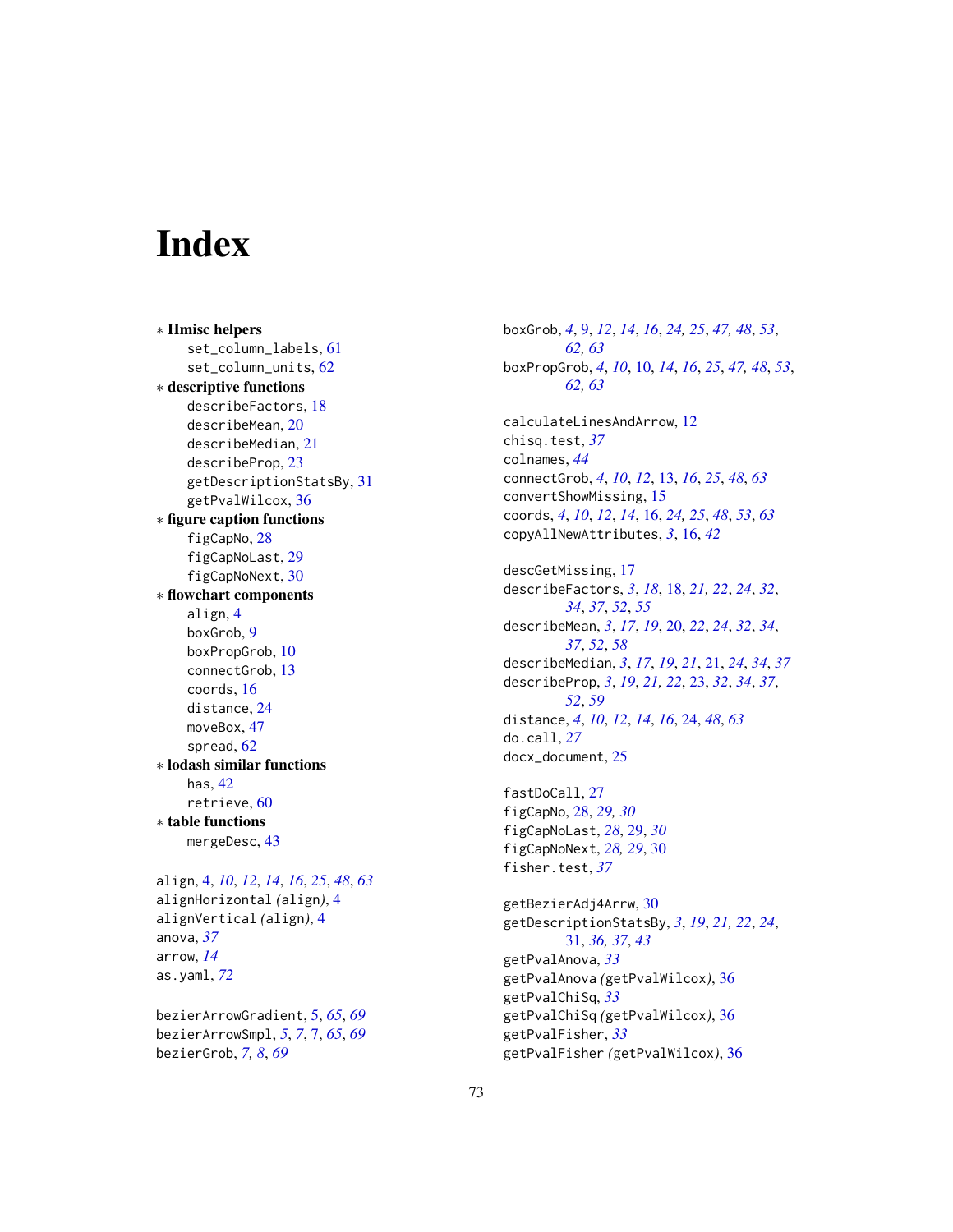# Index

* **Hmisc helpers**
    - set_column_labels, 61
    - set_column_units, 62
* **descriptive functions**
    - describeFactors, 18
    - describeMean, 20
    - describeMedian, 21
    - describeProp, 23
    - getDescriptionStatsBy, 31
    - getPvalWilcox, 36
* **figure caption functions**
    - figCapNo, 28
    - figCapNoLast, 29
    - figCapNoNext, 30
* **flowchart components**
    - align, 4
    - boxGrob, 9
    - boxPropGrob, 10
    - connectGrob, 13
    - coords, 16
    - distance, 24
    - moveBox, 47
    - spread, 62
* **lodash similar functions**
    - has, 42
    - retrieve, 60
* **table functions**
    - mergeDesc, 43

align, 4, *10*, *12*, *14*, *16*, *25*, *48*, *63*
alignHorizontal *(align)*, 4
alignVertical *(align)*, 4
anova, *37*
arrow, *14*
as.yaml, *72*

bezierArrowGradient, 5, *65*, *69*
bezierArrowSmpl, *5*, *7*, 7, *65*, *69*
bezierGrob, *7, 8*, *69*
boxGrob, *4*, 9, *12*, *14*, *16*, *24, 25*, *47, 48*, *53*, *62, 63*
boxPropGrob, *4*, *10*, 10, *14*, *16*, *25*, *47, 48*, *53*, *62, 63*

calculateLinesAndArrow, 12
chisq.test, *37*
colnames, *44*
connectGrob, *4*, *10*, *12*, 13, *16*, *25*, *48*, *63*
convertShowMissing, 15
coords, *4*, *10*, *12*, *14*, 16, *24, 25*, *48*, *53*, *63*
copyAllNewAttributes, *3*, 16, *42*

descGetMissing, 17
describeFactors, *3*, *18*, 18, *21, 22*, *24*, *32*, *34*, *37*, *52*, *55*
describeMean, *3*, *17*, *19*, 20, *22*, *24*, *32*, *34*, *37*, *52*, *58*
describeMedian, *3*, *17*, *19*, *21*, 21, *24*, *34*, *37*
describeProp, *3*, *19*, *21, 22*, 23, *32*, *34*, *37*, *52*, *59*
distance, *4*, *10*, *12*, *14*, *16*, 24, *48*, *63*
do.call, *27*
docx_document, 25

fastDoCall, 27
figCapNo, 28, *29, 30*
figCapNoLast, *28*, 29, *30*
figCapNoNext, *28, 29*, 30
fisher.test, *37*

getBezierAdj4Arrw, 30
getDescriptionStatsBy, *3*, *19*, *21, 22*, *24*, 31, *36, 37*, *43*
getPvalAnova, *33*
getPvalAnova *(getPvalWilcox)*, 36
getPvalChiSq, *33*
getPvalChiSq *(getPvalWilcox)*, 36
getPvalFisher, *33*
getPvalFisher *(getPvalWilcox)*, 36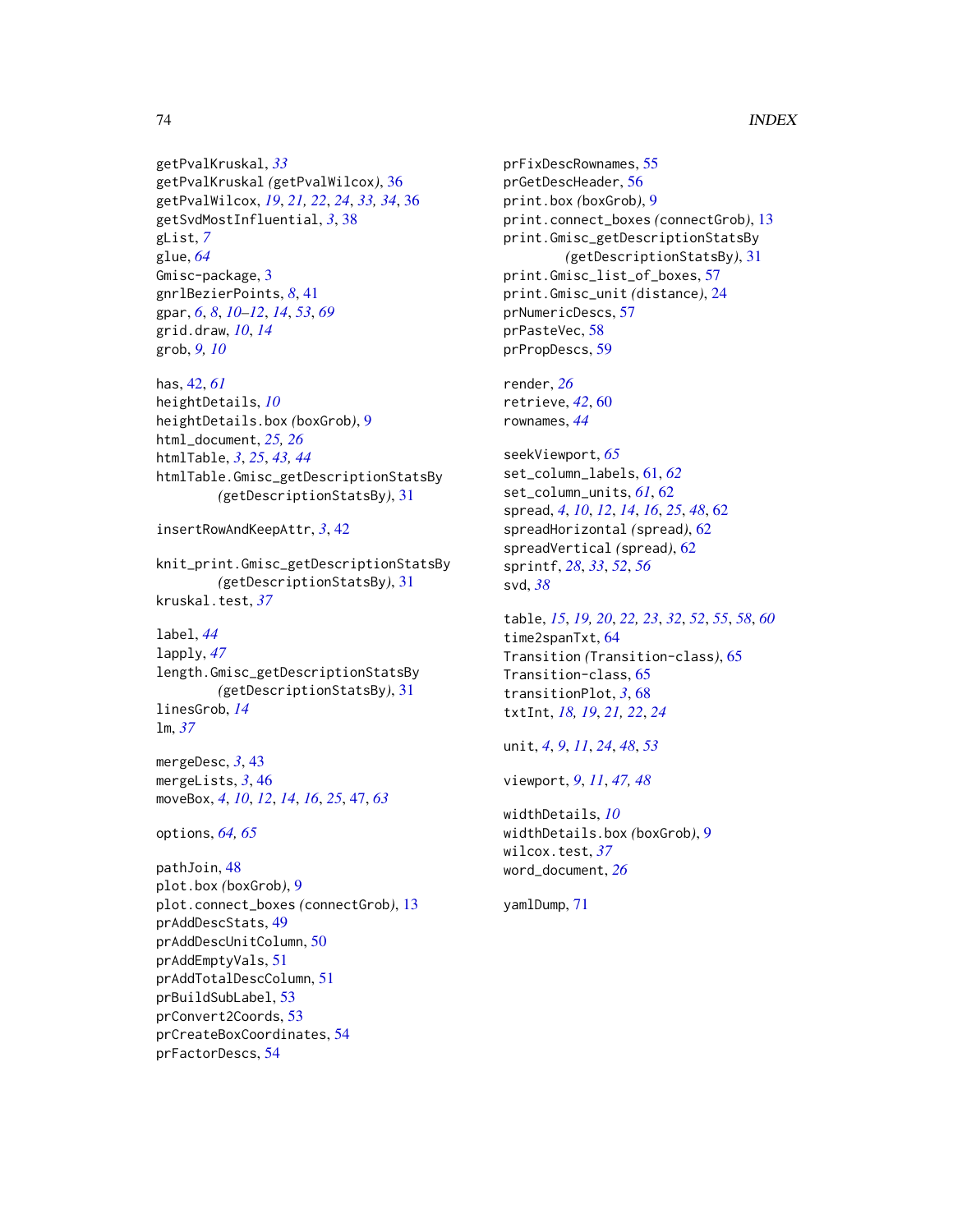getPvalKruskal, *33*
getPvalKruskal *(getPvalWilcox)*, 36
getPvalWilcox, *19*, *21, 22*, *24*, *33, 34*, 36
getSvdMostInfluential, *3*, 38
gList, *7*
glue, *64*
Gmisc-package, 3
gnrlBezierPoints, *8*, 41
gpar, *6*, *8*, *10–12*, *14*, *53*, *69*
grid.draw, *10*, *14*
grob, *9, 10*

has, 42, *61*
heightDetails, *10*
heightDetails.box *(boxGrob)*, 9
html_document, *25, 26*
htmlTable, *3*, *25*, *43, 44*
htmlTable.Gmisc_getDescriptionStatsBy *(getDescriptionStatsBy)*, 31

insertRowAndKeepAttr, *3*, 42

knit_print.Gmisc_getDescriptionStatsBy *(getDescriptionStatsBy)*, 31
kruskal.test, *37*

label, *44*
lapply, *47*
length.Gmisc_getDescriptionStatsBy *(getDescriptionStatsBy)*, 31
linesGrob, *14*
lm, *37*

mergeDesc, *3*, 43
mergeLists, *3*, 46
moveBox, *4*, *10*, *12*, *14*, *16*, *25*, 47, *63*

options, *64, 65*

pathJoin, 48
plot.box *(boxGrob)*, 9
plot.connect_boxes *(connectGrob)*, 13
prAddDescStats, 49
prAddDescUnitColumn, 50
prAddEmptyVals, 51
prAddTotalDescColumn, 51
prBuildSubLabel, 53
prConvert2Coords, 53
prCreateBoxCoordinates, 54
prFactorDescs, 54
prFixDescRownames, 55
prGetDescHeader, 56
print.box *(boxGrob)*, 9
print.connect_boxes *(connectGrob)*, 13
print.Gmisc_getDescriptionStatsBy *(getDescriptionStatsBy)*, 31
print.Gmisc_list_of_boxes, 57
print.Gmisc_unit *(distance)*, 24
prNumericDescs, 57
prPasteVec, 58
prPropDescs, 59

render, *26*
retrieve, *42*, 60
rownames, *44*

seekViewport, *65*
set_column_labels, 61, *62*
set_column_units, *61*, 62
spread, *4*, *10*, *12*, *14*, *16*, *25*, *48*, 62
spreadHorizontal *(spread)*, 62
spreadVertical *(spread)*, 62
sprintf, *28*, *33*, *52*, *56*
svd, *38*

table, *15*, *19, 20*, *22, 23*, *32*, *52*, *55*, *58*, *60*
time2spanTxt, 64
Transition *(Transition-class)*, 65
Transition-class, 65
transitionPlot, *3*, 68
txtInt, *18, 19*, *21, 22*, *24*

unit, *4*, *9*, *11*, *24*, *48*, *53*

viewport, *9*, *11*, *47, 48*

widthDetails, *10*
widthDetails.box *(boxGrob)*, 9
wilcox.test, *37*
word_document, *26*

yamlDump, 71